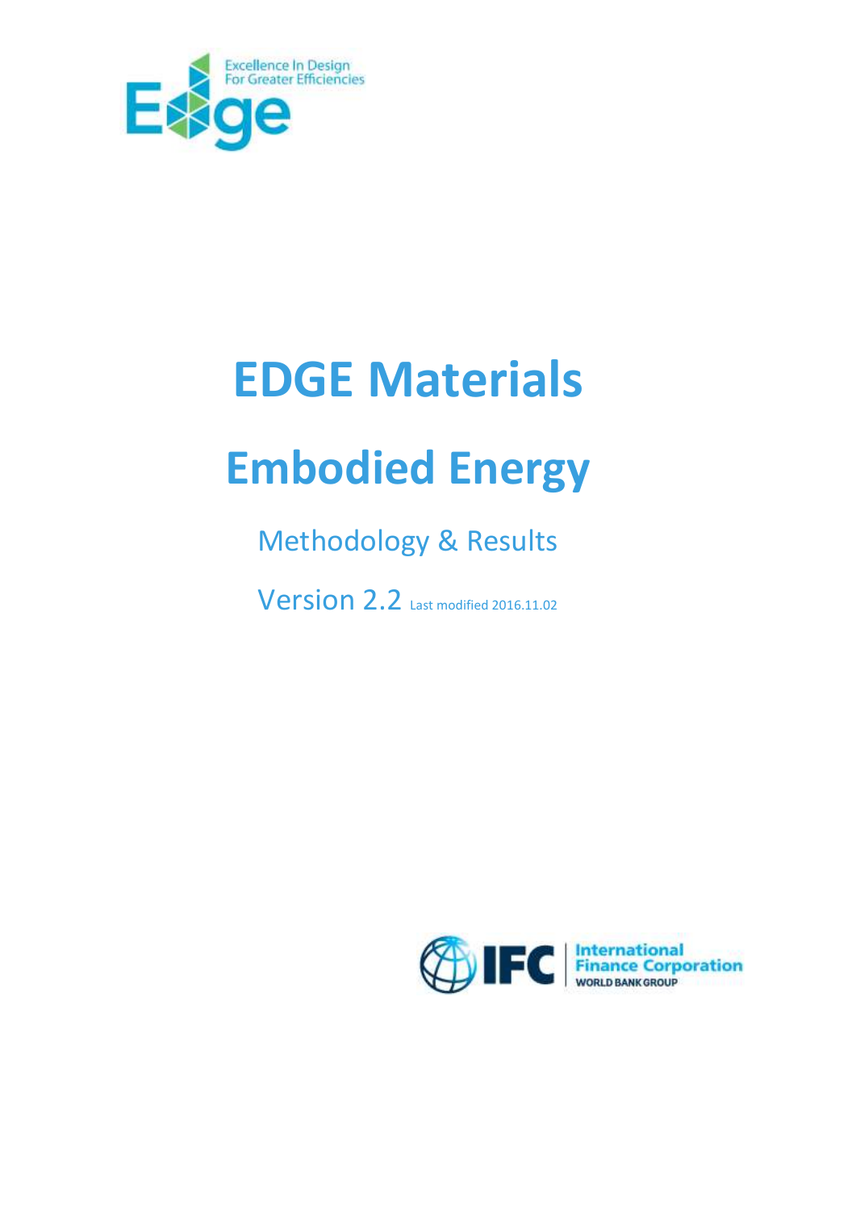Excellence In Design For Greater Efficiencies

# EDGE Materials

# Embodied Energy

## Methodology & Results

Version 2.2 Last modified 2016.11.02

International Finance Corporation
WORLD BANK GROUP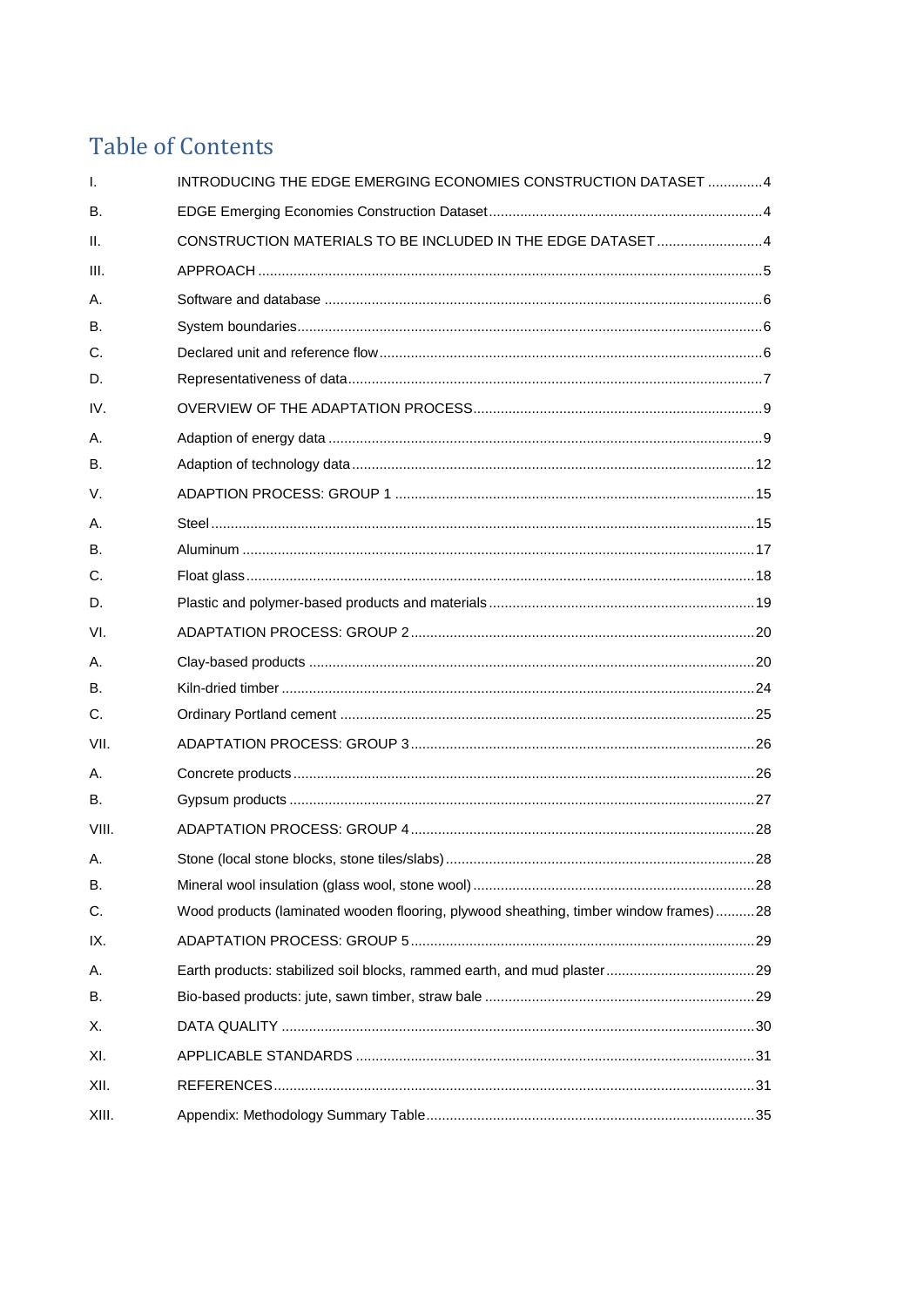# Table of Contents

| | | |
|---|---|---|
| I. | INTRODUCING THE EDGE EMERGING ECONOMIES CONSTRUCTION DATASET | 4 |
| B. | EDGE Emerging Economies Construction Dataset | 4 |
| II. | CONSTRUCTION MATERIALS TO BE INCLUDED IN THE EDGE DATASET | 4 |
| III. | APPROACH | 5 |
| A. | Software and database | 6 |
| B. | System boundaries | 6 |
| C. | Declared unit and reference flow | 6 |
| D. | Representativeness of data | 7 |
| IV. | OVERVIEW OF THE ADAPTATION PROCESS | 9 |
| A. | Adaption of energy data | 9 |
| B. | Adaption of technology data | 12 |
| V. | ADAPTION PROCESS: GROUP 1 | 15 |
| A. | Steel | 15 |
| B. | Aluminum | 17 |
| C. | Float glass | 18 |
| D. | Plastic and polymer-based products and materials | 19 |
| VI. | ADAPTATION PROCESS: GROUP 2 | 20 |
| A. | Clay-based products | 20 |
| B. | Kiln-dried timber | 24 |
| C. | Ordinary Portland cement | 25 |
| VII. | ADAPTATION PROCESS: GROUP 3 | 26 |
| A. | Concrete products | 26 |
| B. | Gypsum products | 27 |
| VIII. | ADAPTATION PROCESS: GROUP 4 | 28 |
| A. | Stone (local stone blocks, stone tiles/slabs) | 28 |
| B. | Mineral wool insulation (glass wool, stone wool) | 28 |
| C. | Wood products (laminated wooden flooring, plywood sheathing, timber window frames) | 28 |
| IX. | ADAPTATION PROCESS: GROUP 5 | 29 |
| A. | Earth products: stabilized soil blocks, rammed earth, and mud plaster | 29 |
| B. | Bio-based products: jute, sawn timber, straw bale | 29 |
| X. | DATA QUALITY | 30 |
| XI. | APPLICABLE STANDARDS | 31 |
| XII. | REFERENCES | 31 |
| XIII. | Appendix: Methodology Summary Table | 35 |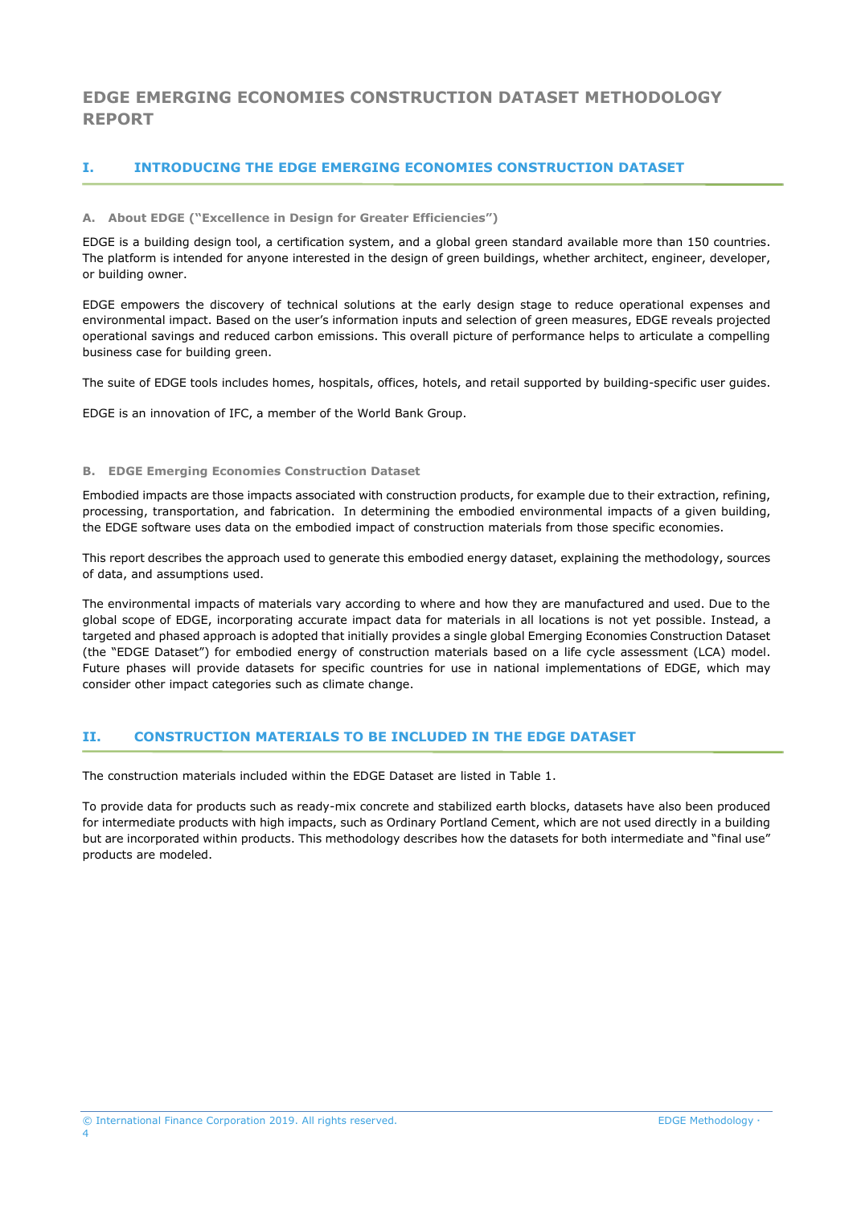# EDGE EMERGING ECONOMIES CONSTRUCTION DATASET METHODOLOGY REPORT

## I. INTRODUCING THE EDGE EMERGING ECONOMIES CONSTRUCTION DATASET

### A. About EDGE ("Excellence in Design for Greater Efficiencies")

EDGE is a building design tool, a certification system, and a global green standard available more than 150 countries. The platform is intended for anyone interested in the design of green buildings, whether architect, engineer, developer, or building owner.

EDGE empowers the discovery of technical solutions at the early design stage to reduce operational expenses and environmental impact. Based on the user's information inputs and selection of green measures, EDGE reveals projected operational savings and reduced carbon emissions. This overall picture of performance helps to articulate a compelling business case for building green.

The suite of EDGE tools includes homes, hospitals, offices, hotels, and retail supported by building-specific user guides.

EDGE is an innovation of IFC, a member of the World Bank Group.

### B. EDGE Emerging Economies Construction Dataset

Embodied impacts are those impacts associated with construction products, for example due to their extraction, refining, processing, transportation, and fabrication. In determining the embodied environmental impacts of a given building, the EDGE software uses data on the embodied impact of construction materials from those specific economies.

This report describes the approach used to generate this embodied energy dataset, explaining the methodology, sources of data, and assumptions used.

The environmental impacts of materials vary according to where and how they are manufactured and used. Due to the global scope of EDGE, incorporating accurate impact data for materials in all locations is not yet possible. Instead, a targeted and phased approach is adopted that initially provides a single global Emerging Economies Construction Dataset (the "EDGE Dataset") for embodied energy of construction materials based on a life cycle assessment (LCA) model. Future phases will provide datasets for specific countries for use in national implementations of EDGE, which may consider other impact categories such as climate change.

## II. CONSTRUCTION MATERIALS TO BE INCLUDED IN THE EDGE DATASET

The construction materials included within the EDGE Dataset are listed in Table 1.

To provide data for products such as ready-mix concrete and stabilized earth blocks, datasets have also been produced for intermediate products with high impacts, such as Ordinary Portland Cement, which are not used directly in a building but are incorporated within products. This methodology describes how the datasets for both intermediate and "final use" products are modeled.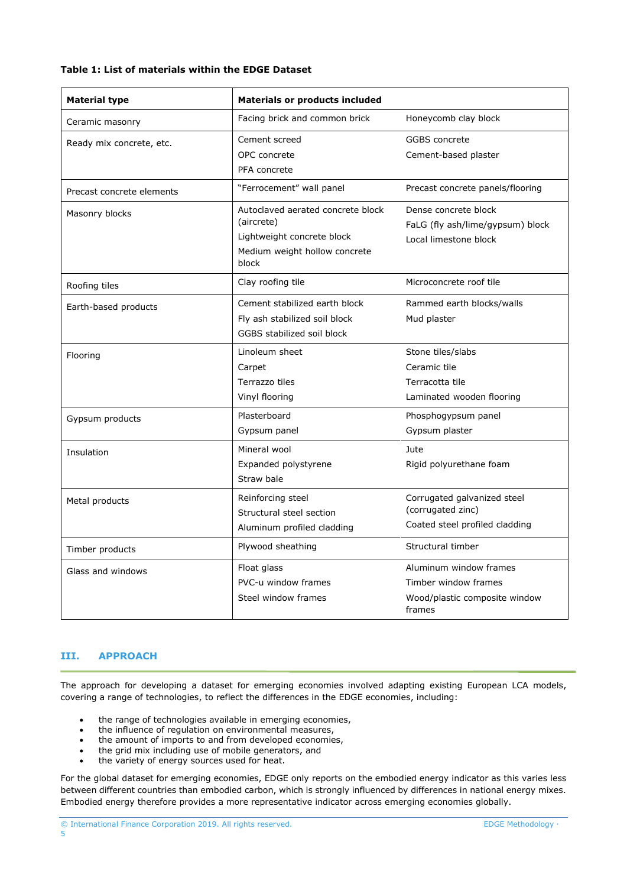**Table 1: List of materials within the EDGE Dataset**

| Material type | Materials or products included | |
|---|---|---|
| Ceramic masonry | Facing brick and common brick | Honeycomb clay block |
| Ready mix concrete, etc. | Cement screed<br>OPC concrete<br>PFA concrete | GGBS concrete<br>Cement-based plaster |
| Precast concrete elements | "Ferrocement" wall panel | Precast concrete panels/flooring |
| Masonry blocks | Autoclaved aerated concrete block (aircrete)<br>Lightweight concrete block<br>Medium weight hollow concrete block | Dense concrete block<br>FaLG (fly ash/lime/gypsum) block<br>Local limestone block |
| Roofing tiles | Clay roofing tile | Microconcrete roof tile |
| Earth-based products | Cement stabilized earth block<br>Fly ash stabilized soil block<br>GGBS stabilized soil block | Rammed earth blocks/walls<br>Mud plaster |
| Flooring | Linoleum sheet<br>Carpet<br>Terrazzo tiles<br>Vinyl flooring | Stone tiles/slabs<br>Ceramic tile<br>Terracotta tile<br>Laminated wooden flooring |
| Gypsum products | Plasterboard<br>Gypsum panel | Phosphogypsum panel<br>Gypsum plaster |
| Insulation | Mineral wool<br>Expanded polystyrene<br>Straw bale | Jute<br>Rigid polyurethane foam |
| Metal products | Reinforcing steel<br>Structural steel section<br>Aluminum profiled cladding | Corrugated galvanized steel (corrugated zinc)<br>Coated steel profiled cladding |
| Timber products | Plywood sheathing | Structural timber |
| Glass and windows | Float glass<br>PVC-u window frames<br>Steel window frames | Aluminum window frames<br>Timber window frames<br>Wood/plastic composite window frames |

## III. APPROACH

The approach for developing a dataset for emerging economies involved adapting existing European LCA models, covering a range of technologies, to reflect the differences in the EDGE economies, including:

- the range of technologies available in emerging economies,
- the influence of regulation on environmental measures,
- the amount of imports to and from developed economies,
- the grid mix including use of mobile generators, and
- the variety of energy sources used for heat.

For the global dataset for emerging economies, EDGE only reports on the embodied energy indicator as this varies less between different countries than embodied carbon, which is strongly influenced by differences in national energy mixes. Embodied energy therefore provides a more representative indicator across emerging economies globally.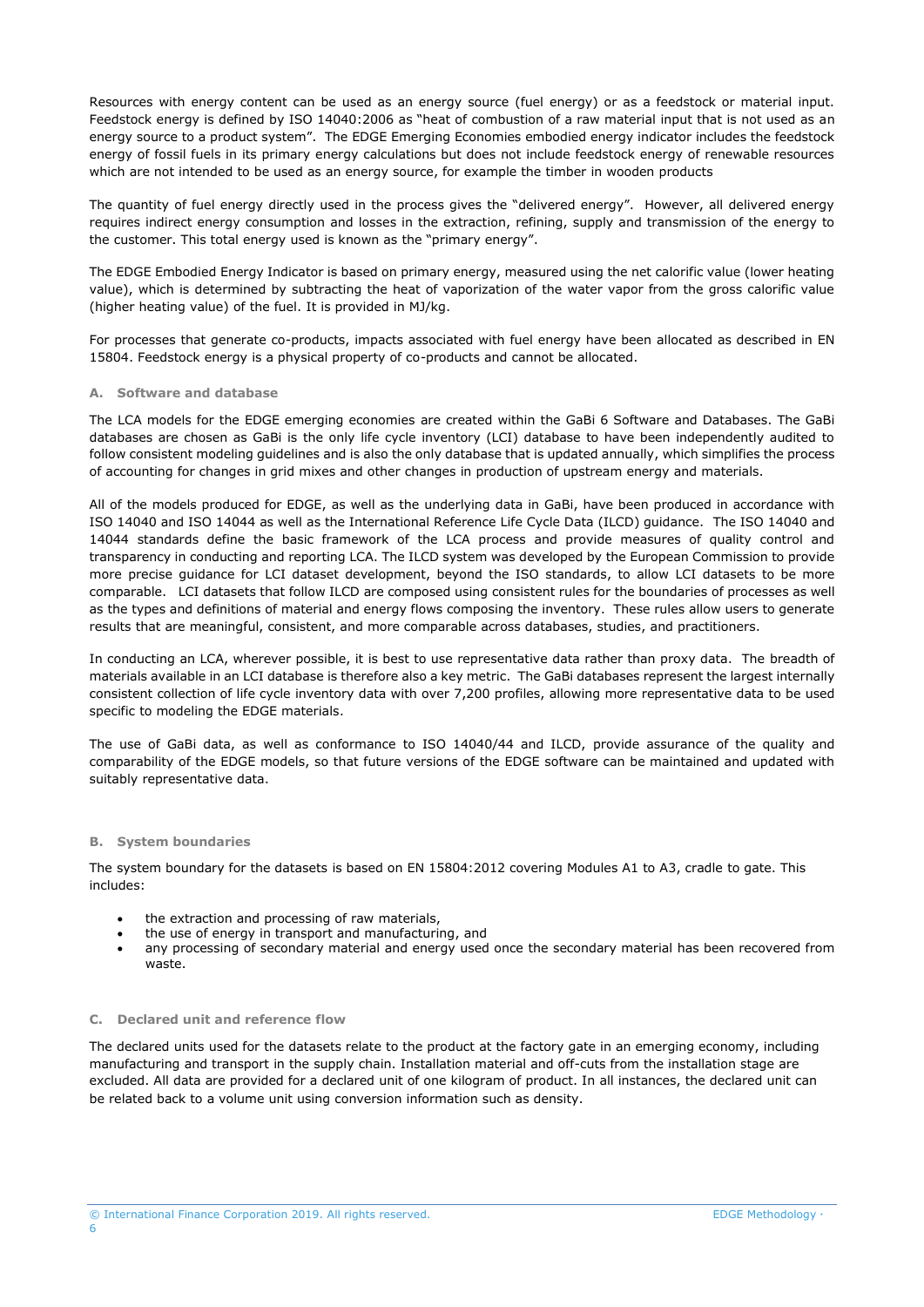Resources with energy content can be used as an energy source (fuel energy) or as a feedstock or material input. Feedstock energy is defined by ISO 14040:2006 as "heat of combustion of a raw material input that is not used as an energy source to a product system". The EDGE Emerging Economies embodied energy indicator includes the feedstock energy of fossil fuels in its primary energy calculations but does not include feedstock energy of renewable resources which are not intended to be used as an energy source, for example the timber in wooden products

The quantity of fuel energy directly used in the process gives the "delivered energy". However, all delivered energy requires indirect energy consumption and losses in the extraction, refining, supply and transmission of the energy to the customer. This total energy used is known as the "primary energy".

The EDGE Embodied Energy Indicator is based on primary energy, measured using the net calorific value (lower heating value), which is determined by subtracting the heat of vaporization of the water vapor from the gross calorific value (higher heating value) of the fuel. It is provided in MJ/kg.

For processes that generate co-products, impacts associated with fuel energy have been allocated as described in EN 15804. Feedstock energy is a physical property of co-products and cannot be allocated.

### A. Software and database

The LCA models for the EDGE emerging economies are created within the GaBi 6 Software and Databases. The GaBi databases are chosen as GaBi is the only life cycle inventory (LCI) database to have been independently audited to follow consistent modeling guidelines and is also the only database that is updated annually, which simplifies the process of accounting for changes in grid mixes and other changes in production of upstream energy and materials.

All of the models produced for EDGE, as well as the underlying data in GaBi, have been produced in accordance with ISO 14040 and ISO 14044 as well as the International Reference Life Cycle Data (ILCD) guidance. The ISO 14040 and 14044 standards define the basic framework of the LCA process and provide measures of quality control and transparency in conducting and reporting LCA. The ILCD system was developed by the European Commission to provide more precise guidance for LCI dataset development, beyond the ISO standards, to allow LCI datasets to be more comparable. LCI datasets that follow ILCD are composed using consistent rules for the boundaries of processes as well as the types and definitions of material and energy flows composing the inventory. These rules allow users to generate results that are meaningful, consistent, and more comparable across databases, studies, and practitioners.

In conducting an LCA, wherever possible, it is best to use representative data rather than proxy data. The breadth of materials available in an LCI database is therefore also a key metric. The GaBi databases represent the largest internally consistent collection of life cycle inventory data with over 7,200 profiles, allowing more representative data to be used specific to modeling the EDGE materials.

The use of GaBi data, as well as conformance to ISO 14040/44 and ILCD, provide assurance of the quality and comparability of the EDGE models, so that future versions of the EDGE software can be maintained and updated with suitably representative data.

### B. System boundaries

The system boundary for the datasets is based on EN 15804:2012 covering Modules A1 to A3, cradle to gate. This includes:

- the extraction and processing of raw materials,
- the use of energy in transport and manufacturing, and
- any processing of secondary material and energy used once the secondary material has been recovered from waste.

### C. Declared unit and reference flow

The declared units used for the datasets relate to the product at the factory gate in an emerging economy, including manufacturing and transport in the supply chain. Installation material and off-cuts from the installation stage are excluded. All data are provided for a declared unit of one kilogram of product. In all instances, the declared unit can be related back to a volume unit using conversion information such as density.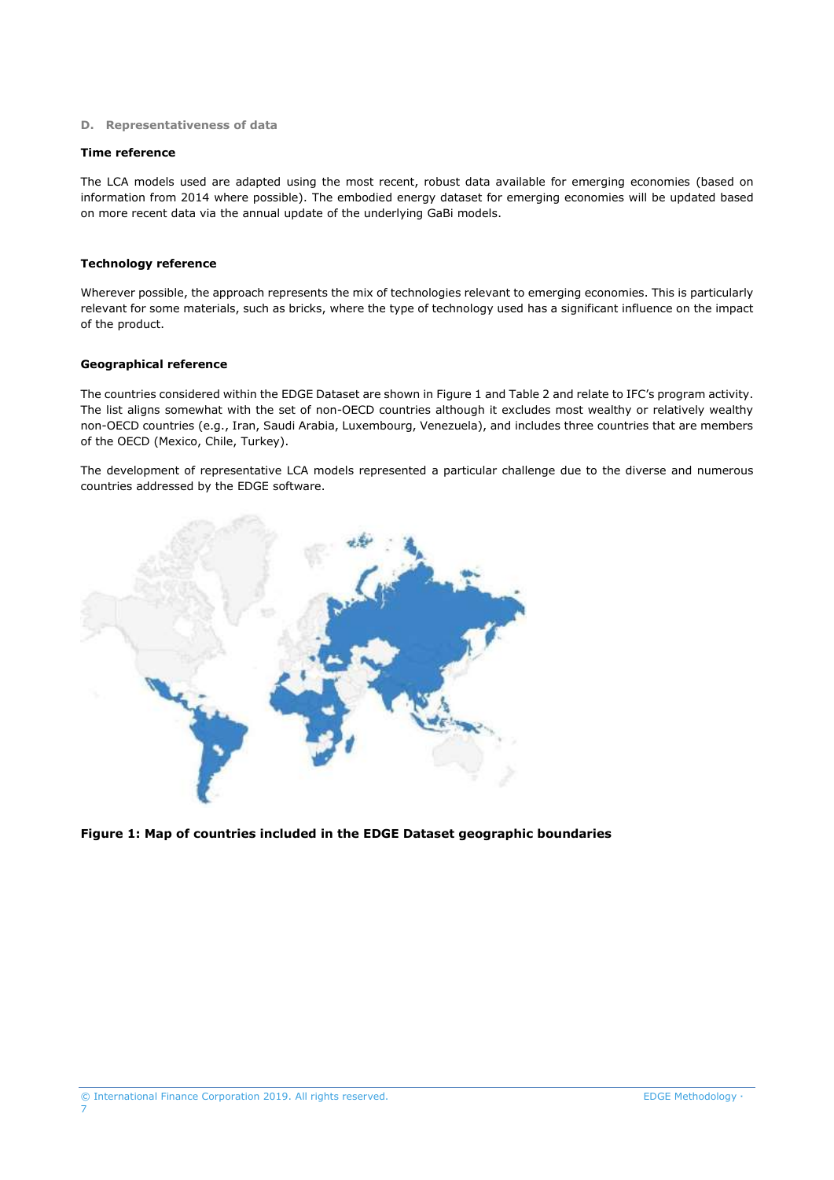## D. Representativeness of data

### Time reference

The LCA models used are adapted using the most recent, robust data available for emerging economies (based on information from 2014 where possible). The embodied energy dataset for emerging economies will be updated based on more recent data via the annual update of the underlying GaBi models.

### Technology reference

Wherever possible, the approach represents the mix of technologies relevant to emerging economies. This is particularly relevant for some materials, such as bricks, where the type of technology used has a significant influence on the impact of the product.

### Geographical reference

The countries considered within the EDGE Dataset are shown in Figure 1 and Table 2 and relate to IFC's program activity. The list aligns somewhat with the set of non-OECD countries although it excludes most wealthy or relatively wealthy non-OECD countries (e.g., Iran, Saudi Arabia, Luxembourg, Venezuela), and includes three countries that are members of the OECD (Mexico, Chile, Turkey).

The development of representative LCA models represented a particular challenge due to the diverse and numerous countries addressed by the EDGE software.

**Figure 1: Map of countries included in the EDGE Dataset geographic boundaries**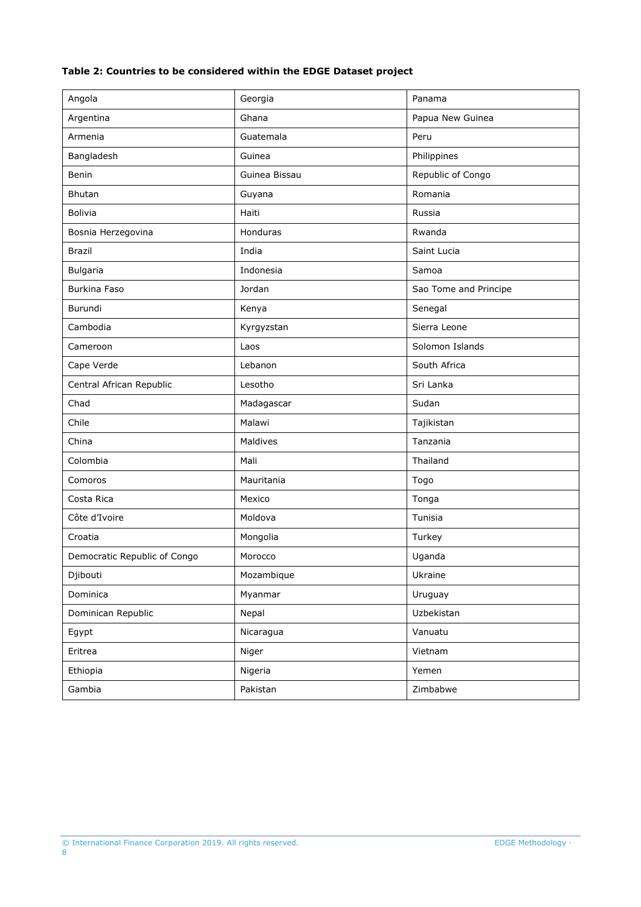**Table 2: Countries to be considered within the EDGE Dataset project**

| | | |
|---|---|---|
| Angola | Georgia | Panama |
| Argentina | Ghana | Papua New Guinea |
| Armenia | Guatemala | Peru |
| Bangladesh | Guinea | Philippines |
| Benin | Guinea Bissau | Republic of Congo |
| Bhutan | Guyana | Romania |
| Bolivia | Haiti | Russia |
| Bosnia Herzegovina | Honduras | Rwanda |
| Brazil | India | Saint Lucia |
| Bulgaria | Indonesia | Samoa |
| Burkina Faso | Jordan | Sao Tome and Principe |
| Burundi | Kenya | Senegal |
| Cambodia | Kyrgyzstan | Sierra Leone |
| Cameroon | Laos | Solomon Islands |
| Cape Verde | Lebanon | South Africa |
| Central African Republic | Lesotho | Sri Lanka |
| Chad | Madagascar | Sudan |
| Chile | Malawi | Tajikistan |
| China | Maldives | Tanzania |
| Colombia | Mali | Thailand |
| Comoros | Mauritania | Togo |
| Costa Rica | Mexico | Tonga |
| Côte d'Ivoire | Moldova | Tunisia |
| Croatia | Mongolia | Turkey |
| Democratic Republic of Congo | Morocco | Uganda |
| Djibouti | Mozambique | Ukraine |
| Dominica | Myanmar | Uruguay |
| Dominican Republic | Nepal | Uzbekistan |
| Egypt | Nicaragua | Vanuatu |
| Eritrea | Niger | Vietnam |
| Ethiopia | Nigeria | Yemen |
| Gambia | Pakistan | Zimbabwe |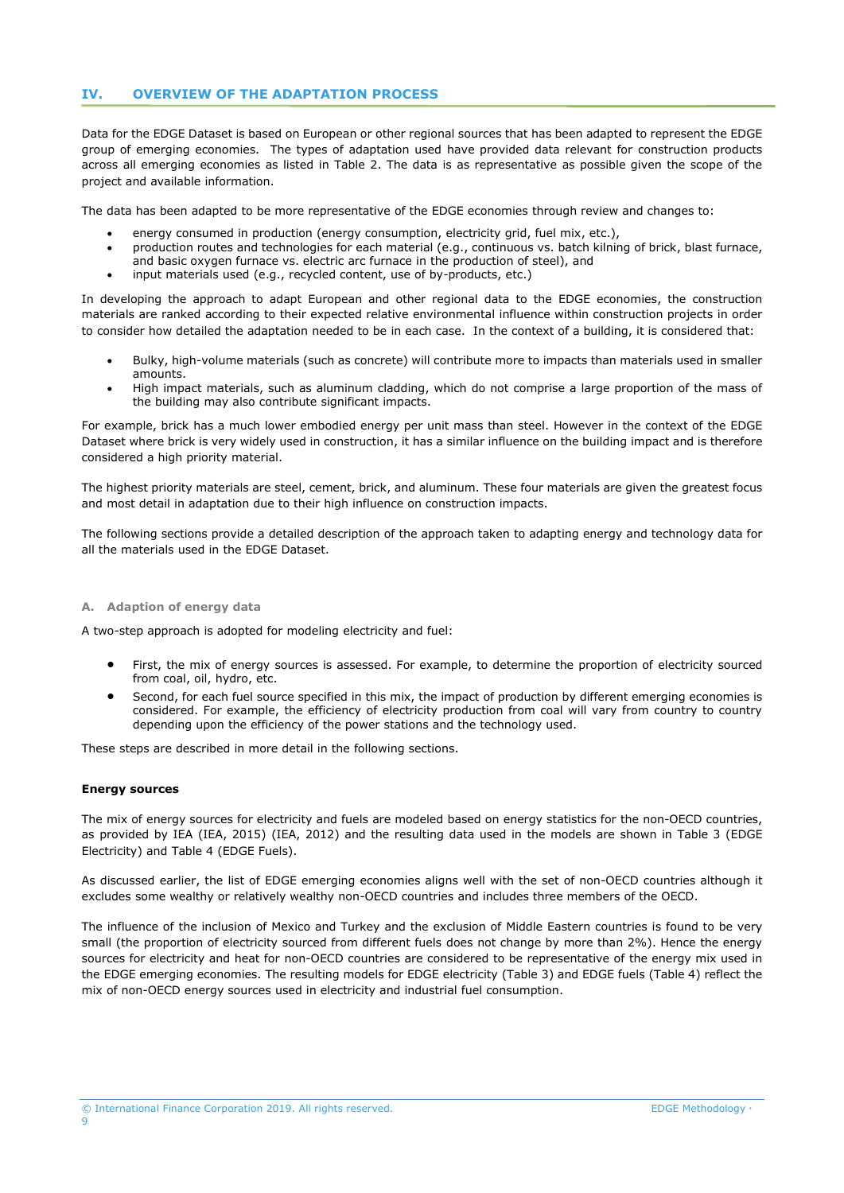## IV. OVERVIEW OF THE ADAPTATION PROCESS

Data for the EDGE Dataset is based on European or other regional sources that has been adapted to represent the EDGE group of emerging economies. The types of adaptation used have provided data relevant for construction products across all emerging economies as listed in Table 2. The data is as representative as possible given the scope of the project and available information.

The data has been adapted to be more representative of the EDGE economies through review and changes to:

- energy consumed in production (energy consumption, electricity grid, fuel mix, etc.),
- production routes and technologies for each material (e.g., continuous vs. batch kilning of brick, blast furnace, and basic oxygen furnace vs. electric arc furnace in the production of steel), and
- input materials used (e.g., recycled content, use of by-products, etc.)

In developing the approach to adapt European and other regional data to the EDGE economies, the construction materials are ranked according to their expected relative environmental influence within construction projects in order to consider how detailed the adaptation needed to be in each case. In the context of a building, it is considered that:

- Bulky, high-volume materials (such as concrete) will contribute more to impacts than materials used in smaller amounts.
- High impact materials, such as aluminum cladding, which do not comprise a large proportion of the mass of the building may also contribute significant impacts.

For example, brick has a much lower embodied energy per unit mass than steel. However in the context of the EDGE Dataset where brick is very widely used in construction, it has a similar influence on the building impact and is therefore considered a high priority material.

The highest priority materials are steel, cement, brick, and aluminum. These four materials are given the greatest focus and most detail in adaptation due to their high influence on construction impacts.

The following sections provide a detailed description of the approach taken to adapting energy and technology data for all the materials used in the EDGE Dataset.

### A. Adaption of energy data

A two-step approach is adopted for modeling electricity and fuel:

- First, the mix of energy sources is assessed. For example, to determine the proportion of electricity sourced from coal, oil, hydro, etc.
- Second, for each fuel source specified in this mix, the impact of production by different emerging economies is considered. For example, the efficiency of electricity production from coal will vary from country to country depending upon the efficiency of the power stations and the technology used.

These steps are described in more detail in the following sections.

**Energy sources**

The mix of energy sources for electricity and fuels are modeled based on energy statistics for the non-OECD countries, as provided by IEA (IEA, 2015) (IEA, 2012) and the resulting data used in the models are shown in Table 3 (EDGE Electricity) and Table 4 (EDGE Fuels).

As discussed earlier, the list of EDGE emerging economies aligns well with the set of non-OECD countries although it excludes some wealthy or relatively wealthy non-OECD countries and includes three members of the OECD.

The influence of the inclusion of Mexico and Turkey and the exclusion of Middle Eastern countries is found to be very small (the proportion of electricity sourced from different fuels does not change by more than 2%). Hence the energy sources for electricity and heat for non-OECD countries are considered to be representative of the energy mix used in the EDGE emerging economies. The resulting models for EDGE electricity (Table 3) and EDGE fuels (Table 4) reflect the mix of non-OECD energy sources used in electricity and industrial fuel consumption.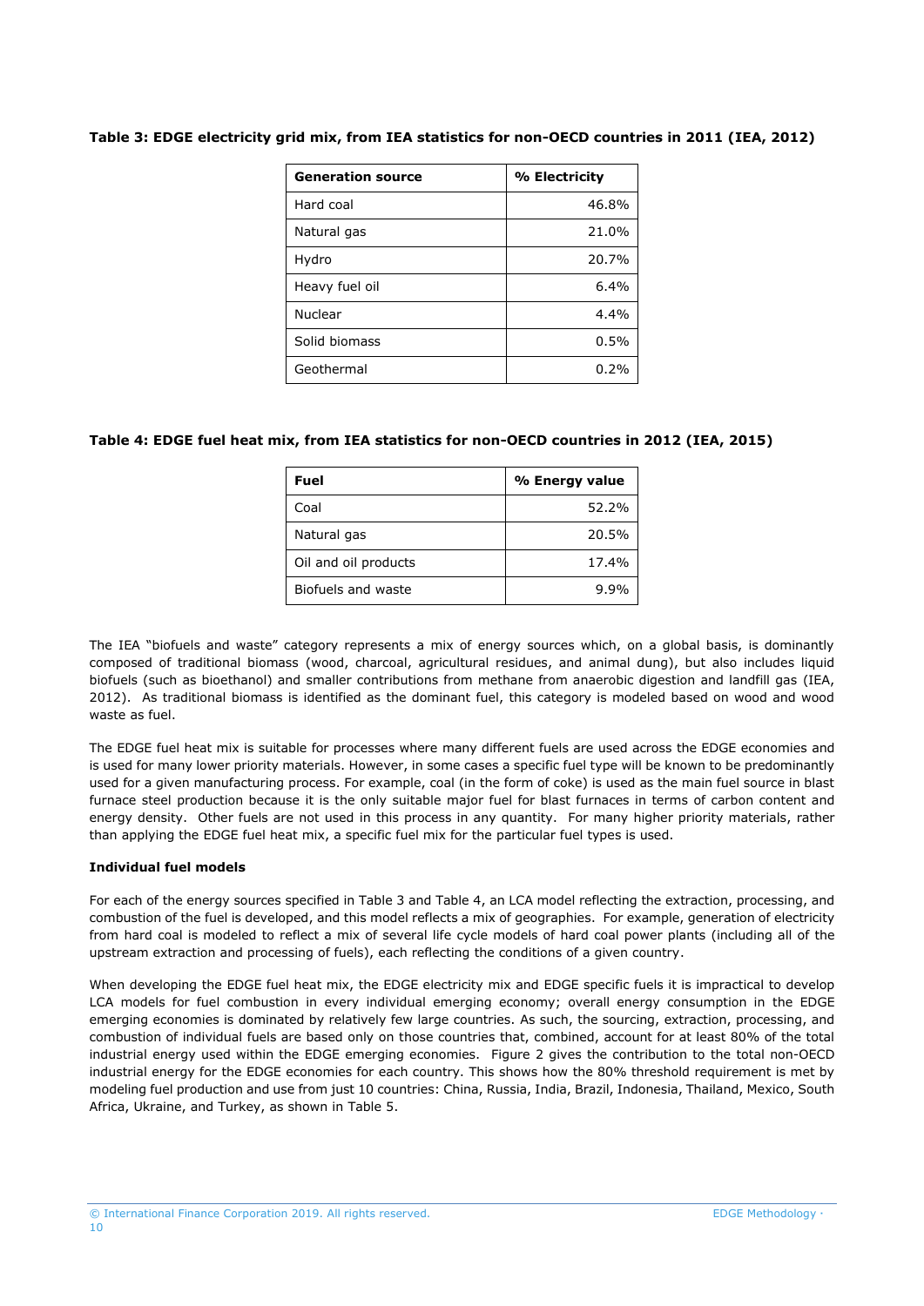**Table 3: EDGE electricity grid mix, from IEA statistics for non-OECD countries in 2011 (IEA, 2012)**

| Generation source | % Electricity |
|---|---|
| Hard coal | 46.8% |
| Natural gas | 21.0% |
| Hydro | 20.7% |
| Heavy fuel oil | 6.4% |
| Nuclear | 4.4% |
| Solid biomass | 0.5% |
| Geothermal | 0.2% |

**Table 4: EDGE fuel heat mix, from IEA statistics for non-OECD countries in 2012 (IEA, 2015)**

| Fuel | % Energy value |
|---|---|
| Coal | 52.2% |
| Natural gas | 20.5% |
| Oil and oil products | 17.4% |
| Biofuels and waste | 9.9% |

The IEA "biofuels and waste" category represents a mix of energy sources which, on a global basis, is dominantly composed of traditional biomass (wood, charcoal, agricultural residues, and animal dung), but also includes liquid biofuels (such as bioethanol) and smaller contributions from methane from anaerobic digestion and landfill gas (IEA, 2012). As traditional biomass is identified as the dominant fuel, this category is modeled based on wood and wood waste as fuel.

The EDGE fuel heat mix is suitable for processes where many different fuels are used across the EDGE economies and is used for many lower priority materials. However, in some cases a specific fuel type will be known to be predominantly used for a given manufacturing process. For example, coal (in the form of coke) is used as the main fuel source in blast furnace steel production because it is the only suitable major fuel for blast furnaces in terms of carbon content and energy density. Other fuels are not used in this process in any quantity. For many higher priority materials, rather than applying the EDGE fuel heat mix, a specific fuel mix for the particular fuel types is used.

**Individual fuel models**

For each of the energy sources specified in Table 3 and Table 4, an LCA model reflecting the extraction, processing, and combustion of the fuel is developed, and this model reflects a mix of geographies. For example, generation of electricity from hard coal is modeled to reflect a mix of several life cycle models of hard coal power plants (including all of the upstream extraction and processing of fuels), each reflecting the conditions of a given country.

When developing the EDGE fuel heat mix, the EDGE electricity mix and EDGE specific fuels it is impractical to develop LCA models for fuel combustion in every individual emerging economy; overall energy consumption in the EDGE emerging economies is dominated by relatively few large countries. As such, the sourcing, extraction, processing, and combustion of individual fuels are based only on those countries that, combined, account for at least 80% of the total industrial energy used within the EDGE emerging economies. Figure 2 gives the contribution to the total non-OECD industrial energy for the EDGE economies for each country. This shows how the 80% threshold requirement is met by modeling fuel production and use from just 10 countries: China, Russia, India, Brazil, Indonesia, Thailand, Mexico, South Africa, Ukraine, and Turkey, as shown in Table 5.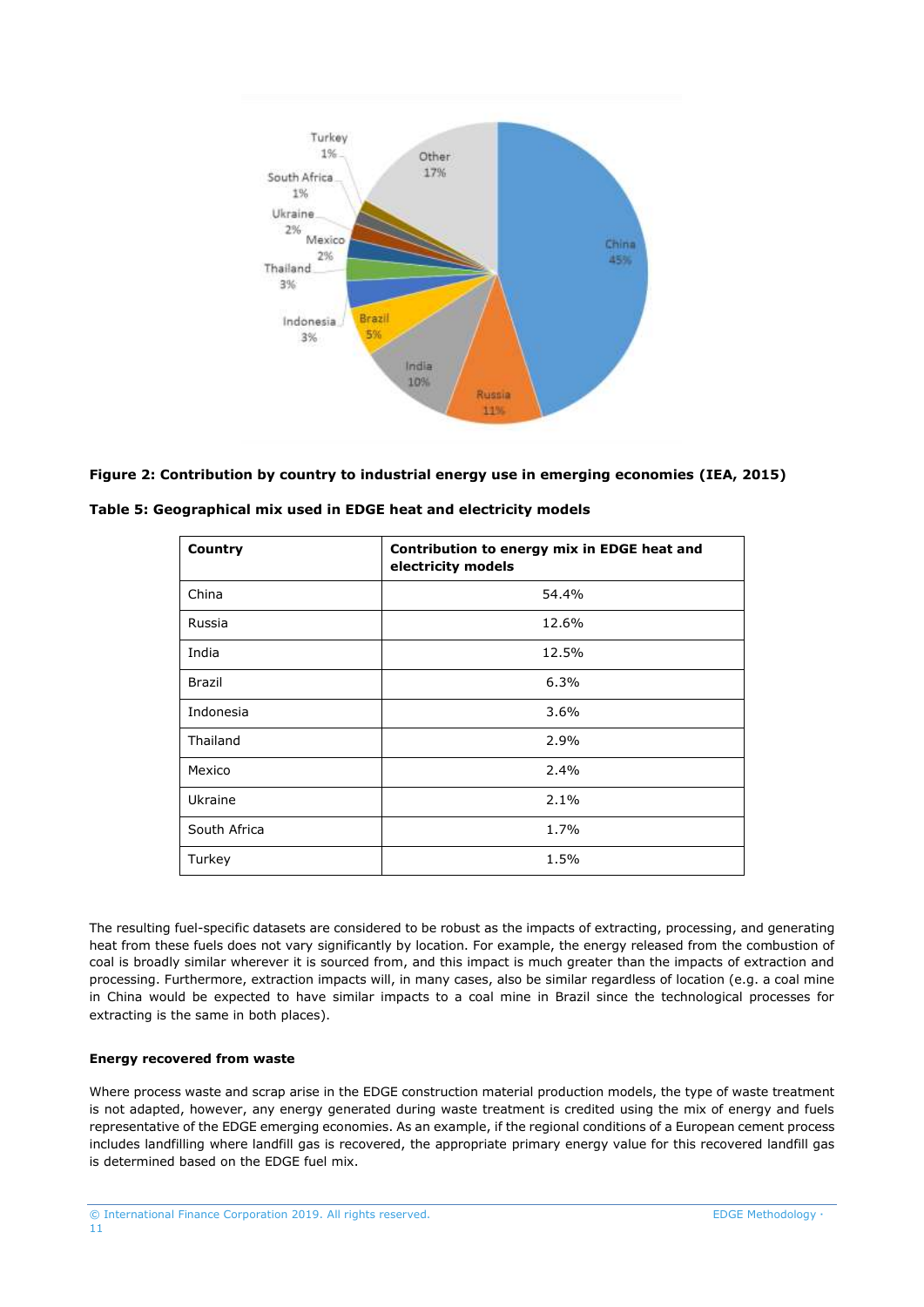**Figure 2: Contribution by country to industrial energy use in emerging economies (IEA, 2015)**

**Table 5: Geographical mix used in EDGE heat and electricity models**

| Country | Contribution to energy mix in EDGE heat and electricity models |
|---|---|
| China | 54.4% |
| Russia | 12.6% |
| India | 12.5% |
| Brazil | 6.3% |
| Indonesia | 3.6% |
| Thailand | 2.9% |
| Mexico | 2.4% |
| Ukraine | 2.1% |
| South Africa | 1.7% |
| Turkey | 1.5% |

The resulting fuel-specific datasets are considered to be robust as the impacts of extracting, processing, and generating heat from these fuels does not vary significantly by location. For example, the energy released from the combustion of coal is broadly similar wherever it is sourced from, and this impact is much greater than the impacts of extraction and processing. Furthermore, extraction impacts will, in many cases, also be similar regardless of location (e.g. a coal mine in China would be expected to have similar impacts to a coal mine in Brazil since the technological processes for extracting is the same in both places).

**Energy recovered from waste**

Where process waste and scrap arise in the EDGE construction material production models, the type of waste treatment is not adapted, however, any energy generated during waste treatment is credited using the mix of energy and fuels representative of the EDGE emerging economies. As an example, if the regional conditions of a European cement process includes landfilling where landfill gas is recovered, the appropriate primary energy value for this recovered landfill gas is determined based on the EDGE fuel mix.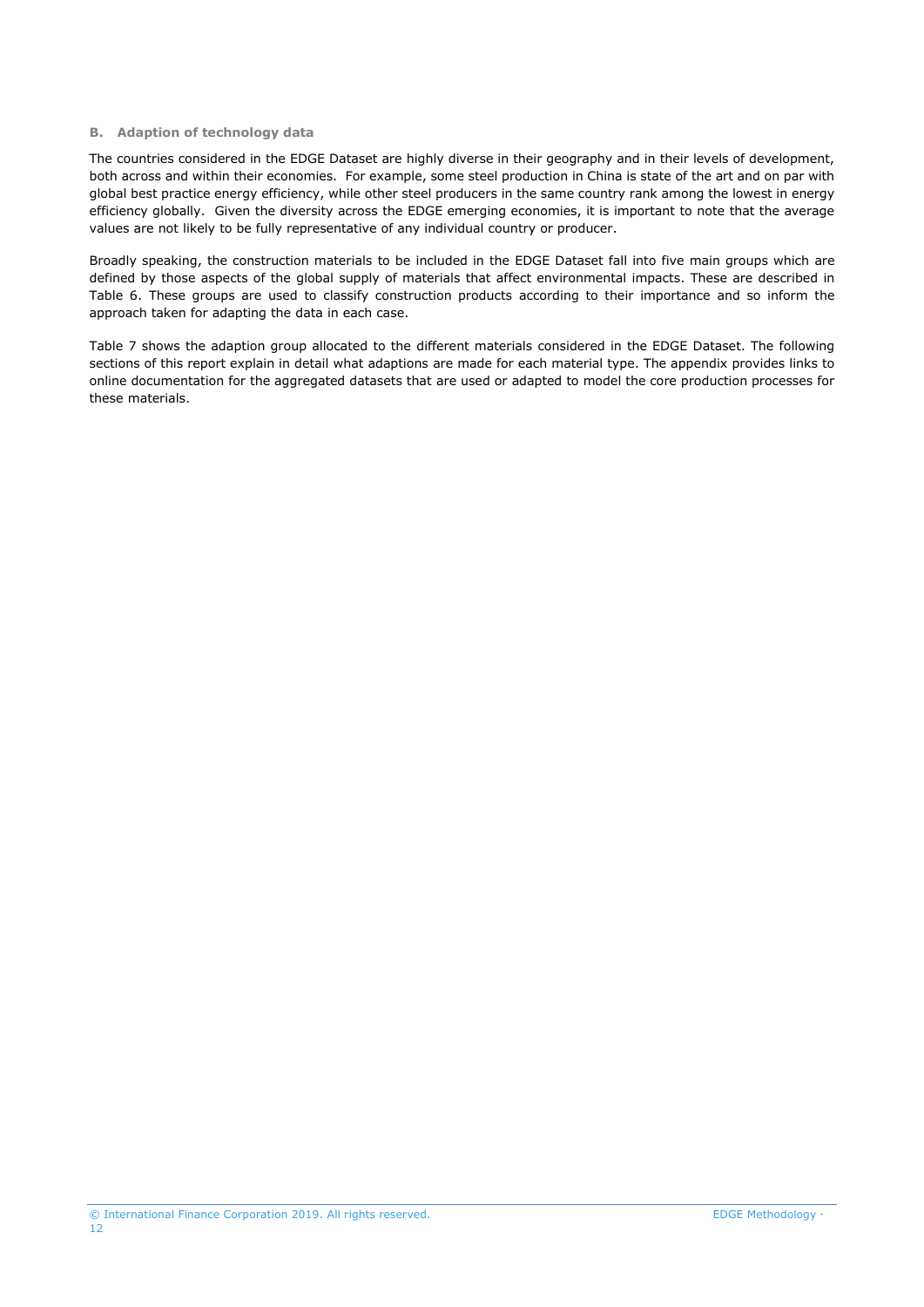### B. Adaption of technology data

The countries considered in the EDGE Dataset are highly diverse in their geography and in their levels of development, both across and within their economies. For example, some steel production in China is state of the art and on par with global best practice energy efficiency, while other steel producers in the same country rank among the lowest in energy efficiency globally. Given the diversity across the EDGE emerging economies, it is important to note that the average values are not likely to be fully representative of any individual country or producer.

Broadly speaking, the construction materials to be included in the EDGE Dataset fall into five main groups which are defined by those aspects of the global supply of materials that affect environmental impacts. These are described in Table 6. These groups are used to classify construction products according to their importance and so inform the approach taken for adapting the data in each case.

Table 7 shows the adaption group allocated to the different materials considered in the EDGE Dataset. The following sections of this report explain in detail what adaptions are made for each material type. The appendix provides links to online documentation for the aggregated datasets that are used or adapted to model the core production processes for these materials.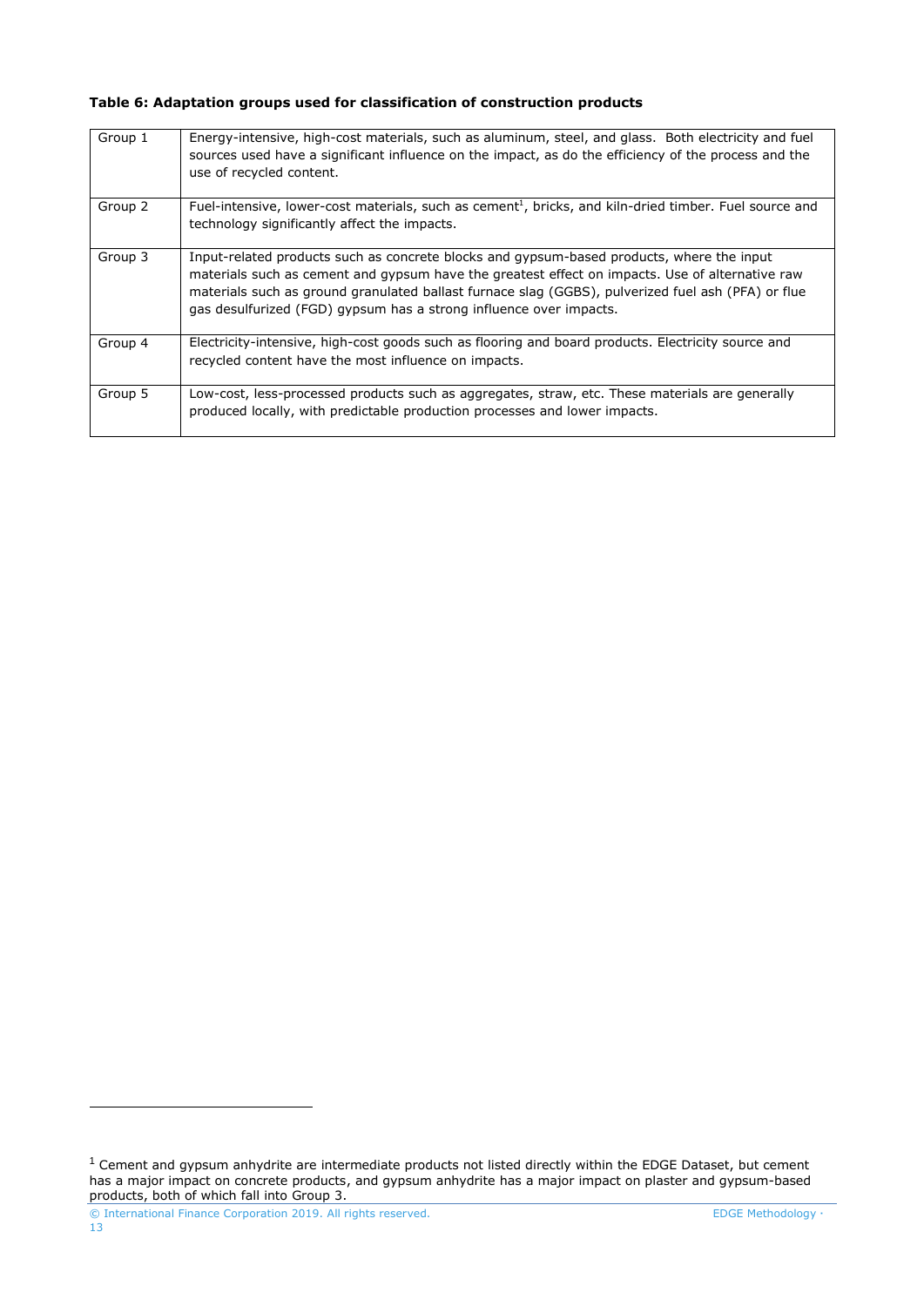**Table 6: Adaptation groups used for classification of construction products**

| | |
|---|---|
| Group 1 | Energy-intensive, high-cost materials, such as aluminum, steel, and glass. Both electricity and fuel sources used have a significant influence on the impact, as do the efficiency of the process and the use of recycled content. |
| Group 2 | Fuel-intensive, lower-cost materials, such as cement[1], bricks, and kiln-dried timber. Fuel source and technology significantly affect the impacts. |
| Group 3 | Input-related products such as concrete blocks and gypsum-based products, where the input materials such as cement and gypsum have the greatest effect on impacts. Use of alternative raw materials such as ground granulated ballast furnace slag (GGBS), pulverized fuel ash (PFA) or flue gas desulfurized (FGD) gypsum has a strong influence over impacts. |
| Group 4 | Electricity-intensive, high-cost goods such as flooring and board products. Electricity source and recycled content have the most influence on impacts. |
| Group 5 | Low-cost, less-processed products such as aggregates, straw, etc. These materials are generally produced locally, with predictable production processes and lower impacts. |

[1] Cement and gypsum anhydrite are intermediate products not listed directly within the EDGE Dataset, but cement has a major impact on concrete products, and gypsum anhydrite has a major impact on plaster and gypsum-based products, both of which fall into Group 3.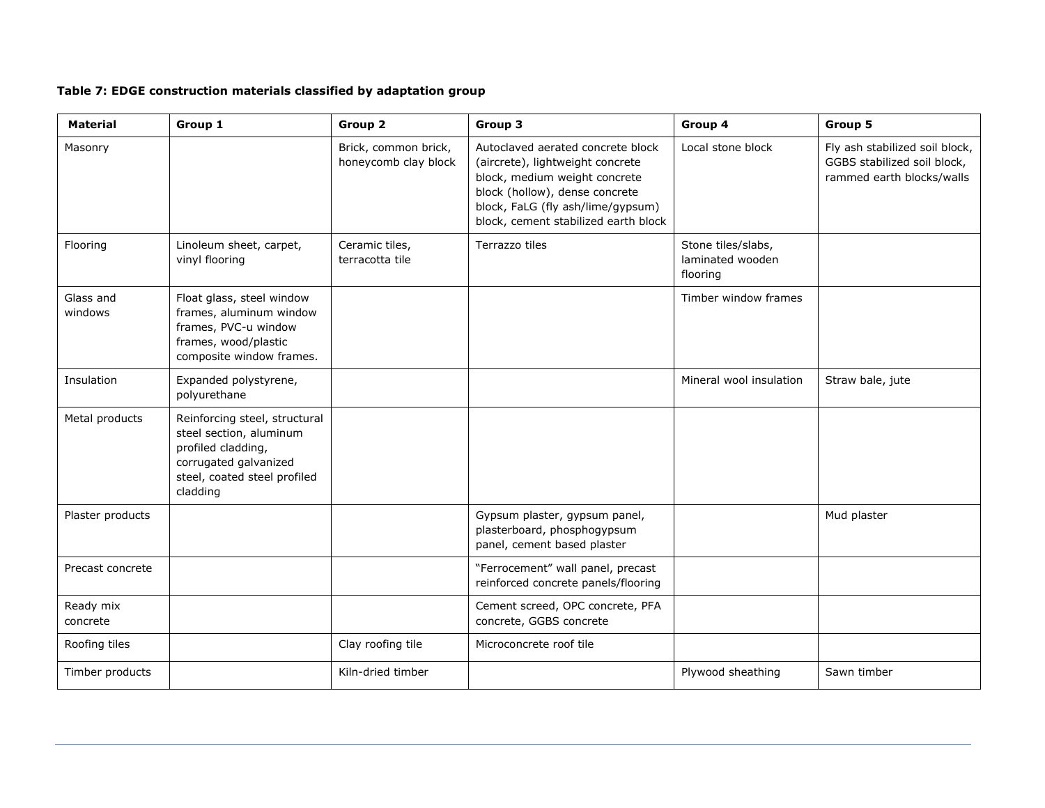**Table 7: EDGE construction materials classified by adaptation group**

| Material | Group 1 | Group 2 | Group 3 | Group 4 | Group 5 |
|---|---|---|---|---|---|
| Masonry | | Brick, common brick, honeycomb clay block | Autoclaved aerated concrete block (aircrete), lightweight concrete block, medium weight concrete block (hollow), dense concrete block, FaLG (fly ash/lime/gypsum) block, cement stabilized earth block | Local stone block | Fly ash stabilized soil block, GGBS stabilized soil block, rammed earth blocks/walls |
| Flooring | Linoleum sheet, carpet, vinyl flooring | Ceramic tiles, terracotta tile | Terrazzo tiles | Stone tiles/slabs, laminated wooden flooring | |
| Glass and windows | Float glass, steel window frames, aluminum window frames, PVC-u window frames, wood/plastic composite window frames. | | | Timber window frames | |
| Insulation | Expanded polystyrene, polyurethane | | | Mineral wool insulation | Straw bale, jute |
| Metal products | Reinforcing steel, structural steel section, aluminum profiled cladding, corrugated galvanized steel, coated steel profiled cladding | | | | |
| Plaster products | | | Gypsum plaster, gypsum panel, plasterboard, phosphogypsum panel, cement based plaster | | Mud plaster |
| Precast concrete | | | "Ferrocement" wall panel, precast reinforced concrete panels/flooring | | |
| Ready mix concrete | | | Cement screed, OPC concrete, PFA concrete, GGBS concrete | | |
| Roofing tiles | | Clay roofing tile | Microconcrete roof tile | | |
| Timber products | | Kiln-dried timber | | Plywood sheathing | Sawn timber |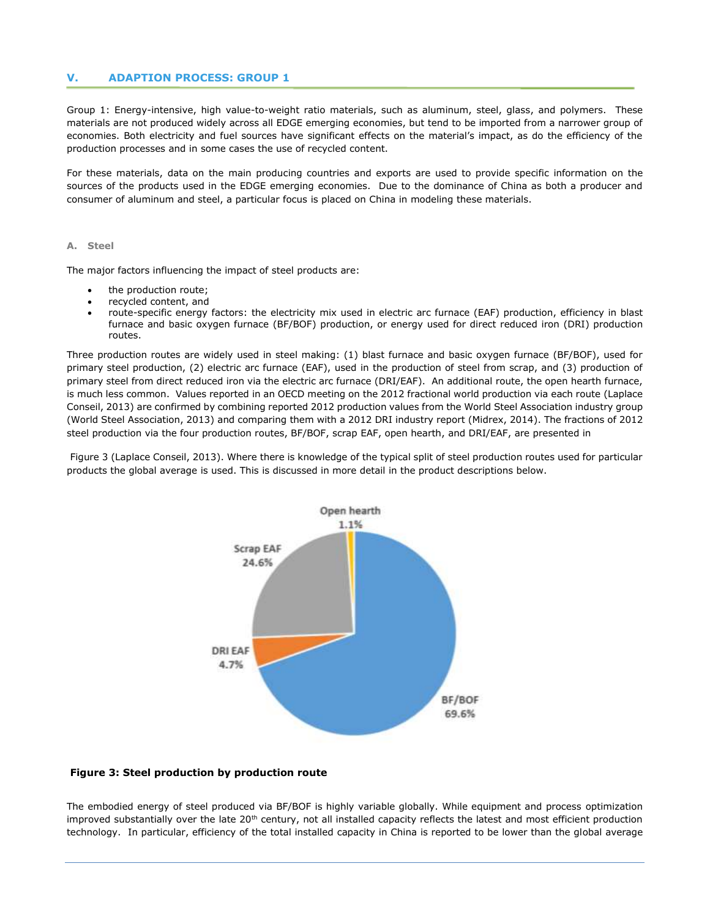## V. ADAPTION PROCESS: GROUP 1

Group 1: Energy-intensive, high value-to-weight ratio materials, such as aluminum, steel, glass, and polymers. These materials are not produced widely across all EDGE emerging economies, but tend to be imported from a narrower group of economies. Both electricity and fuel sources have significant effects on the material's impact, as do the efficiency of the production processes and in some cases the use of recycled content.

For these materials, data on the main producing countries and exports are used to provide specific information on the sources of the products used in the EDGE emerging economies. Due to the dominance of China as both a producer and consumer of aluminum and steel, a particular focus is placed on China in modeling these materials.

### A. Steel

The major factors influencing the impact of steel products are:

- the production route;
- recycled content, and
- route-specific energy factors: the electricity mix used in electric arc furnace (EAF) production, efficiency in blast furnace and basic oxygen furnace (BF/BOF) production, or energy used for direct reduced iron (DRI) production routes.

Three production routes are widely used in steel making: (1) blast furnace and basic oxygen furnace (BF/BOF), used for primary steel production, (2) electric arc furnace (EAF), used in the production of steel from scrap, and (3) production of primary steel from direct reduced iron via the electric arc furnace (DRI/EAF). An additional route, the open hearth furnace, is much less common. Values reported in an OECD meeting on the 2012 fractional world production via each route (Laplace Conseil, 2013) are confirmed by combining reported 2012 production values from the World Steel Association industry group (World Steel Association, 2013) and comparing them with a 2012 DRI industry report (Midrex, 2014). The fractions of 2012 steel production via the four production routes, BF/BOF, scrap EAF, open hearth, and DRI/EAF, are presented in

Figure 3 (Laplace Conseil, 2013). Where there is knowledge of the typical split of steel production routes used for particular products the global average is used. This is discussed in more detail in the product descriptions below.

Open hearth 1.1%

Scrap EAF 24.6%

DRI EAF 4.7%

BF/BOF 69.6%

**Figure 3: Steel production by production route**

The embodied energy of steel produced via BF/BOF is highly variable globally. While equipment and process optimization improved substantially over the late 20th century, not all installed capacity reflects the latest and most efficient production technology. In particular, efficiency of the total installed capacity in China is reported to be lower than the global average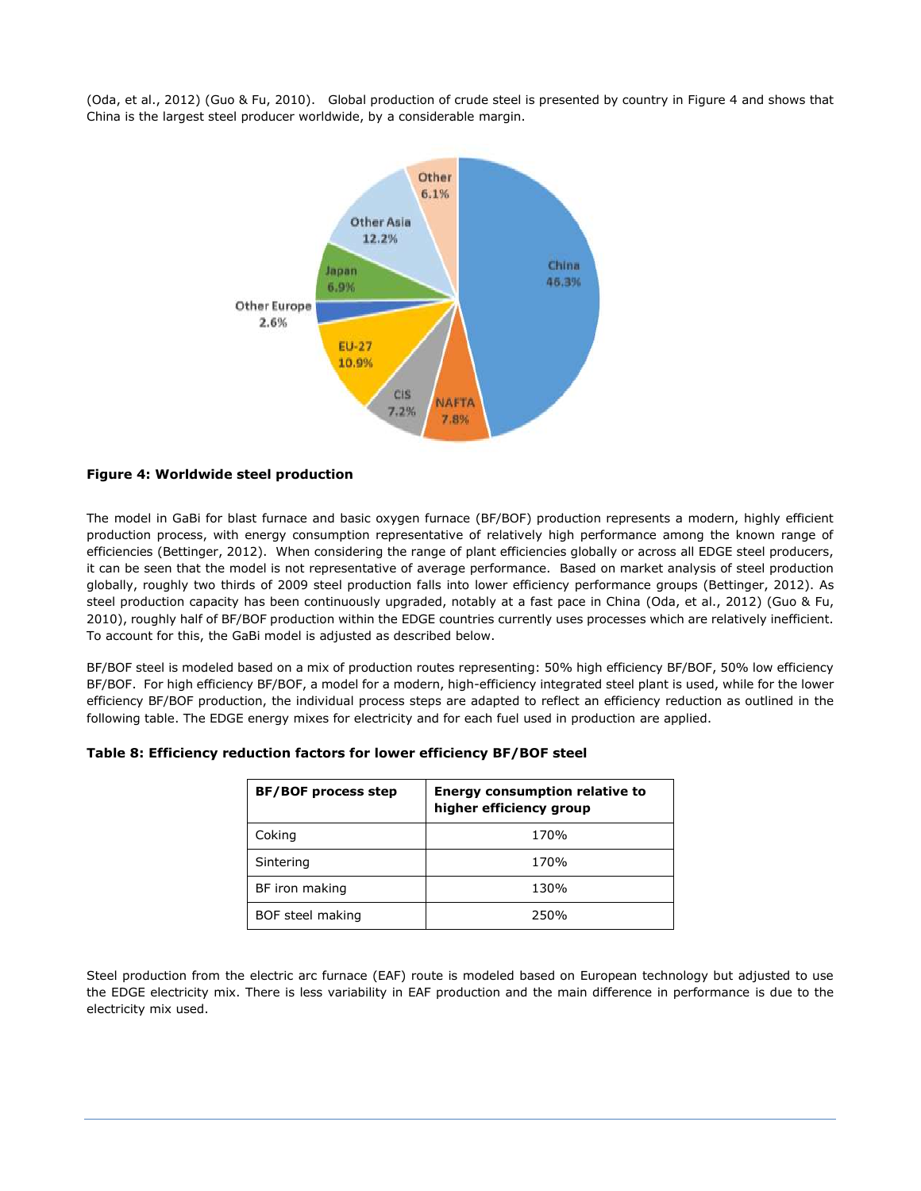(Oda, et al., 2012) (Guo & Fu, 2010). Global production of crude steel is presented by country in Figure 4 and shows that China is the largest steel producer worldwide, by a considerable margin.

**Figure 4: Worldwide steel production**

The model in GaBi for blast furnace and basic oxygen furnace (BF/BOF) production represents a modern, highly efficient production process, with energy consumption representative of relatively high performance among the known range of efficiencies (Bettinger, 2012). When considering the range of plant efficiencies globally or across all EDGE steel producers, it can be seen that the model is not representative of average performance. Based on market analysis of steel production globally, roughly two thirds of 2009 steel production falls into lower efficiency performance groups (Bettinger, 2012). As steel production capacity has been continuously upgraded, notably at a fast pace in China (Oda, et al., 2012) (Guo & Fu, 2010), roughly half of BF/BOF production within the EDGE countries currently uses processes which are relatively inefficient. To account for this, the GaBi model is adjusted as described below.

BF/BOF steel is modeled based on a mix of production routes representing: 50% high efficiency BF/BOF, 50% low efficiency BF/BOF. For high efficiency BF/BOF, a model for a modern, high-efficiency integrated steel plant is used, while for the lower efficiency BF/BOF production, the individual process steps are adapted to reflect an efficiency reduction as outlined in the following table. The EDGE energy mixes for electricity and for each fuel used in production are applied.

**Table 8: Efficiency reduction factors for lower efficiency BF/BOF steel**

| BF/BOF process step | Energy consumption relative to higher efficiency group |
|---|---|
| Coking | 170% |
| Sintering | 170% |
| BF iron making | 130% |
| BOF steel making | 250% |

Steel production from the electric arc furnace (EAF) route is modeled based on European technology but adjusted to use the EDGE electricity mix. There is less variability in EAF production and the main difference in performance is due to the electricity mix used.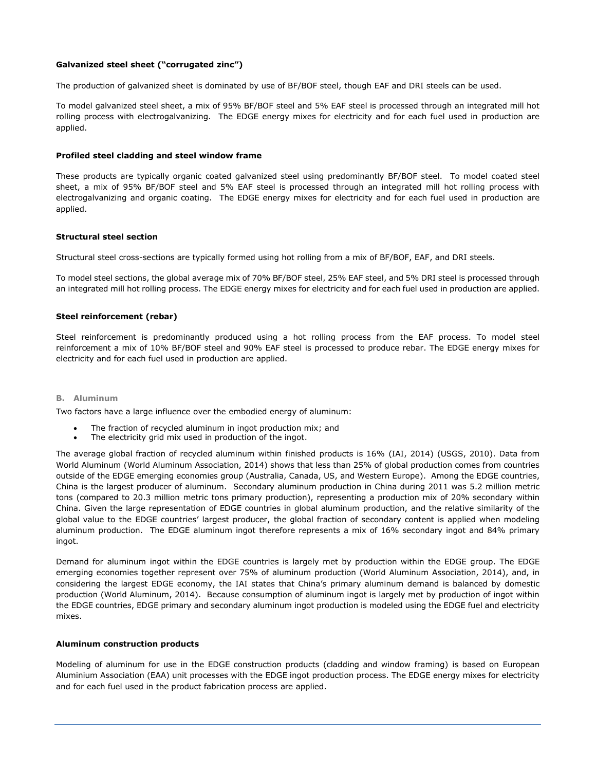**Galvanized steel sheet ("corrugated zinc")**

The production of galvanized sheet is dominated by use of BF/BOF steel, though EAF and DRI steels can be used.

To model galvanized steel sheet, a mix of 95% BF/BOF steel and 5% EAF steel is processed through an integrated mill hot rolling process with electrogalvanizing. The EDGE energy mixes for electricity and for each fuel used in production are applied.

**Profiled steel cladding and steel window frame**

These products are typically organic coated galvanized steel using predominantly BF/BOF steel. To model coated steel sheet, a mix of 95% BF/BOF steel and 5% EAF steel is processed through an integrated mill hot rolling process with electrogalvanizing and organic coating. The EDGE energy mixes for electricity and for each fuel used in production are applied.

**Structural steel section**

Structural steel cross-sections are typically formed using hot rolling from a mix of BF/BOF, EAF, and DRI steels.

To model steel sections, the global average mix of 70% BF/BOF steel, 25% EAF steel, and 5% DRI steel is processed through an integrated mill hot rolling process. The EDGE energy mixes for electricity and for each fuel used in production are applied.

**Steel reinforcement (rebar)**

Steel reinforcement is predominantly produced using a hot rolling process from the EAF process. To model steel reinforcement a mix of 10% BF/BOF steel and 90% EAF steel is processed to produce rebar. The EDGE energy mixes for electricity and for each fuel used in production are applied.

### B. Aluminum

Two factors have a large influence over the embodied energy of aluminum:

- The fraction of recycled aluminum in ingot production mix; and
- The electricity grid mix used in production of the ingot.

The average global fraction of recycled aluminum within finished products is 16% (IAI, 2014) (USGS, 2010). Data from World Aluminum (World Aluminum Association, 2014) shows that less than 25% of global production comes from countries outside of the EDGE emerging economies group (Australia, Canada, US, and Western Europe). Among the EDGE countries, China is the largest producer of aluminum. Secondary aluminum production in China during 2011 was 5.2 million metric tons (compared to 20.3 million metric tons primary production), representing a production mix of 20% secondary within China. Given the large representation of EDGE countries in global aluminum production, and the relative similarity of the global value to the EDGE countries' largest producer, the global fraction of secondary content is applied when modeling aluminum production. The EDGE aluminum ingot therefore represents a mix of 16% secondary ingot and 84% primary ingot.

Demand for aluminum ingot within the EDGE countries is largely met by production within the EDGE group. The EDGE emerging economies together represent over 75% of aluminum production (World Aluminum Association, 2014), and, in considering the largest EDGE economy, the IAI states that China's primary aluminum demand is balanced by domestic production (World Aluminum, 2014). Because consumption of aluminum ingot is largely met by production of ingot within the EDGE countries, EDGE primary and secondary aluminum ingot production is modeled using the EDGE fuel and electricity mixes.

**Aluminum construction products**

Modeling of aluminum for use in the EDGE construction products (cladding and window framing) is based on European Aluminium Association (EAA) unit processes with the EDGE ingot production process. The EDGE energy mixes for electricity and for each fuel used in the product fabrication process are applied.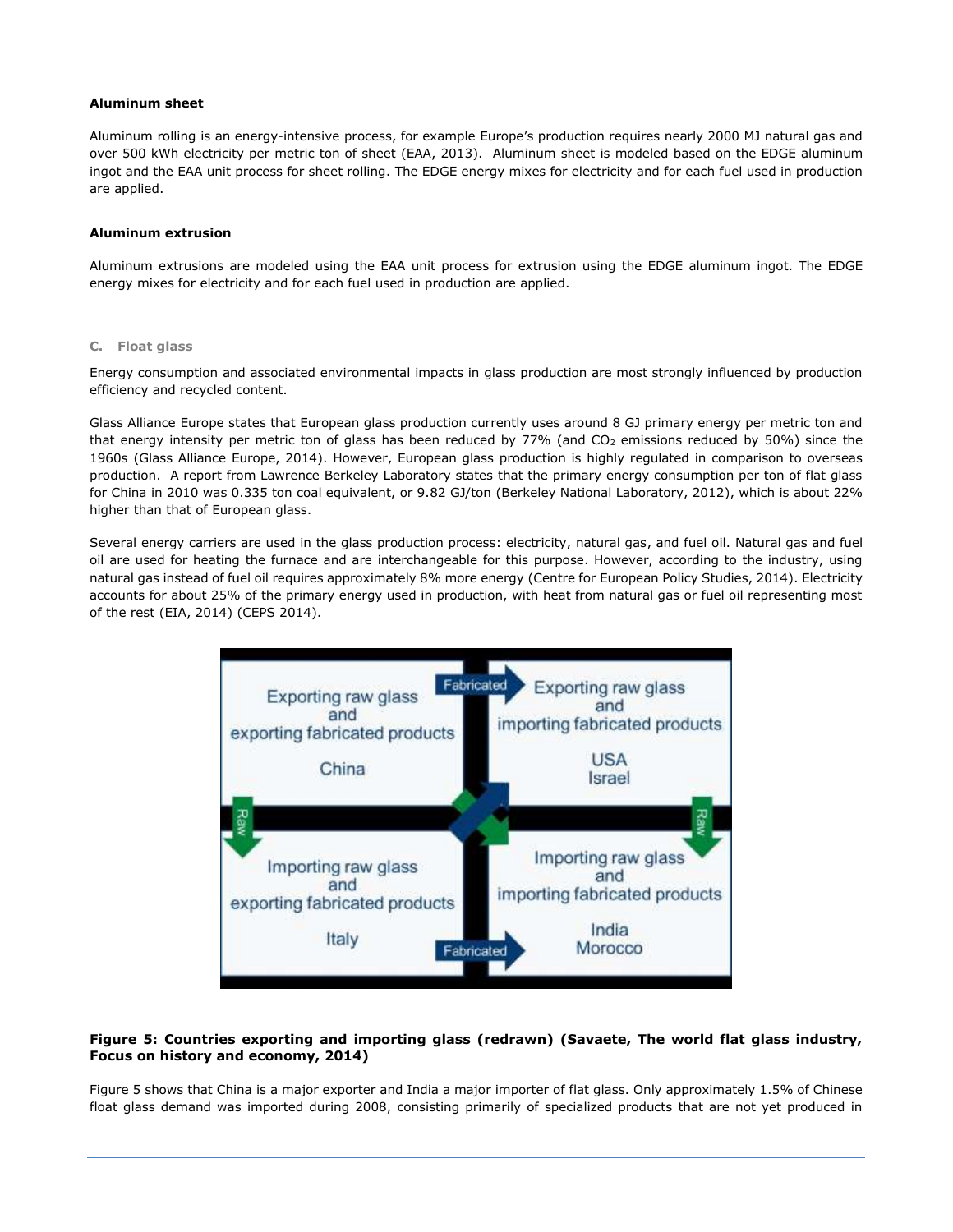**Aluminum sheet**

Aluminum rolling is an energy-intensive process, for example Europe's production requires nearly 2000 MJ natural gas and over 500 kWh electricity per metric ton of sheet (EAA, 2013). Aluminum sheet is modeled based on the EDGE aluminum ingot and the EAA unit process for sheet rolling. The EDGE energy mixes for electricity and for each fuel used in production are applied.

**Aluminum extrusion**

Aluminum extrusions are modeled using the EAA unit process for extrusion using the EDGE aluminum ingot. The EDGE energy mixes for electricity and for each fuel used in production are applied.

### C. Float glass

Energy consumption and associated environmental impacts in glass production are most strongly influenced by production efficiency and recycled content.

Glass Alliance Europe states that European glass production currently uses around 8 GJ primary energy per metric ton and that energy intensity per metric ton of glass has been reduced by 77% (and $CO_2$ emissions reduced by 50%) since the 1960s (Glass Alliance Europe, 2014). However, European glass production is highly regulated in comparison to overseas production. A report from Lawrence Berkeley Laboratory states that the primary energy consumption per ton of flat glass for China in 2010 was 0.335 ton coal equivalent, or 9.82 GJ/ton (Berkeley National Laboratory, 2012), which is about 22% higher than that of European glass.

Several energy carriers are used in the glass production process: electricity, natural gas, and fuel oil. Natural gas and fuel oil are used for heating the furnace and are interchangeable for this purpose. However, according to the industry, using natural gas instead of fuel oil requires approximately 8% more energy (Centre for European Policy Studies, 2014). Electricity accounts for about 25% of the primary energy used in production, with heat from natural gas or fuel oil representing most of the rest (EIA, 2014) (CEPS 2014).

**Figure 5: Countries exporting and importing glass (redrawn) (Savaete, The world flat glass industry, Focus on history and economy, 2014)**

Figure 5 shows that China is a major exporter and India a major importer of flat glass. Only approximately 1.5% of Chinese float glass demand was imported during 2008, consisting primarily of specialized products that are not yet produced in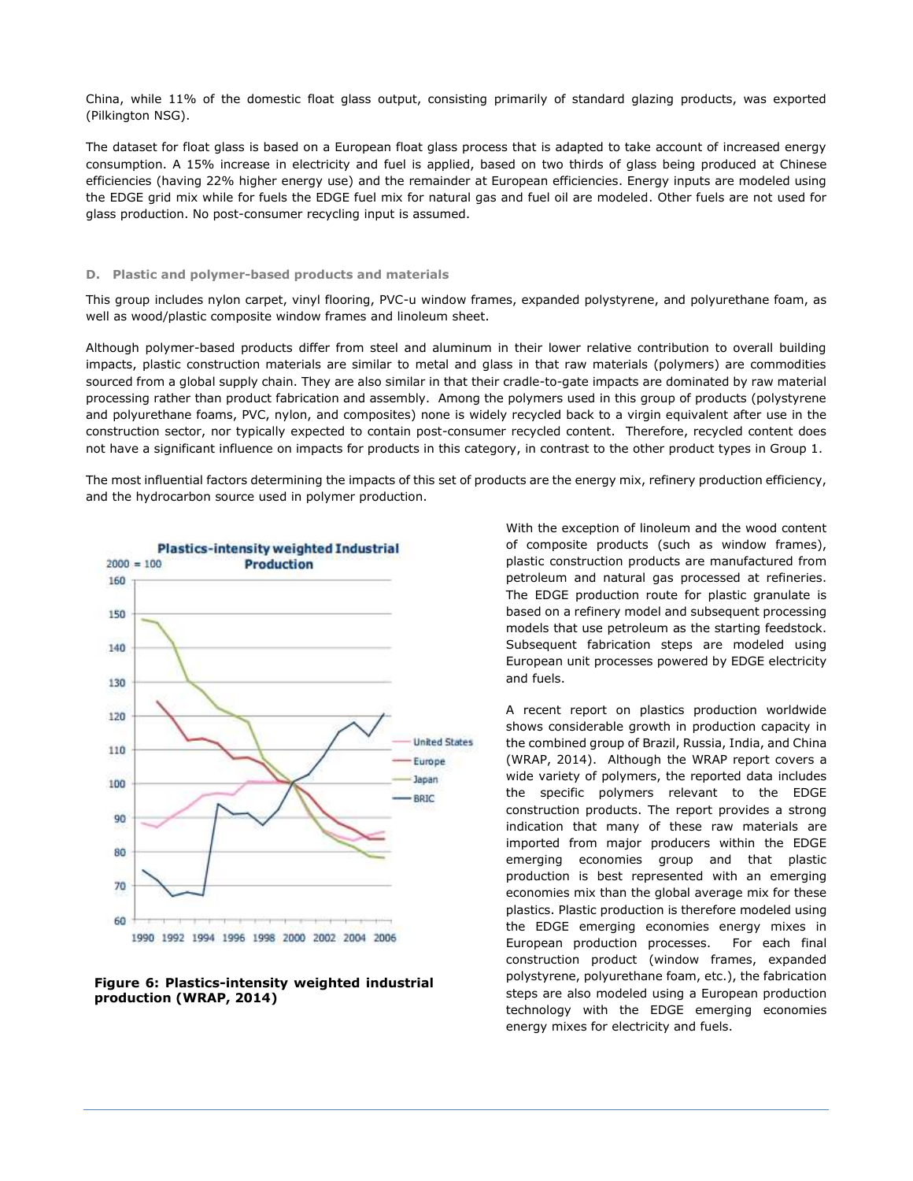China, while 11% of the domestic float glass output, consisting primarily of standard glazing products, was exported (Pilkington NSG).

The dataset for float glass is based on a European float glass process that is adapted to take account of increased energy consumption. A 15% increase in electricity and fuel is applied, based on two thirds of glass being produced at Chinese efficiencies (having 22% higher energy use) and the remainder at European efficiencies. Energy inputs are modeled using the EDGE grid mix while for fuels the EDGE fuel mix for natural gas and fuel oil are modeled. Other fuels are not used for glass production. No post-consumer recycling input is assumed.

### D. Plastic and polymer-based products and materials

This group includes nylon carpet, vinyl flooring, PVC-u window frames, expanded polystyrene, and polyurethane foam, as well as wood/plastic composite window frames and linoleum sheet.

Although polymer-based products differ from steel and aluminum in their lower relative contribution to overall building impacts, plastic construction materials are similar to metal and glass in that raw materials (polymers) are commodities sourced from a global supply chain. They are also similar in that their cradle-to-gate impacts are dominated by raw material processing rather than product fabrication and assembly. Among the polymers used in this group of products (polystyrene and polyurethane foams, PVC, nylon, and composites) none is widely recycled back to a virgin equivalent after use in the construction sector, nor typically expected to contain post-consumer recycled content. Therefore, recycled content does not have a significant influence on impacts for products in this category, in contrast to the other product types in Group 1.

The most influential factors determining the impacts of this set of products are the energy mix, refinery production efficiency, and the hydrocarbon source used in polymer production.

**Figure 6: Plastics-intensity weighted industrial production (WRAP, 2014)**

With the exception of linoleum and the wood content of composite products (such as window frames), plastic construction products are manufactured from petroleum and natural gas processed at refineries. The EDGE production route for plastic granulate is based on a refinery model and subsequent processing models that use petroleum as the starting feedstock. Subsequent fabrication steps are modeled using European unit processes powered by EDGE electricity and fuels.

A recent report on plastics production worldwide shows considerable growth in production capacity in the combined group of Brazil, Russia, India, and China (WRAP, 2014). Although the WRAP report covers a wide variety of polymers, the reported data includes the specific polymers relevant to the EDGE construction products. The report provides a strong indication that many of these raw materials are imported from major producers within the EDGE emerging economies group and that plastic production is best represented with an emerging economies mix than the global average mix for these plastics. Plastic production is therefore modeled using the EDGE emerging economies energy mixes in European production processes. For each final construction product (window frames, expanded polystyrene, polyurethane foam, etc.), the fabrication steps are also modeled using a European production technology with the EDGE emerging economies energy mixes for electricity and fuels.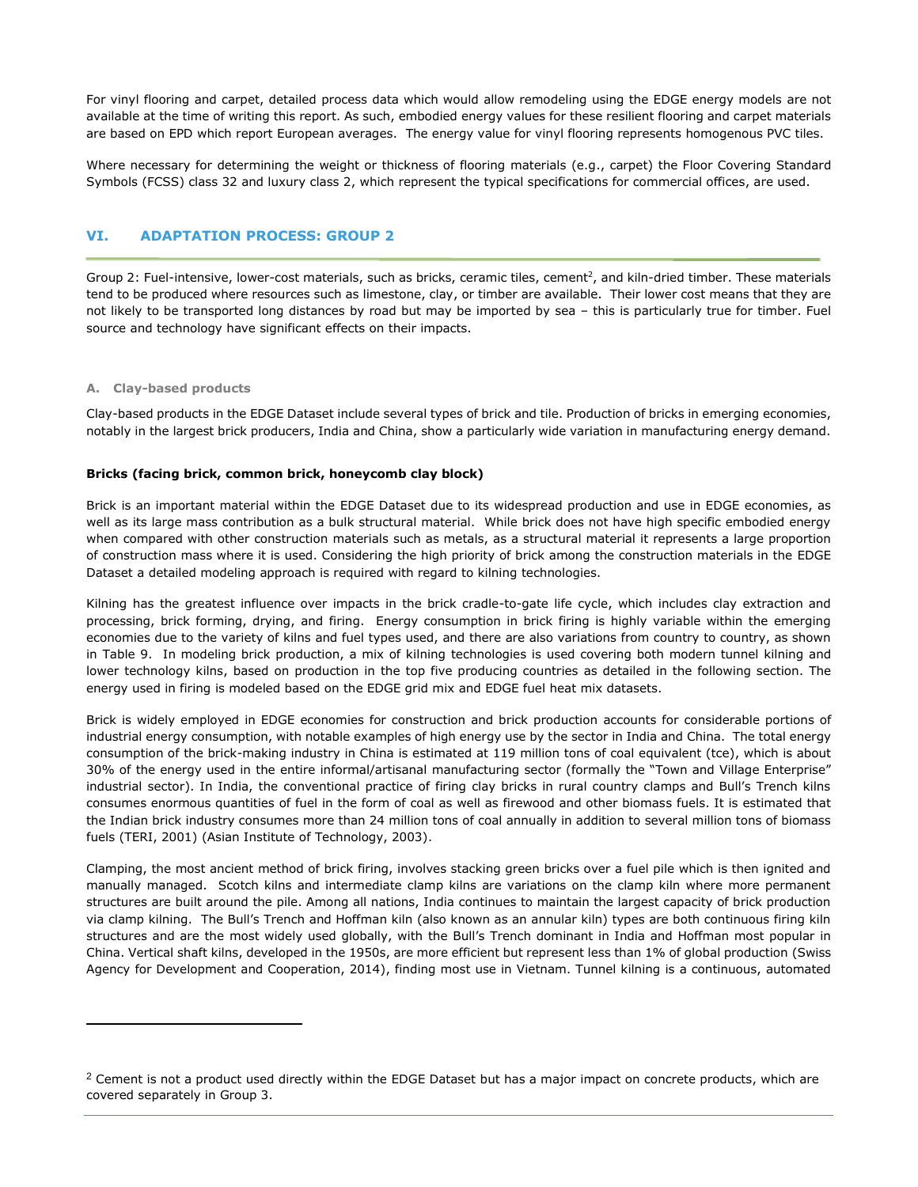For vinyl flooring and carpet, detailed process data which would allow remodeling using the EDGE energy models are not available at the time of writing this report. As such, embodied energy values for these resilient flooring and carpet materials are based on EPD which report European averages. The energy value for vinyl flooring represents homogenous PVC tiles.

Where necessary for determining the weight or thickness of flooring materials (e.g., carpet) the Floor Covering Standard Symbols (FCSS) class 32 and luxury class 2, which represent the typical specifications for commercial offices, are used.

## VI. ADAPTATION PROCESS: GROUP 2

Group 2: Fuel-intensive, lower-cost materials, such as bricks, ceramic tiles, cement[2], and kiln-dried timber. These materials tend to be produced where resources such as limestone, clay, or timber are available. Their lower cost means that they are not likely to be transported long distances by road but may be imported by sea – this is particularly true for timber. Fuel source and technology have significant effects on their impacts.

### A. Clay-based products

Clay-based products in the EDGE Dataset include several types of brick and tile. Production of bricks in emerging economies, notably in the largest brick producers, India and China, show a particularly wide variation in manufacturing energy demand.

#### Bricks (facing brick, common brick, honeycomb clay block)

Brick is an important material within the EDGE Dataset due to its widespread production and use in EDGE economies, as well as its large mass contribution as a bulk structural material. While brick does not have high specific embodied energy when compared with other construction materials such as metals, as a structural material it represents a large proportion of construction mass where it is used. Considering the high priority of brick among the construction materials in the EDGE Dataset a detailed modeling approach is required with regard to kilning technologies.

Kilning has the greatest influence over impacts in the brick cradle-to-gate life cycle, which includes clay extraction and processing, brick forming, drying, and firing. Energy consumption in brick firing is highly variable within the emerging economies due to the variety of kilns and fuel types used, and there are also variations from country to country, as shown in Table 9. In modeling brick production, a mix of kilning technologies is used covering both modern tunnel kilning and lower technology kilns, based on production in the top five producing countries as detailed in the following section. The energy used in firing is modeled based on the EDGE grid mix and EDGE fuel heat mix datasets.

Brick is widely employed in EDGE economies for construction and brick production accounts for considerable portions of industrial energy consumption, with notable examples of high energy use by the sector in India and China. The total energy consumption of the brick-making industry in China is estimated at 119 million tons of coal equivalent (tce), which is about 30% of the energy used in the entire informal/artisanal manufacturing sector (formally the "Town and Village Enterprise" industrial sector). In India, the conventional practice of firing clay bricks in rural country clamps and Bull's Trench kilns consumes enormous quantities of fuel in the form of coal as well as firewood and other biomass fuels. It is estimated that the Indian brick industry consumes more than 24 million tons of coal annually in addition to several million tons of biomass fuels (TERI, 2001) (Asian Institute of Technology, 2003).

Clamping, the most ancient method of brick firing, involves stacking green bricks over a fuel pile which is then ignited and manually managed. Scotch kilns and intermediate clamp kilns are variations on the clamp kiln where more permanent structures are built around the pile. Among all nations, India continues to maintain the largest capacity of brick production via clamp kilning. The Bull's Trench and Hoffman kiln (also known as an annular kiln) types are both continuous firing kiln structures and are the most widely used globally, with the Bull's Trench dominant in India and Hoffman most popular in China. Vertical shaft kilns, developed in the 1950s, are more efficient but represent less than 1% of global production (Swiss Agency for Development and Cooperation, 2014), finding most use in Vietnam. Tunnel kilning is a continuous, automated

---

[2] Cement is not a product used directly within the EDGE Dataset but has a major impact on concrete products, which are covered separately in Group 3.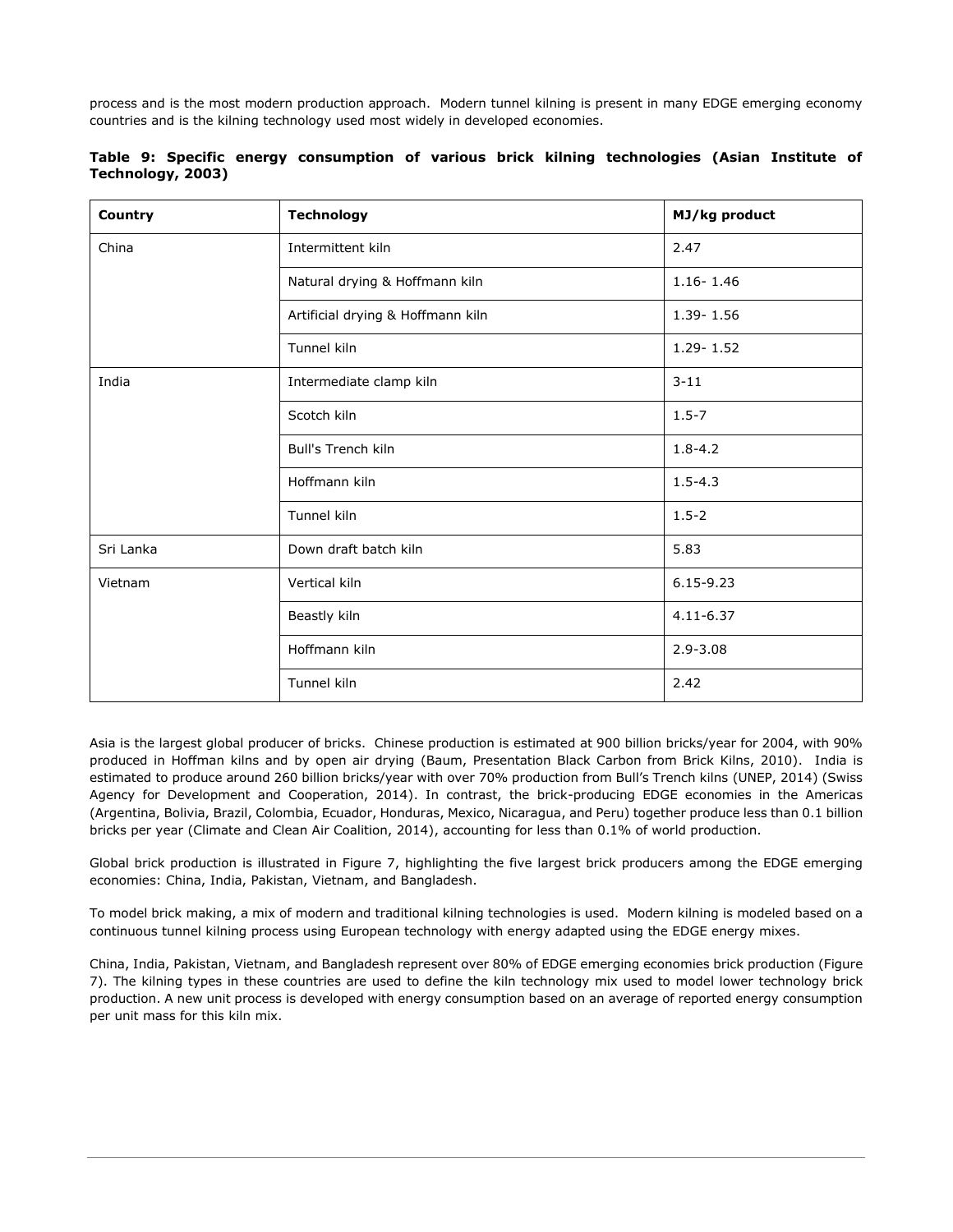process and is the most modern production approach. Modern tunnel kilning is present in many EDGE emerging economy countries and is the kilning technology used most widely in developed economies.

**Table 9: Specific energy consumption of various brick kilning technologies (Asian Institute of Technology, 2003)**

| Country | Technology | MJ/kg product |
|---|---|---|
| China | Intermittent kiln | 2.47 |
| | Natural drying & Hoffmann kiln | 1.16- 1.46 |
| | Artificial drying & Hoffmann kiln | 1.39- 1.56 |
| | Tunnel kiln | 1.29- 1.52 |
| India | Intermediate clamp kiln | 3-11 |
| | Scotch kiln | 1.5-7 |
| | Bull's Trench kiln | 1.8-4.2 |
| | Hoffmann kiln | 1.5-4.3 |
| | Tunnel kiln | 1.5-2 |
| Sri Lanka | Down draft batch kiln | 5.83 |
| Vietnam | Vertical kiln | 6.15-9.23 |
| | Beastly kiln | 4.11-6.37 |
| | Hoffmann kiln | 2.9-3.08 |
| | Tunnel kiln | 2.42 |

Asia is the largest global producer of bricks. Chinese production is estimated at 900 billion bricks/year for 2004, with 90% produced in Hoffman kilns and by open air drying (Baum, Presentation Black Carbon from Brick Kilns, 2010). India is estimated to produce around 260 billion bricks/year with over 70% production from Bull's Trench kilns (UNEP, 2014) (Swiss Agency for Development and Cooperation, 2014). In contrast, the brick-producing EDGE economies in the Americas (Argentina, Bolivia, Brazil, Colombia, Ecuador, Honduras, Mexico, Nicaragua, and Peru) together produce less than 0.1 billion bricks per year (Climate and Clean Air Coalition, 2014), accounting for less than 0.1% of world production.

Global brick production is illustrated in Figure 7, highlighting the five largest brick producers among the EDGE emerging economies: China, India, Pakistan, Vietnam, and Bangladesh.

To model brick making, a mix of modern and traditional kilning technologies is used. Modern kilning is modeled based on a continuous tunnel kilning process using European technology with energy adapted using the EDGE energy mixes.

China, India, Pakistan, Vietnam, and Bangladesh represent over 80% of EDGE emerging economies brick production (Figure 7). The kilning types in these countries are used to define the kiln technology mix used to model lower technology brick production. A new unit process is developed with energy consumption based on an average of reported energy consumption per unit mass for this kiln mix.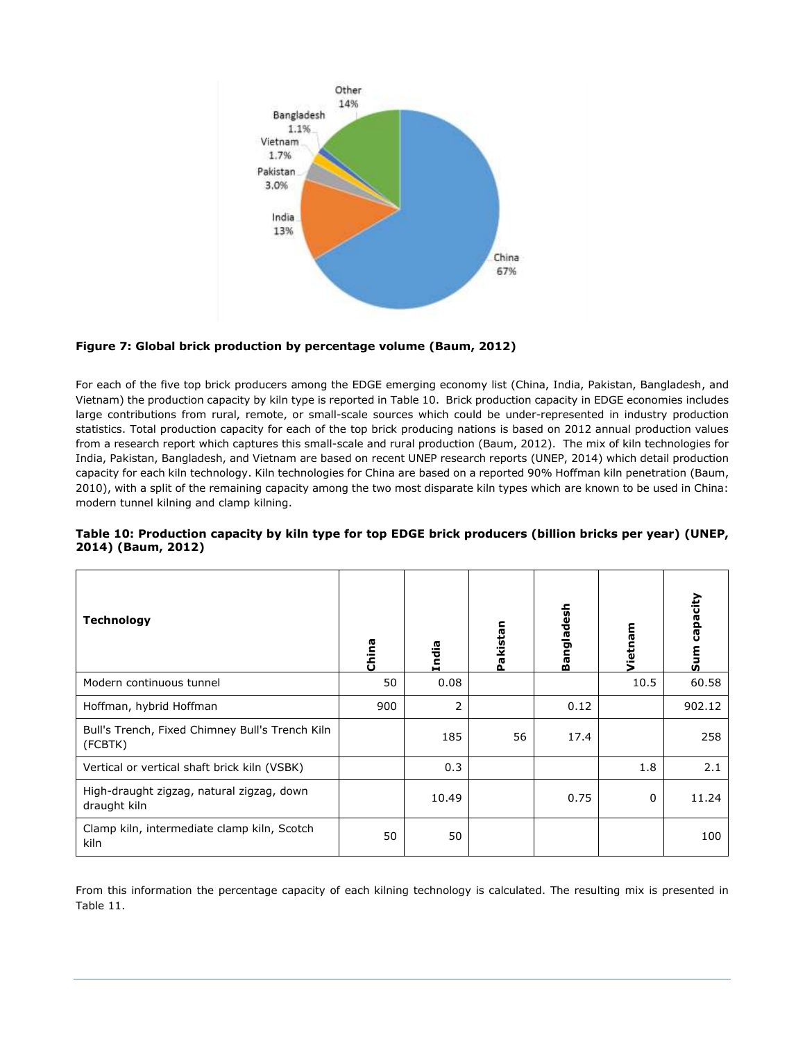**Figure 7: Global brick production by percentage volume (Baum, 2012)**

For each of the five top brick producers among the EDGE emerging economy list (China, India, Pakistan, Bangladesh, and Vietnam) the production capacity by kiln type is reported in Table 10. Brick production capacity in EDGE economies includes large contributions from rural, remote, or small-scale sources which could be under-represented in industry production statistics. Total production capacity for each of the top brick producing nations is based on 2012 annual production values from a research report which captures this small-scale and rural production (Baum, 2012). The mix of kiln technologies for India, Pakistan, Bangladesh, and Vietnam are based on recent UNEP research reports (UNEP, 2014) which detail production capacity for each kiln technology. Kiln technologies for China are based on a reported 90% Hoffman kiln penetration (Baum, 2010), with a split of the remaining capacity among the two most disparate kiln types which are known to be used in China: modern tunnel kilning and clamp kilning.

**Table 10: Production capacity by kiln type for top EDGE brick producers (billion bricks per year) (UNEP, 2014) (Baum, 2012)**

| Technology | China | India | Pakistan | Bangladesh | Vietnam | Sum capacity |
|---|---|---|---|---|---|---|
| Modern continuous tunnel | 50 | 0.08 | | | 10.5 | 60.58 |
| Hoffman, hybrid Hoffman | 900 | 2 | | 0.12 | | 902.12 |
| Bull's Trench, Fixed Chimney Bull's Trench Kiln (FCBTK) | | 185 | 56 | 17.4 | | 258 |
| Vertical or vertical shaft brick kiln (VSBK) | | 0.3 | | | 1.8 | 2.1 |
| High-draught zigzag, natural zigzag, down draught kiln | | 10.49 | | 0.75 | 0 | 11.24 |
| Clamp kiln, intermediate clamp kiln, Scotch kiln | 50 | 50 | | | | 100 |

From this information the percentage capacity of each kilning technology is calculated. The resulting mix is presented in Table 11.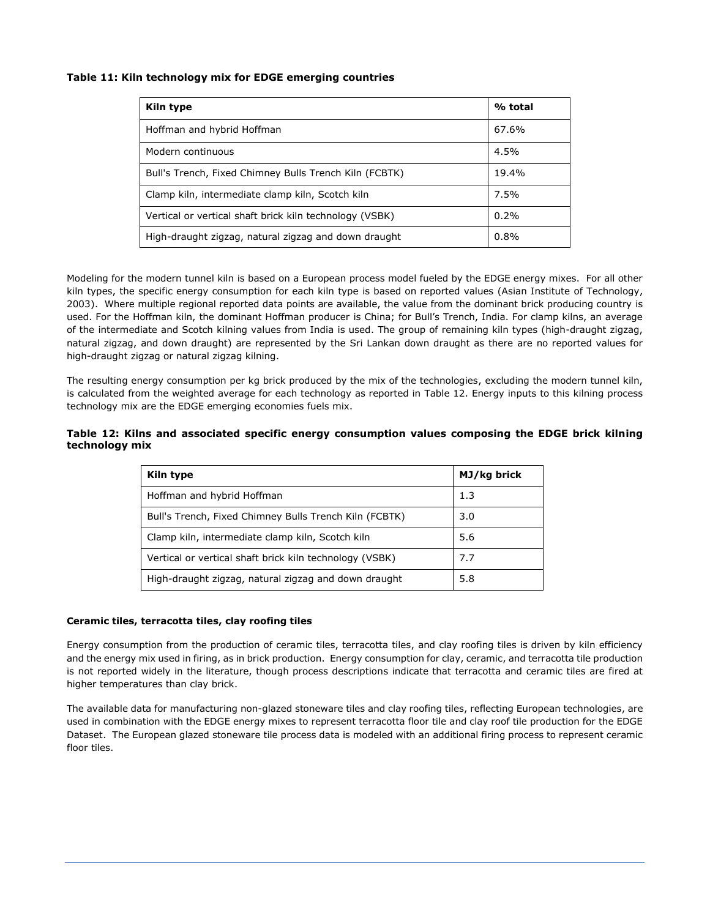**Table 11: Kiln technology mix for EDGE emerging countries**

| Kiln type | % total |
|---|---|
| Hoffman and hybrid Hoffman | 67.6% |
| Modern continuous | 4.5% |
| Bull's Trench, Fixed Chimney Bulls Trench Kiln (FCBTK) | 19.4% |
| Clamp kiln, intermediate clamp kiln, Scotch kiln | 7.5% |
| Vertical or vertical shaft brick kiln technology (VSBK) | 0.2% |
| High-draught zigzag, natural zigzag and down draught | 0.8% |

Modeling for the modern tunnel kiln is based on a European process model fueled by the EDGE energy mixes. For all other kiln types, the specific energy consumption for each kiln type is based on reported values (Asian Institute of Technology, 2003). Where multiple regional reported data points are available, the value from the dominant brick producing country is used. For the Hoffman kiln, the dominant Hoffman producer is China; for Bull's Trench, India. For clamp kilns, an average of the intermediate and Scotch kilning values from India is used. The group of remaining kiln types (high-draught zigzag, natural zigzag, and down draught) are represented by the Sri Lankan down draught as there are no reported values for high-draught zigzag or natural zigzag kilning.

The resulting energy consumption per kg brick produced by the mix of the technologies, excluding the modern tunnel kiln, is calculated from the weighted average for each technology as reported in Table 12. Energy inputs to this kilning process technology mix are the EDGE emerging economies fuels mix.

**Table 12: Kilns and associated specific energy consumption values composing the EDGE brick kilning technology mix**

| Kiln type | MJ/kg brick |
|---|---|
| Hoffman and hybrid Hoffman | 1.3 |
| Bull's Trench, Fixed Chimney Bulls Trench Kiln (FCBTK) | 3.0 |
| Clamp kiln, intermediate clamp kiln, Scotch kiln | 5.6 |
| Vertical or vertical shaft brick kiln technology (VSBK) | 7.7 |
| High-draught zigzag, natural zigzag and down draught | 5.8 |

**Ceramic tiles, terracotta tiles, clay roofing tiles**

Energy consumption from the production of ceramic tiles, terracotta tiles, and clay roofing tiles is driven by kiln efficiency and the energy mix used in firing, as in brick production. Energy consumption for clay, ceramic, and terracotta tile production is not reported widely in the literature, though process descriptions indicate that terracotta and ceramic tiles are fired at higher temperatures than clay brick.

The available data for manufacturing non-glazed stoneware tiles and clay roofing tiles, reflecting European technologies, are used in combination with the EDGE energy mixes to represent terracotta floor tile and clay roof tile production for the EDGE Dataset. The European glazed stoneware tile process data is modeled with an additional firing process to represent ceramic floor tiles.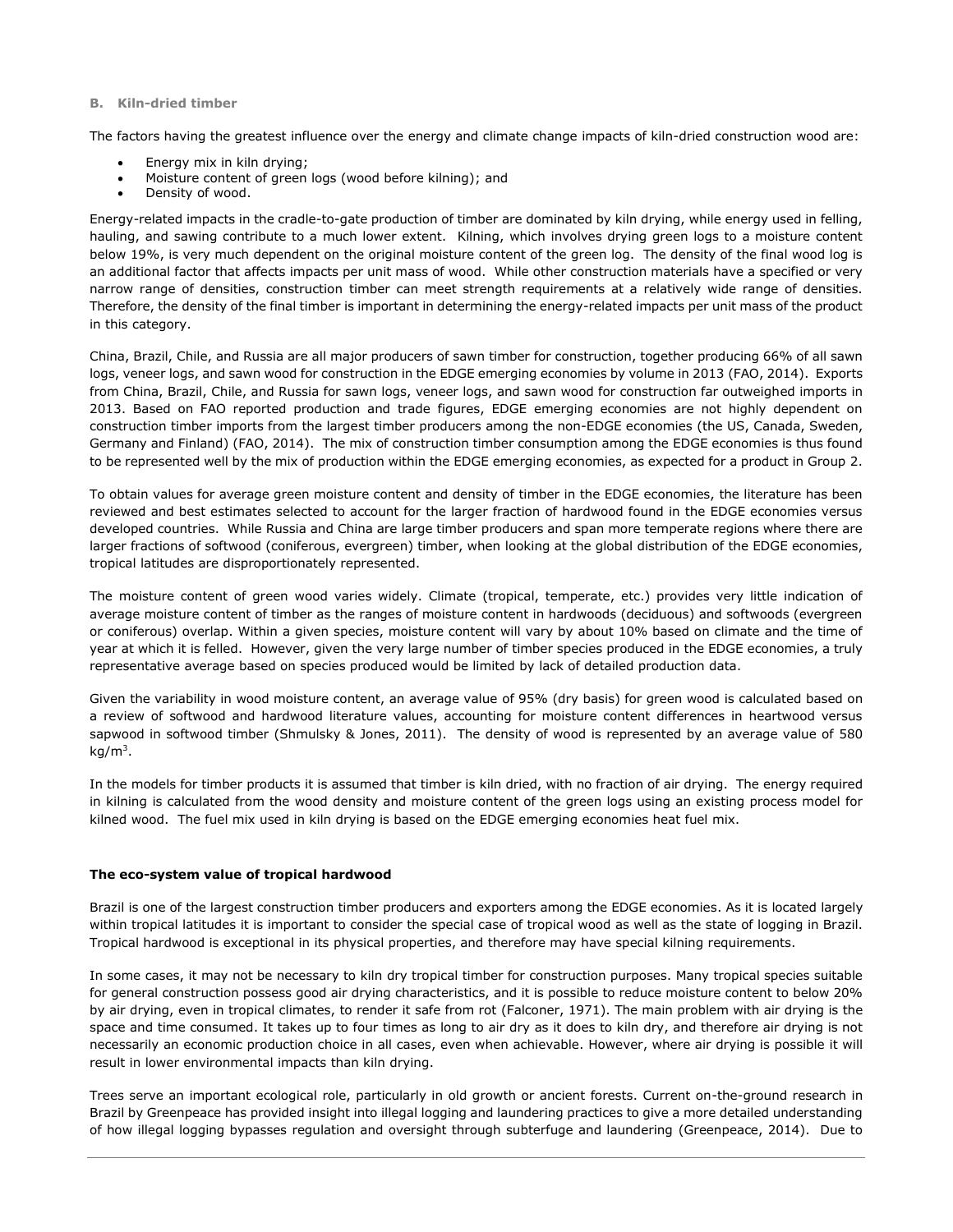### B. Kiln-dried timber

The factors having the greatest influence over the energy and climate change impacts of kiln-dried construction wood are:

- Energy mix in kiln drying;
- Moisture content of green logs (wood before kilning); and
- Density of wood.

Energy-related impacts in the cradle-to-gate production of timber are dominated by kiln drying, while energy used in felling, hauling, and sawing contribute to a much lower extent. Kilning, which involves drying green logs to a moisture content below 19%, is very much dependent on the original moisture content of the green log. The density of the final wood log is an additional factor that affects impacts per unit mass of wood. While other construction materials have a specified or very narrow range of densities, construction timber can meet strength requirements at a relatively wide range of densities. Therefore, the density of the final timber is important in determining the energy-related impacts per unit mass of the product in this category.

China, Brazil, Chile, and Russia are all major producers of sawn timber for construction, together producing 66% of all sawn logs, veneer logs, and sawn wood for construction in the EDGE emerging economies by volume in 2013 (FAO, 2014). Exports from China, Brazil, Chile, and Russia for sawn logs, veneer logs, and sawn wood for construction far outweighed imports in 2013. Based on FAO reported production and trade figures, EDGE emerging economies are not highly dependent on construction timber imports from the largest timber producers among the non-EDGE economies (the US, Canada, Sweden, Germany and Finland) (FAO, 2014). The mix of construction timber consumption among the EDGE economies is thus found to be represented well by the mix of production within the EDGE emerging economies, as expected for a product in Group 2.

To obtain values for average green moisture content and density of timber in the EDGE economies, the literature has been reviewed and best estimates selected to account for the larger fraction of hardwood found in the EDGE economies versus developed countries. While Russia and China are large timber producers and span more temperate regions where there are larger fractions of softwood (coniferous, evergreen) timber, when looking at the global distribution of the EDGE economies, tropical latitudes are disproportionately represented.

The moisture content of green wood varies widely. Climate (tropical, temperate, etc.) provides very little indication of average moisture content of timber as the ranges of moisture content in hardwoods (deciduous) and softwoods (evergreen or coniferous) overlap. Within a given species, moisture content will vary by about 10% based on climate and the time of year at which it is felled. However, given the very large number of timber species produced in the EDGE economies, a truly representative average based on species produced would be limited by lack of detailed production data.

Given the variability in wood moisture content, an average value of 95% (dry basis) for green wood is calculated based on a review of softwood and hardwood literature values, accounting for moisture content differences in heartwood versus sapwood in softwood timber (Shmulsky & Jones, 2011). The density of wood is represented by an average value of 580 $kg/m^3$.

In the models for timber products it is assumed that timber is kiln dried, with no fraction of air drying. The energy required in kilning is calculated from the wood density and moisture content of the green logs using an existing process model for kilned wood. The fuel mix used in kiln drying is based on the EDGE emerging economies heat fuel mix.

**The eco-system value of tropical hardwood**

Brazil is one of the largest construction timber producers and exporters among the EDGE economies. As it is located largely within tropical latitudes it is important to consider the special case of tropical wood as well as the state of logging in Brazil. Tropical hardwood is exceptional in its physical properties, and therefore may have special kilning requirements.

In some cases, it may not be necessary to kiln dry tropical timber for construction purposes. Many tropical species suitable for general construction possess good air drying characteristics, and it is possible to reduce moisture content to below 20% by air drying, even in tropical climates, to render it safe from rot (Falconer, 1971). The main problem with air drying is the space and time consumed. It takes up to four times as long to air dry as it does to kiln dry, and therefore air drying is not necessarily an economic production choice in all cases, even when achievable. However, where air drying is possible it will result in lower environmental impacts than kiln drying.

Trees serve an important ecological role, particularly in old growth or ancient forests. Current on-the-ground research in Brazil by Greenpeace has provided insight into illegal logging and laundering practices to give a more detailed understanding of how illegal logging bypasses regulation and oversight through subterfuge and laundering (Greenpeace, 2014). Due to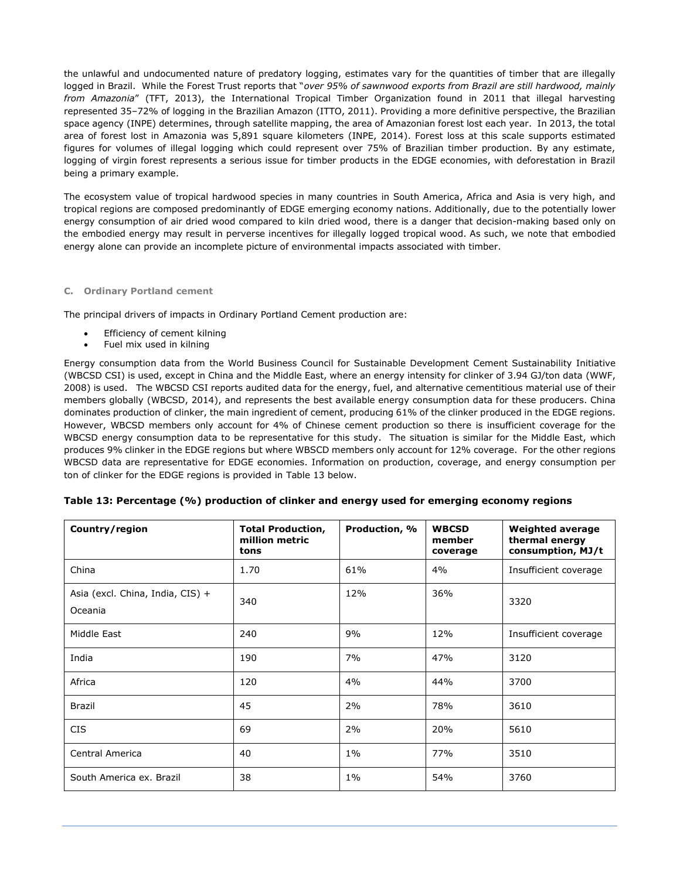the unlawful and undocumented nature of predatory logging, estimates vary for the quantities of timber that are illegally logged in Brazil. While the Forest Trust reports that "*over 95% of sawnwood exports from Brazil are still hardwood, mainly from Amazonia*" (TFT, 2013), the International Tropical Timber Organization found in 2011 that illegal harvesting represented 35–72% of logging in the Brazilian Amazon (ITTO, 2011). Providing a more definitive perspective, the Brazilian space agency (INPE) determines, through satellite mapping, the area of Amazonian forest lost each year. In 2013, the total area of forest lost in Amazonia was 5,891 square kilometers (INPE, 2014). Forest loss at this scale supports estimated figures for volumes of illegal logging which could represent over 75% of Brazilian timber production. By any estimate, logging of virgin forest represents a serious issue for timber products in the EDGE economies, with deforestation in Brazil being a primary example.

The ecosystem value of tropical hardwood species in many countries in South America, Africa and Asia is very high, and tropical regions are composed predominantly of EDGE emerging economy nations. Additionally, due to the potentially lower energy consumption of air dried wood compared to kiln dried wood, there is a danger that decision-making based only on the embodied energy may result in perverse incentives for illegally logged tropical wood. As such, we note that embodied energy alone can provide an incomplete picture of environmental impacts associated with timber.

#### C. Ordinary Portland cement

The principal drivers of impacts in Ordinary Portland Cement production are:

- Efficiency of cement kilning
- Fuel mix used in kilning

Energy consumption data from the World Business Council for Sustainable Development Cement Sustainability Initiative (WBCSD CSI) is used, except in China and the Middle East, where an energy intensity for clinker of 3.94 GJ/ton data (WWF, 2008) is used. The WBCSD CSI reports audited data for the energy, fuel, and alternative cementitious material use of their members globally (WBCSD, 2014), and represents the best available energy consumption data for these producers. China dominates production of clinker, the main ingredient of cement, producing 61% of the clinker produced in the EDGE regions. However, WBCSD members only account for 4% of Chinese cement production so there is insufficient coverage for the WBCSD energy consumption data to be representative for this study. The situation is similar for the Middle East, which produces 9% clinker in the EDGE regions but where WBSCD members only account for 12% coverage. For the other regions WBCSD data are representative for EDGE economies. Information on production, coverage, and energy consumption per ton of clinker for the EDGE regions is provided in Table 13 below.

**Table 13: Percentage (%) production of clinker and energy used for emerging economy regions**

| Country/region | Total Production, million metric tons | Production, % | WBCSD member coverage | Weighted average thermal energy consumption, MJ/t |
|---|---|---|---|---|
| China | 1.70 | 61% | 4% | Insufficient coverage |
| Asia (excl. China, India, CIS) + Oceania | 340 | 12% | 36% | 3320 |
| Middle East | 240 | 9% | 12% | Insufficient coverage |
| India | 190 | 7% | 47% | 3120 |
| Africa | 120 | 4% | 44% | 3700 |
| Brazil | 45 | 2% | 78% | 3610 |
| CIS | 69 | 2% | 20% | 5610 |
| Central America | 40 | 1% | 77% | 3510 |
| South America ex. Brazil | 38 | 1% | 54% | 3760 |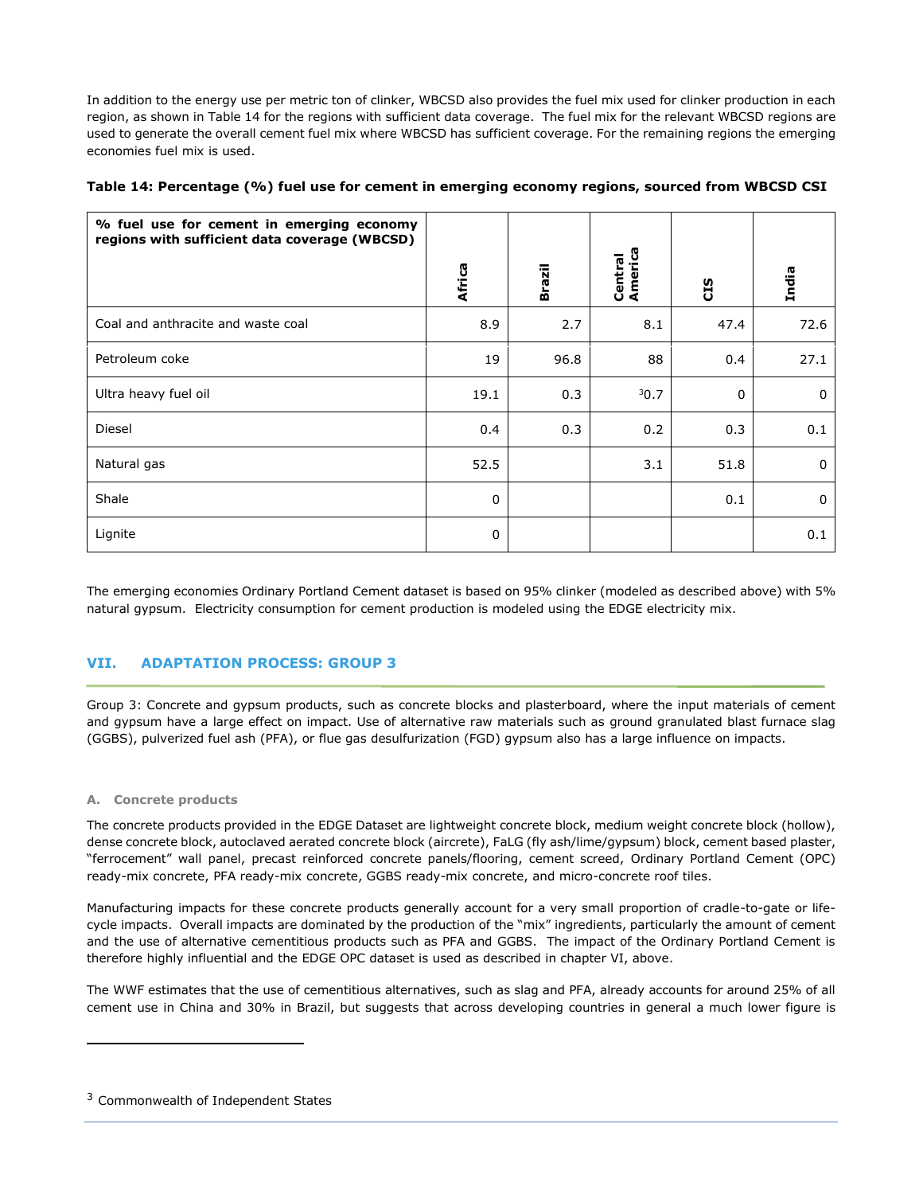In addition to the energy use per metric ton of clinker, WBCSD also provides the fuel mix used for clinker production in each region, as shown in Table 14 for the regions with sufficient data coverage. The fuel mix for the relevant WBCSD regions are used to generate the overall cement fuel mix where WBCSD has sufficient coverage. For the remaining regions the emerging economies fuel mix is used.

**Table 14: Percentage (%) fuel use for cement in emerging economy regions, sourced from WBCSD CSI**

| % fuel use for cement in emerging economy regions with sufficient data coverage (WBCSD) | Africa | Brazil | Central America | CIS | India |
|---|---|---|---|---|---|
| Coal and anthracite and waste coal | 8.9 | 2.7 | 8.1 | 47.4 | 72.6 |
| Petroleum coke | 19 | 96.8 | 88 | 0.4 | 27.1 |
| Ultra heavy fuel oil | 19.1 | 0.3 | [3]0.7 | 0 | 0 |
| Diesel | 0.4 | 0.3 | 0.2 | 0.3 | 0.1 |
| Natural gas | 52.5 | | 3.1 | 51.8 | 0 |
| Shale | 0 | | | 0.1 | 0 |
| Lignite | 0 | | | | 0.1 |

The emerging economies Ordinary Portland Cement dataset is based on 95% clinker (modeled as described above) with 5% natural gypsum. Electricity consumption for cement production is modeled using the EDGE electricity mix.

## VII. ADAPTATION PROCESS: GROUP 3

Group 3: Concrete and gypsum products, such as concrete blocks and plasterboard, where the input materials of cement and gypsum have a large effect on impact. Use of alternative raw materials such as ground granulated blast furnace slag (GGBS), pulverized fuel ash (PFA), or flue gas desulfurization (FGD) gypsum also has a large influence on impacts.

### A. Concrete products

The concrete products provided in the EDGE Dataset are lightweight concrete block, medium weight concrete block (hollow), dense concrete block, autoclaved aerated concrete block (aircrete), FaLG (fly ash/lime/gypsum) block, cement based plaster, "ferrocement" wall panel, precast reinforced concrete panels/flooring, cement screed, Ordinary Portland Cement (OPC) ready-mix concrete, PFA ready-mix concrete, GGBS ready-mix concrete, and micro-concrete roof tiles.

Manufacturing impacts for these concrete products generally account for a very small proportion of cradle-to-gate or life-cycle impacts. Overall impacts are dominated by the production of the "mix" ingredients, particularly the amount of cement and the use of alternative cementitious products such as PFA and GGBS. The impact of the Ordinary Portland Cement is therefore highly influential and the EDGE OPC dataset is used as described in chapter VI, above.

The WWF estimates that the use of cementitious alternatives, such as slag and PFA, already accounts for around 25% of all cement use in China and 30% in Brazil, but suggests that across developing countries in general a much lower figure is

[3] Commonwealth of Independent States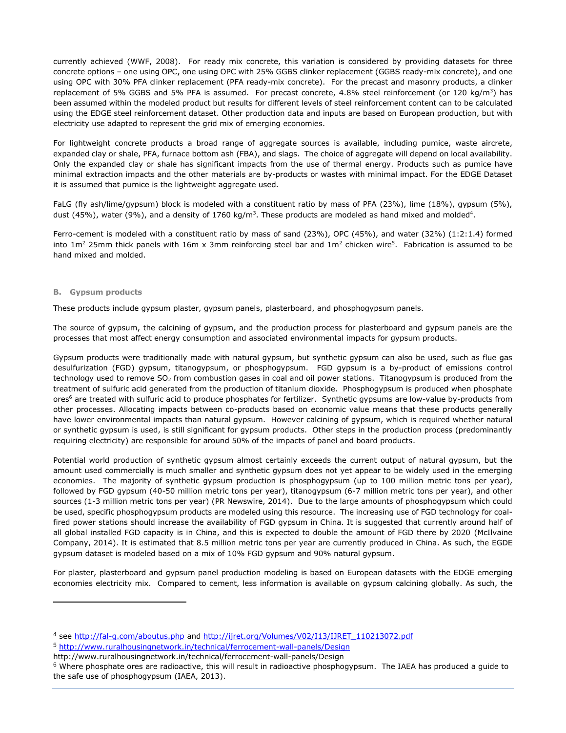currently achieved (WWF, 2008). For ready mix concrete, this variation is considered by providing datasets for three concrete options – one using OPC, one using OPC with 25% GGBS clinker replacement (GGBS ready-mix concrete), and one using OPC with 30% PFA clinker replacement (PFA ready-mix concrete). For the precast and masonry products, a clinker replacement of 5% GGBS and 5% PFA is assumed. For precast concrete, 4.8% steel reinforcement (or 120 kg/m$^3$) has been assumed within the modeled product but results for different levels of steel reinforcement content can to be calculated using the EDGE steel reinforcement dataset. Other production data and inputs are based on European production, but with electricity use adapted to represent the grid mix of emerging economies.

For lightweight concrete products a broad range of aggregate sources is available, including pumice, waste aircrete, expanded clay or shale, PFA, furnace bottom ash (FBA), and slags. The choice of aggregate will depend on local availability. Only the expanded clay or shale has significant impacts from the use of thermal energy. Products such as pumice have minimal extraction impacts and the other materials are by-products or wastes with minimal impact. For the EDGE Dataset it is assumed that pumice is the lightweight aggregate used.

FaLG (fly ash/lime/gypsum) block is modeled with a constituent ratio by mass of PFA (23%), lime (18%), gypsum (5%), dust (45%), water (9%), and a density of 1760 kg/m$^3$. These products are modeled as hand mixed and molded[4].

Ferro-cement is modeled with a constituent ratio by mass of sand (23%), OPC (45%), and water (32%) (1:2:1.4) formed into 1m$^2$ 25mm thick panels with 16m x 3mm reinforcing steel bar and 1m$^2$ chicken wire[5]. Fabrication is assumed to be hand mixed and molded.

### B. Gypsum products

These products include gypsum plaster, gypsum panels, plasterboard, and phosphogypsum panels.

The source of gypsum, the calcining of gypsum, and the production process for plasterboard and gypsum panels are the processes that most affect energy consumption and associated environmental impacts for gypsum products.

Gypsum products were traditionally made with natural gypsum, but synthetic gypsum can also be used, such as flue gas desulfurization (FGD) gypsum, titanogypsum, or phosphogypsum. FGD gypsum is a by-product of emissions control technology used to remove $SO_2$ from combustion gases in coal and oil power stations. Titanogypsum is produced from the treatment of sulfuric acid generated from the production of titanium dioxide. Phosphogypsum is produced when phosphate ores[6] are treated with sulfuric acid to produce phosphates for fertilizer. Synthetic gypsums are low-value by-products from other processes. Allocating impacts between co-products based on economic value means that these products generally have lower environmental impacts than natural gypsum. However calcining of gypsum, which is required whether natural or synthetic gypsum is used, is still significant for gypsum products. Other steps in the production process (predominantly requiring electricity) are responsible for around 50% of the impacts of panel and board products.

Potential world production of synthetic gypsum almost certainly exceeds the current output of natural gypsum, but the amount used commercially is much smaller and synthetic gypsum does not yet appear to be widely used in the emerging economies. The majority of synthetic gypsum production is phosphogypsum (up to 100 million metric tons per year), followed by FGD gypsum (40-50 million metric tons per year), titanogypsum (6-7 million metric tons per year), and other sources (1-3 million metric tons per year) (PR Newswire, 2014). Due to the large amounts of phosphogypsum which could be used, specific phosphogypsum products are modeled using this resource. The increasing use of FGD technology for coal-fired power stations should increase the availability of FGD gypsum in China. It is suggested that currently around half of all global installed FGD capacity is in China, and this is expected to double the amount of FGD there by 2020 (McIlvaine Company, 2014). It is estimated that 8.5 million metric tons per year are currently produced in China. As such, the EGDE gypsum dataset is modeled based on a mix of 10% FGD gypsum and 90% natural gypsum.

For plaster, plasterboard and gypsum panel production modeling is based on European datasets with the EDGE emerging economies electricity mix. Compared to cement, less information is available on gypsum calcining globally. As such, the

---

[4] see http://fal-g.com/aboutus.php and http://ijret.org/Volumes/V02/I13/IJRET_110213072.pdf

[5] http://www.ruralhousingnetwork.in/technical/ferrocement-wall-panels/Design
http://www.ruralhousingnetwork.in/technical/ferrocement-wall-panels/Design

[6] Where phosphate ores are radioactive, this will result in radioactive phosphogypsum. The IAEA has produced a guide to the safe use of phosphogypsum (IAEA, 2013).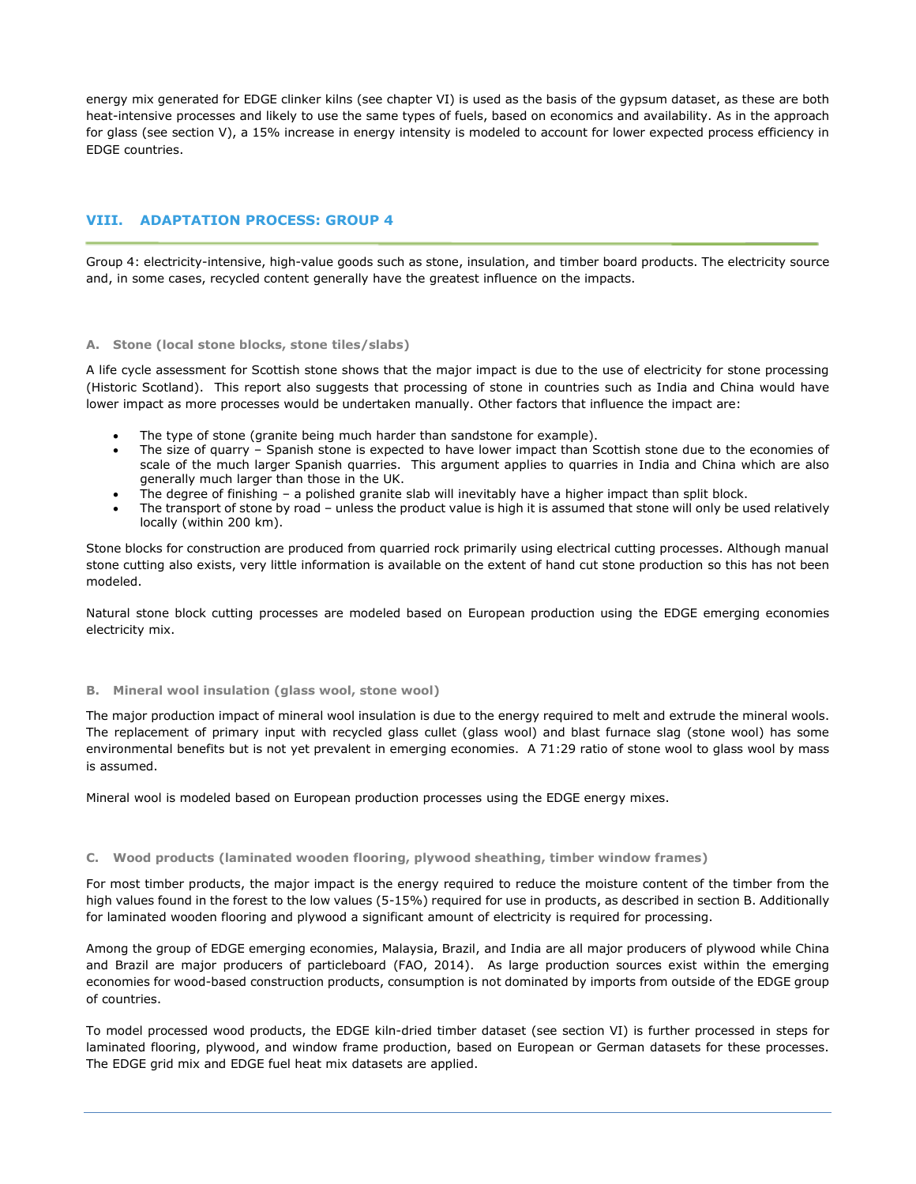energy mix generated for EDGE clinker kilns (see chapter VI) is used as the basis of the gypsum dataset, as these are both heat-intensive processes and likely to use the same types of fuels, based on economics and availability. As in the approach for glass (see section V), a 15% increase in energy intensity is modeled to account for lower expected process efficiency in EDGE countries.

## VIII. ADAPTATION PROCESS: GROUP 4

Group 4: electricity-intensive, high-value goods such as stone, insulation, and timber board products. The electricity source and, in some cases, recycled content generally have the greatest influence on the impacts.

### A. Stone (local stone blocks, stone tiles/slabs)

A life cycle assessment for Scottish stone shows that the major impact is due to the use of electricity for stone processing (Historic Scotland). This report also suggests that processing of stone in countries such as India and China would have lower impact as more processes would be undertaken manually. Other factors that influence the impact are:

- The type of stone (granite being much harder than sandstone for example).
- The size of quarry – Spanish stone is expected to have lower impact than Scottish stone due to the economies of scale of the much larger Spanish quarries. This argument applies to quarries in India and China which are also generally much larger than those in the UK.
- The degree of finishing – a polished granite slab will inevitably have a higher impact than split block.
- The transport of stone by road – unless the product value is high it is assumed that stone will only be used relatively locally (within 200 km).

Stone blocks for construction are produced from quarried rock primarily using electrical cutting processes. Although manual stone cutting also exists, very little information is available on the extent of hand cut stone production so this has not been modeled.

Natural stone block cutting processes are modeled based on European production using the EDGE emerging economies electricity mix.

### B. Mineral wool insulation (glass wool, stone wool)

The major production impact of mineral wool insulation is due to the energy required to melt and extrude the mineral wools. The replacement of primary input with recycled glass cullet (glass wool) and blast furnace slag (stone wool) has some environmental benefits but is not yet prevalent in emerging economies. A 71:29 ratio of stone wool to glass wool by mass is assumed.

Mineral wool is modeled based on European production processes using the EDGE energy mixes.

### C. Wood products (laminated wooden flooring, plywood sheathing, timber window frames)

For most timber products, the major impact is the energy required to reduce the moisture content of the timber from the high values found in the forest to the low values (5-15%) required for use in products, as described in section B. Additionally for laminated wooden flooring and plywood a significant amount of electricity is required for processing.

Among the group of EDGE emerging economies, Malaysia, Brazil, and India are all major producers of plywood while China and Brazil are major producers of particleboard (FAO, 2014). As large production sources exist within the emerging economies for wood-based construction products, consumption is not dominated by imports from outside of the EDGE group of countries.

To model processed wood products, the EDGE kiln-dried timber dataset (see section VI) is further processed in steps for laminated flooring, plywood, and window frame production, based on European or German datasets for these processes. The EDGE grid mix and EDGE fuel heat mix datasets are applied.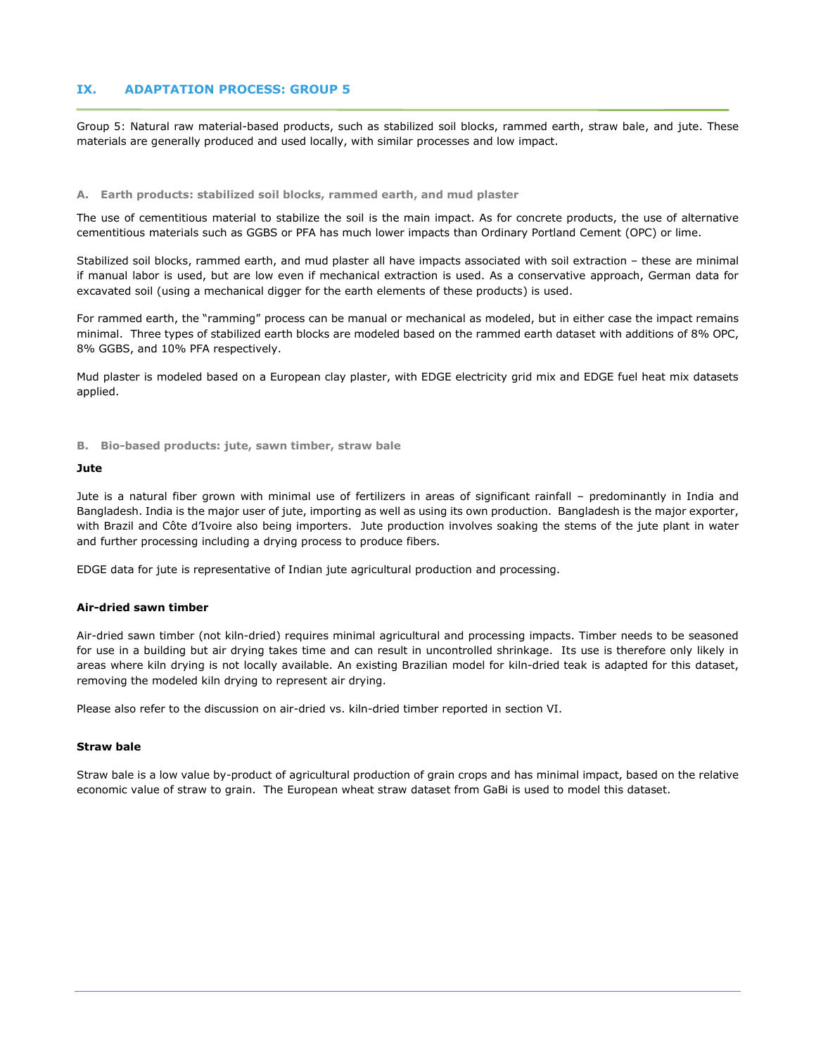## IX. ADAPTATION PROCESS: GROUP 5

Group 5: Natural raw material-based products, such as stabilized soil blocks, rammed earth, straw bale, and jute. These materials are generally produced and used locally, with similar processes and low impact.

### A. Earth products: stabilized soil blocks, rammed earth, and mud plaster

The use of cementitious material to stabilize the soil is the main impact. As for concrete products, the use of alternative cementitious materials such as GGBS or PFA has much lower impacts than Ordinary Portland Cement (OPC) or lime.

Stabilized soil blocks, rammed earth, and mud plaster all have impacts associated with soil extraction – these are minimal if manual labor is used, but are low even if mechanical extraction is used. As a conservative approach, German data for excavated soil (using a mechanical digger for the earth elements of these products) is used.

For rammed earth, the "ramming" process can be manual or mechanical as modeled, but in either case the impact remains minimal. Three types of stabilized earth blocks are modeled based on the rammed earth dataset with additions of 8% OPC, 8% GGBS, and 10% PFA respectively.

Mud plaster is modeled based on a European clay plaster, with EDGE electricity grid mix and EDGE fuel heat mix datasets applied.

### B. Bio-based products: jute, sawn timber, straw bale

**Jute**

Jute is a natural fiber grown with minimal use of fertilizers in areas of significant rainfall – predominantly in India and Bangladesh. India is the major user of jute, importing as well as using its own production. Bangladesh is the major exporter, with Brazil and Côte d'Ivoire also being importers. Jute production involves soaking the stems of the jute plant in water and further processing including a drying process to produce fibers.

EDGE data for jute is representative of Indian jute agricultural production and processing.

**Air-dried sawn timber**

Air-dried sawn timber (not kiln-dried) requires minimal agricultural and processing impacts. Timber needs to be seasoned for use in a building but air drying takes time and can result in uncontrolled shrinkage. Its use is therefore only likely in areas where kiln drying is not locally available. An existing Brazilian model for kiln-dried teak is adapted for this dataset, removing the modeled kiln drying to represent air drying.

Please also refer to the discussion on air-dried vs. kiln-dried timber reported in section VI.

**Straw bale**

Straw bale is a low value by-product of agricultural production of grain crops and has minimal impact, based on the relative economic value of straw to grain. The European wheat straw dataset from GaBi is used to model this dataset.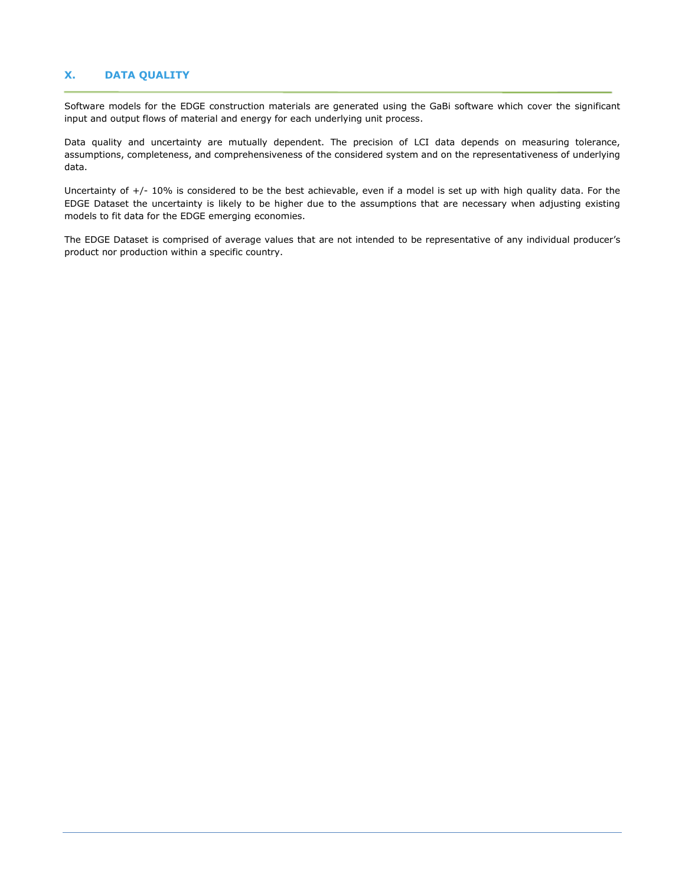## X. DATA QUALITY

Software models for the EDGE construction materials are generated using the GaBi software which cover the significant input and output flows of material and energy for each underlying unit process.

Data quality and uncertainty are mutually dependent. The precision of LCI data depends on measuring tolerance, assumptions, completeness, and comprehensiveness of the considered system and on the representativeness of underlying data.

Uncertainty of +/- 10% is considered to be the best achievable, even if a model is set up with high quality data. For the EDGE Dataset the uncertainty is likely to be higher due to the assumptions that are necessary when adjusting existing models to fit data for the EDGE emerging economies.

The EDGE Dataset is comprised of average values that are not intended to be representative of any individual producer's product nor production within a specific country.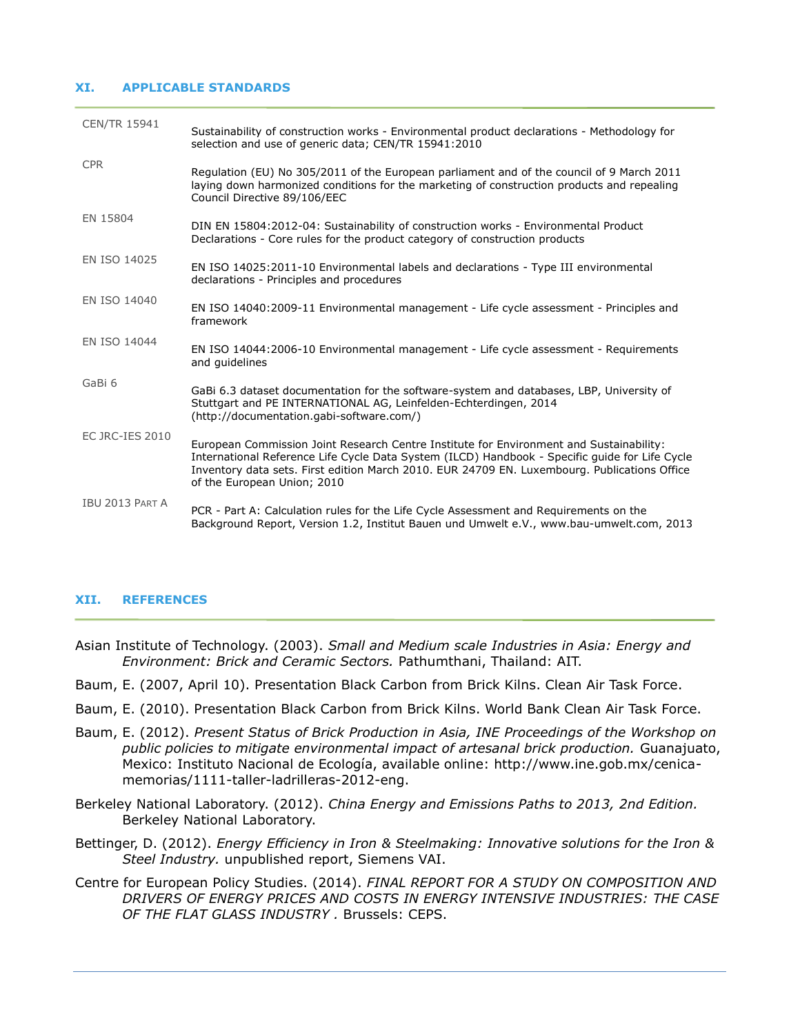## XI. APPLICABLE STANDARDS

| | |
|---|---|
| CEN/TR 15941 | Sustainability of construction works - Environmental product declarations - Methodology for selection and use of generic data; CEN/TR 15941:2010 |
| CPR | Regulation (EU) No 305/2011 of the European parliament and of the council of 9 March 2011 laying down harmonized conditions for the marketing of construction products and repealing Council Directive 89/106/EEC |
| EN 15804 | DIN EN 15804:2012-04: Sustainability of construction works - Environmental Product Declarations - Core rules for the product category of construction products |
| EN ISO 14025 | EN ISO 14025:2011-10 Environmental labels and declarations - Type III environmental declarations - Principles and procedures |
| EN ISO 14040 | EN ISO 14040:2009-11 Environmental management - Life cycle assessment - Principles and framework |
| EN ISO 14044 | EN ISO 14044:2006-10 Environmental management - Life cycle assessment - Requirements and guidelines |
| GaBi 6 | GaBi 6.3 dataset documentation for the software-system and databases, LBP, University of Stuttgart and PE INTERNATIONAL AG, Leinfelden-Echterdingen, 2014 (http://documentation.gabi-software.com/) |
| EC JRC-IES 2010 | European Commission Joint Research Centre Institute for Environment and Sustainability: International Reference Life Cycle Data System (ILCD) Handbook - Specific guide for Life Cycle Inventory data sets. First edition March 2010. EUR 24709 EN. Luxembourg. Publications Office of the European Union; 2010 |
| IBU 2013 Part A | PCR - Part A: Calculation rules for the Life Cycle Assessment and Requirements on the Background Report, Version 1.2, Institut Bauen und Umwelt e.V., www.bau-umwelt.com, 2013 |

## XII. REFERENCES

Asian Institute of Technology. (2003). *Small and Medium scale Industries in Asia: Energy and Environment: Brick and Ceramic Sectors.* Pathumthani, Thailand: AIT.

Baum, E. (2007, April 10). Presentation Black Carbon from Brick Kilns. Clean Air Task Force.

Baum, E. (2010). Presentation Black Carbon from Brick Kilns. World Bank Clean Air Task Force.

Baum, E. (2012). *Present Status of Brick Production in Asia, INE Proceedings of the Workshop on public policies to mitigate environmental impact of artesanal brick production.* Guanajuato, Mexico: Instituto Nacional de Ecología, available online: http://www.ine.gob.mx/cenica-memorias/1111-taller-ladrilleras-2012-eng.

Berkeley National Laboratory. (2012). *China Energy and Emissions Paths to 2013, 2nd Edition.* Berkeley National Laboratory.

Bettinger, D. (2012). *Energy Efficiency in Iron & Steelmaking: Innovative solutions for the Iron & Steel Industry.* unpublished report, Siemens VAI.

Centre for European Policy Studies. (2014). *FINAL REPORT FOR A STUDY ON COMPOSITION AND DRIVERS OF ENERGY PRICES AND COSTS IN ENERGY INTENSIVE INDUSTRIES: THE CASE OF THE FLAT GLASS INDUSTRY .* Brussels: CEPS.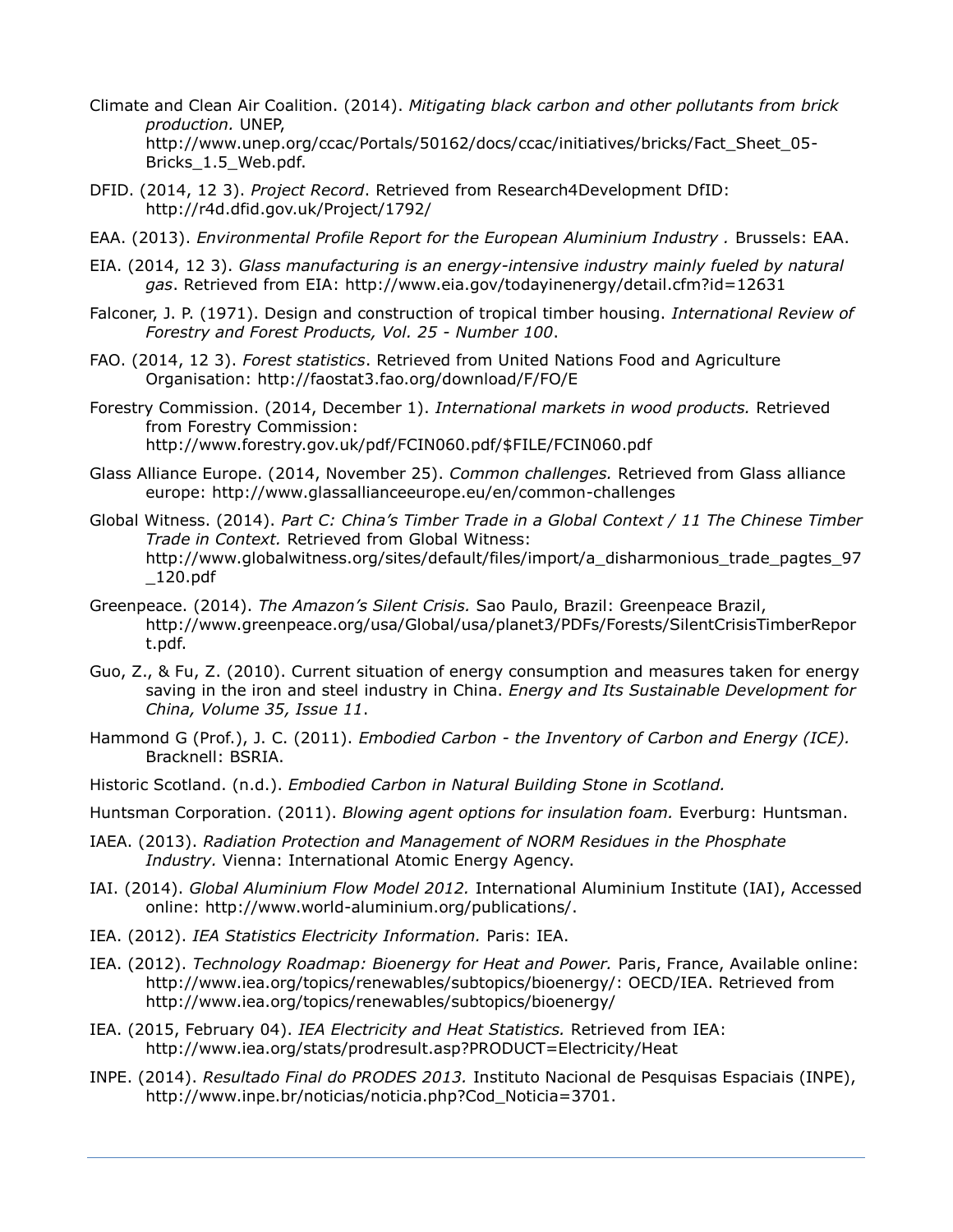Climate and Clean Air Coalition. (2014). *Mitigating black carbon and other pollutants from brick production.* UNEP, http://www.unep.org/ccac/Portals/50162/docs/ccac/initiatives/bricks/Fact_Sheet_05-Bricks_1.5_Web.pdf.

DFID. (2014, 12 3). *Project Record*. Retrieved from Research4Development DfID: http://r4d.dfid.gov.uk/Project/1792/

EAA. (2013). *Environmental Profile Report for the European Aluminium Industry .* Brussels: EAA.

EIA. (2014, 12 3). *Glass manufacturing is an energy-intensive industry mainly fueled by natural gas*. Retrieved from EIA: http://www.eia.gov/todayinenergy/detail.cfm?id=12631

Falconer, J. P. (1971). Design and construction of tropical timber housing. *International Review of Forestry and Forest Products, Vol. 25 - Number 100*.

FAO. (2014, 12 3). *Forest statistics*. Retrieved from United Nations Food and Agriculture Organisation: http://faostat3.fao.org/download/F/FO/E

Forestry Commission. (2014, December 1). *International markets in wood products.* Retrieved from Forestry Commission: http://www.forestry.gov.uk/pdf/FCIN060.pdf/$FILE/FCIN060.pdf

Glass Alliance Europe. (2014, November 25). *Common challenges.* Retrieved from Glass alliance europe: http://www.glassallianceeurope.eu/en/common-challenges

Global Witness. (2014). *Part C: China's Timber Trade in a Global Context / 11 The Chinese Timber Trade in Context.* Retrieved from Global Witness: http://www.globalwitness.org/sites/default/files/import/a_disharmonious_trade_pagtes_97_120.pdf

Greenpeace. (2014). *The Amazon's Silent Crisis.* Sao Paulo, Brazil: Greenpeace Brazil, http://www.greenpeace.org/usa/Global/usa/planet3/PDFs/Forests/SilentCrisisTimberReport.pdf.

Guo, Z., & Fu, Z. (2010). Current situation of energy consumption and measures taken for energy saving in the iron and steel industry in China. *Energy and Its Sustainable Development for China, Volume 35, Issue 11*.

Hammond G (Prof.), J. C. (2011). *Embodied Carbon - the Inventory of Carbon and Energy (ICE).* Bracknell: BSRIA.

Historic Scotland. (n.d.). *Embodied Carbon in Natural Building Stone in Scotland.*

Huntsman Corporation. (2011). *Blowing agent options for insulation foam.* Everburg: Huntsman.

IAEA. (2013). *Radiation Protection and Management of NORM Residues in the Phosphate Industry.* Vienna: International Atomic Energy Agency.

IAI. (2014). *Global Aluminium Flow Model 2012.* International Aluminium Institute (IAI), Accessed online: http://www.world-aluminium.org/publications/.

IEA. (2012). *IEA Statistics Electricity Information.* Paris: IEA.

IEA. (2012). *Technology Roadmap: Bioenergy for Heat and Power.* Paris, France, Available online: http://www.iea.org/topics/renewables/subtopics/bioenergy/: OECD/IEA. Retrieved from http://www.iea.org/topics/renewables/subtopics/bioenergy/

IEA. (2015, February 04). *IEA Electricity and Heat Statistics.* Retrieved from IEA: http://www.iea.org/stats/prodresult.asp?PRODUCT=Electricity/Heat

INPE. (2014). *Resultado Final do PRODES 2013.* Instituto Nacional de Pesquisas Espaciais (INPE), http://www.inpe.br/noticias/noticia.php?Cod_Noticia=3701.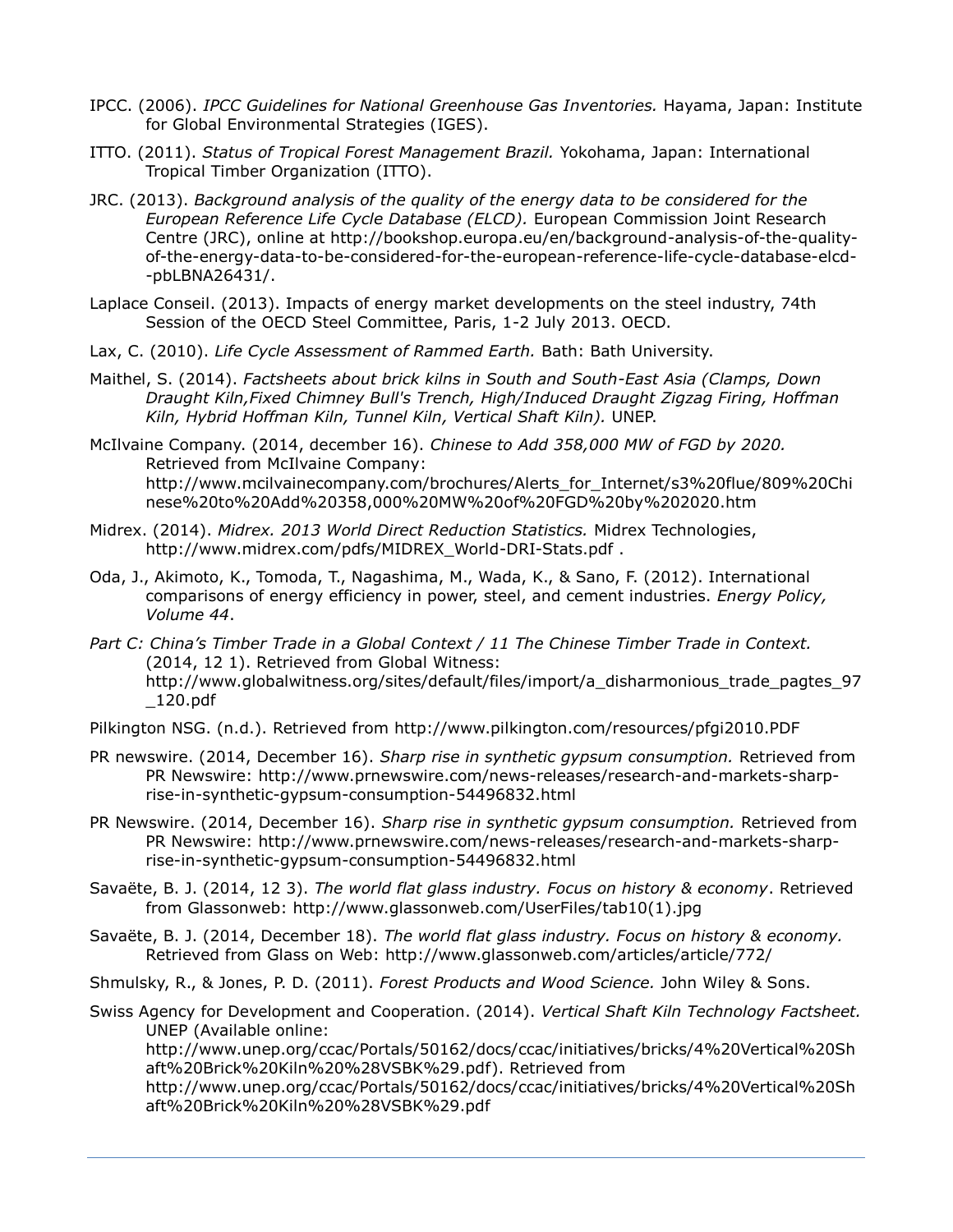IPCC. (2006). *IPCC Guidelines for National Greenhouse Gas Inventories.* Hayama, Japan: Institute for Global Environmental Strategies (IGES).

ITTO. (2011). *Status of Tropical Forest Management Brazil.* Yokohama, Japan: International Tropical Timber Organization (ITTO).

JRC. (2013). *Background analysis of the quality of the energy data to be considered for the European Reference Life Cycle Database (ELCD).* European Commission Joint Research Centre (JRC), online at http://bookshop.europa.eu/en/background-analysis-of-the-quality-of-the-energy-data-to-be-considered-for-the-european-reference-life-cycle-database-elcd--pbLBNA26431/.

Laplace Conseil. (2013). Impacts of energy market developments on the steel industry, 74th Session of the OECD Steel Committee, Paris, 1-2 July 2013. OECD.

Lax, C. (2010). *Life Cycle Assessment of Rammed Earth.* Bath: Bath University.

Maithel, S. (2014). *Factsheets about brick kilns in South and South-East Asia (Clamps, Down Draught Kiln,Fixed Chimney Bull's Trench, High/Induced Draught Zigzag Firing, Hoffman Kiln, Hybrid Hoffman Kiln, Tunnel Kiln, Vertical Shaft Kiln).* UNEP.

McIlvaine Company. (2014, december 16). *Chinese to Add 358,000 MW of FGD by 2020.* Retrieved from McIlvaine Company: http://www.mcilvainecompany.com/brochures/Alerts_for_Internet/s3%20flue/809%20Chinese%20to%20Add%20358,000%20MW%20of%20FGD%20by%202020.htm

Midrex. (2014). *Midrex. 2013 World Direct Reduction Statistics.* Midrex Technologies, http://www.midrex.com/pdfs/MIDREX_World-DRI-Stats.pdf .

Oda, J., Akimoto, K., Tomoda, T., Nagashima, M., Wada, K., & Sano, F. (2012). International comparisons of energy efficiency in power, steel, and cement industries. *Energy Policy, Volume 44*.

*Part C: China's Timber Trade in a Global Context / 11 The Chinese Timber Trade in Context.* (2014, 12 1). Retrieved from Global Witness: http://www.globalwitness.org/sites/default/files/import/a_disharmonious_trade_pagtes_97_120.pdf

Pilkington NSG. (n.d.). Retrieved from http://www.pilkington.com/resources/pfgi2010.PDF

PR newswire. (2014, December 16). *Sharp rise in synthetic gypsum consumption.* Retrieved from PR Newswire: http://www.prnewswire.com/news-releases/research-and-markets-sharp-rise-in-synthetic-gypsum-consumption-54496832.html

PR Newswire. (2014, December 16). *Sharp rise in synthetic gypsum consumption.* Retrieved from PR Newswire: http://www.prnewswire.com/news-releases/research-and-markets-sharp-rise-in-synthetic-gypsum-consumption-54496832.html

Savaëte, B. J. (2014, 12 3). *The world flat glass industry. Focus on history & economy*. Retrieved from Glassonweb: http://www.glassonweb.com/UserFiles/tab10(1).jpg

Savaëte, B. J. (2014, December 18). *The world flat glass industry. Focus on history & economy.* Retrieved from Glass on Web: http://www.glassonweb.com/articles/article/772/

Shmulsky, R., & Jones, P. D. (2011). *Forest Products and Wood Science.* John Wiley & Sons.

Swiss Agency for Development and Cooperation. (2014). *Vertical Shaft Kiln Technology Factsheet.* UNEP (Available online: http://www.unep.org/ccac/Portals/50162/docs/ccac/initiatives/bricks/4%20Vertical%20Shaft%20Brick%20Kiln%20%28VSBK%29.pdf). Retrieved from http://www.unep.org/ccac/Portals/50162/docs/ccac/initiatives/bricks/4%20Vertical%20Shaft%20Brick%20Kiln%20%28VSBK%29.pdf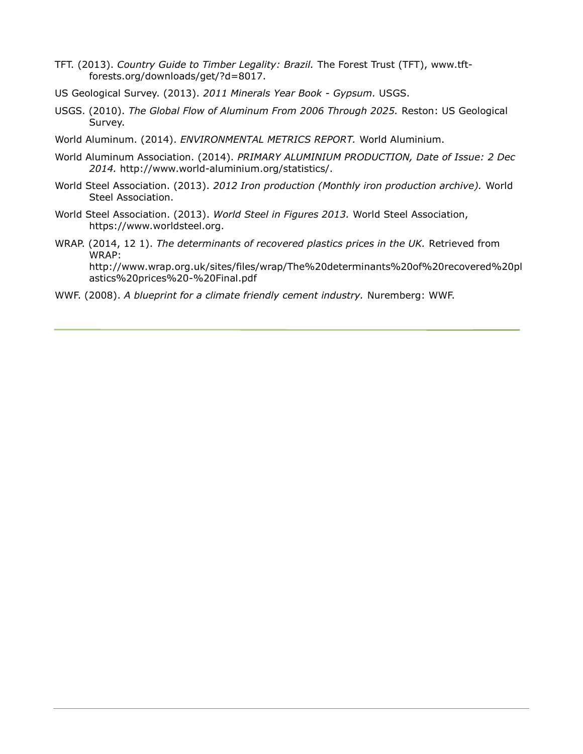TFT. (2013). *Country Guide to Timber Legality: Brazil.* The Forest Trust (TFT), www.tft-forests.org/downloads/get/?d=8017.

US Geological Survey. (2013). *2011 Minerals Year Book - Gypsum.* USGS.

USGS. (2010). *The Global Flow of Aluminum From 2006 Through 2025.* Reston: US Geological Survey.

World Aluminum. (2014). *ENVIRONMENTAL METRICS REPORT.* World Aluminium.

World Aluminum Association. (2014). *PRIMARY ALUMINIUM PRODUCTION, Date of Issue: 2 Dec 2014.* http://www.world-aluminium.org/statistics/.

World Steel Association. (2013). *2012 Iron production (Monthly iron production archive).* World Steel Association.

World Steel Association. (2013). *World Steel in Figures 2013.* World Steel Association, https://www.worldsteel.org.

WRAP. (2014, 12 1). *The determinants of recovered plastics prices in the UK.* Retrieved from WRAP: http://www.wrap.org.uk/sites/files/wrap/The%20determinants%20of%20recovered%20plastics%20prices%20-%20Final.pdf

WWF. (2008). *A blueprint for a climate friendly cement industry.* Nuremberg: WWF.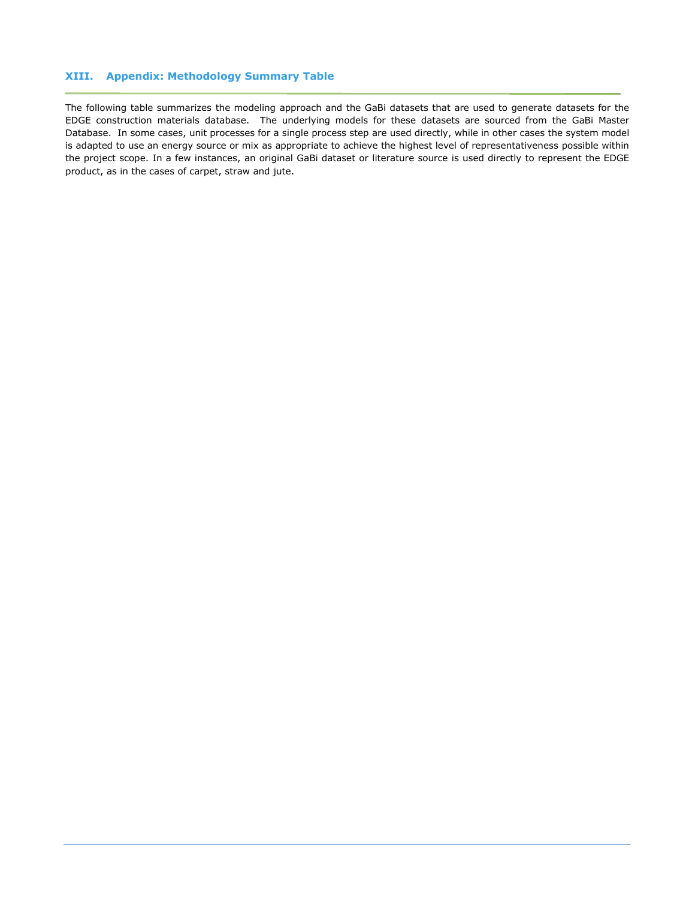## XIII. Appendix: Methodology Summary Table

The following table summarizes the modeling approach and the GaBi datasets that are used to generate datasets for the EDGE construction materials database. The underlying models for these datasets are sourced from the GaBi Master Database. In some cases, unit processes for a single process step are used directly, while in other cases the system model is adapted to use an energy source or mix as appropriate to achieve the highest level of representativeness possible within the project scope. In a few instances, an original GaBi dataset or literature source is used directly to represent the EDGE product, as in the cases of carpet, straw and jute.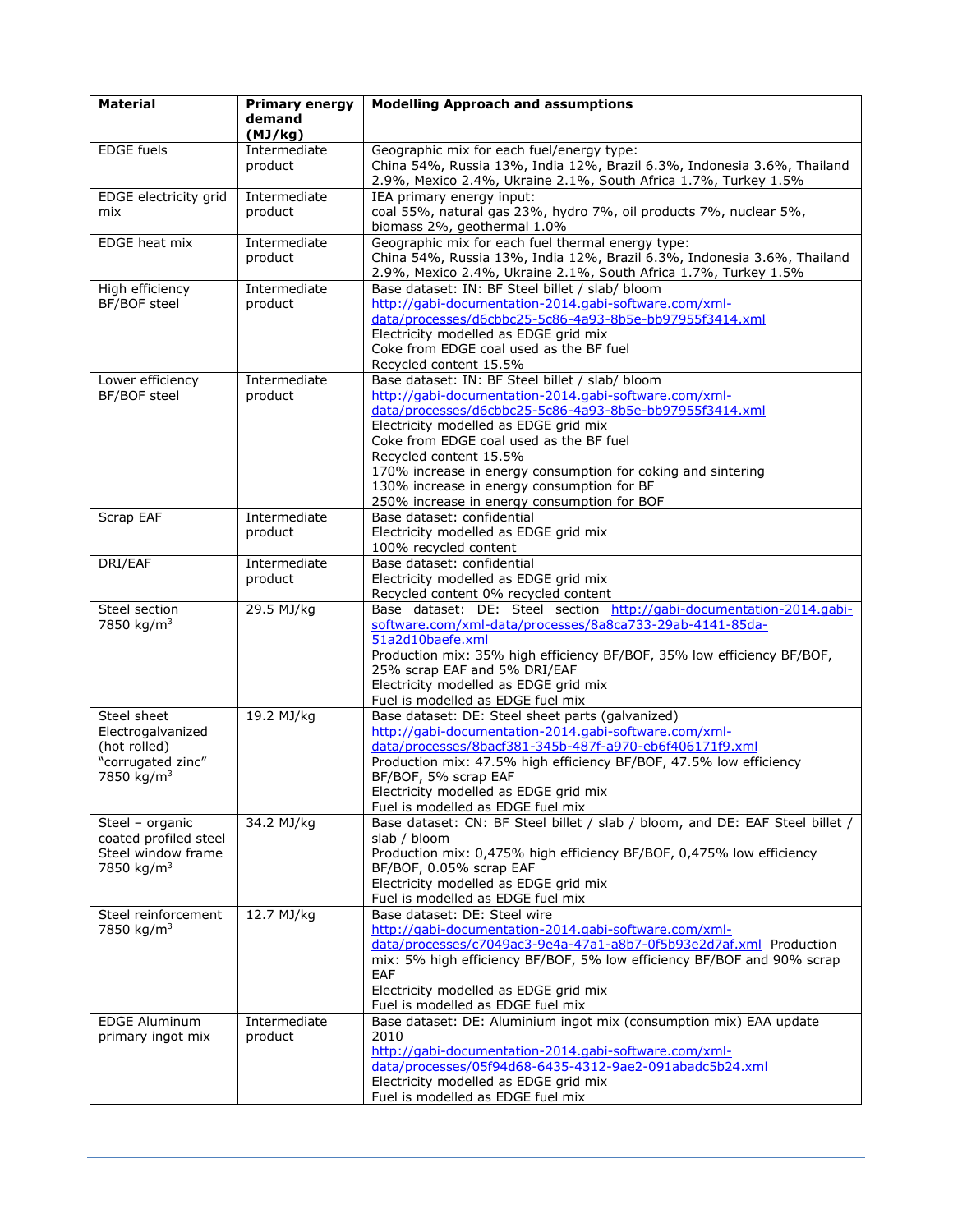| Material | Primary energy demand (MJ/kg) | Modelling Approach and assumptions |
|---|---|---|
| EDGE fuels | Intermediate product | Geographic mix for each fuel/energy type:<br>China 54%, Russia 13%, India 12%, Brazil 6.3%, Indonesia 3.6%, Thailand 2.9%, Mexico 2.4%, Ukraine 2.1%, South Africa 1.7%, Turkey 1.5% |
| EDGE electricity grid mix | Intermediate product | IEA primary energy input:<br>coal 55%, natural gas 23%, hydro 7%, oil products 7%, nuclear 5%, biomass 2%, geothermal 1.0% |
| EDGE heat mix | Intermediate product | Geographic mix for each fuel thermal energy type:<br>China 54%, Russia 13%, India 12%, Brazil 6.3%, Indonesia 3.6%, Thailand 2.9%, Mexico 2.4%, Ukraine 2.1%, South Africa 1.7%, Turkey 1.5% |
| High efficiency BF/BOF steel | Intermediate product | Base dataset: IN: BF Steel billet / slab/ bloom<br>http://gabi-documentation-2014.gabi-software.com/xml-data/processes/d6cbbc25-5c86-4a93-8b5e-bb97955f3414.xml<br>Electricity modelled as EDGE grid mix<br>Coke from EDGE coal used as the BF fuel<br>Recycled content 15.5% |
| Lower efficiency BF/BOF steel | Intermediate product | Base dataset: IN: BF Steel billet / slab/ bloom<br>http://gabi-documentation-2014.gabi-software.com/xml-data/processes/d6cbbc25-5c86-4a93-8b5e-bb97955f3414.xml<br>Electricity modelled as EDGE grid mix<br>Coke from EDGE coal used as the BF fuel<br>Recycled content 15.5%<br>170% increase in energy consumption for coking and sintering<br>130% increase in energy consumption for BF<br>250% increase in energy consumption for BOF |
| Scrap EAF | Intermediate product | Base dataset: confidential<br>Electricity modelled as EDGE grid mix<br>100% recycled content |
| DRI/EAF | Intermediate product | Base dataset: confidential<br>Electricity modelled as EDGE grid mix<br>Recycled content 0% recycled content |
| Steel section<br>7850 kg/m$^3$ | 29.5 MJ/kg | Base dataset: DE: Steel section http://gabi-documentation-2014.gabi-software.com/xml-data/processes/8a8ca733-29ab-4141-85da-51a2d10baefe.xml<br>Production mix: 35% high efficiency BF/BOF, 35% low efficiency BF/BOF, 25% scrap EAF and 5% DRI/EAF<br>Electricity modelled as EDGE grid mix<br>Fuel is modelled as EDGE fuel mix |
| Steel sheet Electrogalvanized (hot rolled) "corrugated zinc"<br>7850 kg/m$^3$ | 19.2 MJ/kg | Base dataset: DE: Steel sheet parts (galvanized)<br>http://gabi-documentation-2014.gabi-software.com/xml-data/processes/8bacf381-345b-487f-a970-eb6f406171f9.xml<br>Production mix: 47.5% high efficiency BF/BOF, 47.5% low efficiency BF/BOF, 5% scrap EAF<br>Electricity modelled as EDGE grid mix<br>Fuel is modelled as EDGE fuel mix |
| Steel – organic coated profiled steel<br>Steel window frame<br>7850 kg/m$^3$ | 34.2 MJ/kg | Base dataset: CN: BF Steel billet / slab / bloom, and DE: EAF Steel billet / slab / bloom<br>Production mix: 0,475% high efficiency BF/BOF, 0,475% low efficiency BF/BOF, 0.05% scrap EAF<br>Electricity modelled as EDGE grid mix<br>Fuel is modelled as EDGE fuel mix |
| Steel reinforcement<br>7850 kg/m$^3$ | 12.7 MJ/kg | Base dataset: DE: Steel wire<br>http://gabi-documentation-2014.gabi-software.com/xml-data/processes/c7049ac3-9e4a-47a1-a8b7-0f5b93e2d7af.xml Production mix: 5% high efficiency BF/BOF, 5% low efficiency BF/BOF and 90% scrap EAF<br>Electricity modelled as EDGE grid mix<br>Fuel is modelled as EDGE fuel mix |
| EDGE Aluminum primary ingot mix | Intermediate product | Base dataset: DE: Aluminium ingot mix (consumption mix) EAA update 2010<br>http://gabi-documentation-2014.gabi-software.com/xml-data/processes/05f94d68-6435-4312-9ae2-091abadc5b24.xml<br>Electricity modelled as EDGE grid mix<br>Fuel is modelled as EDGE fuel mix |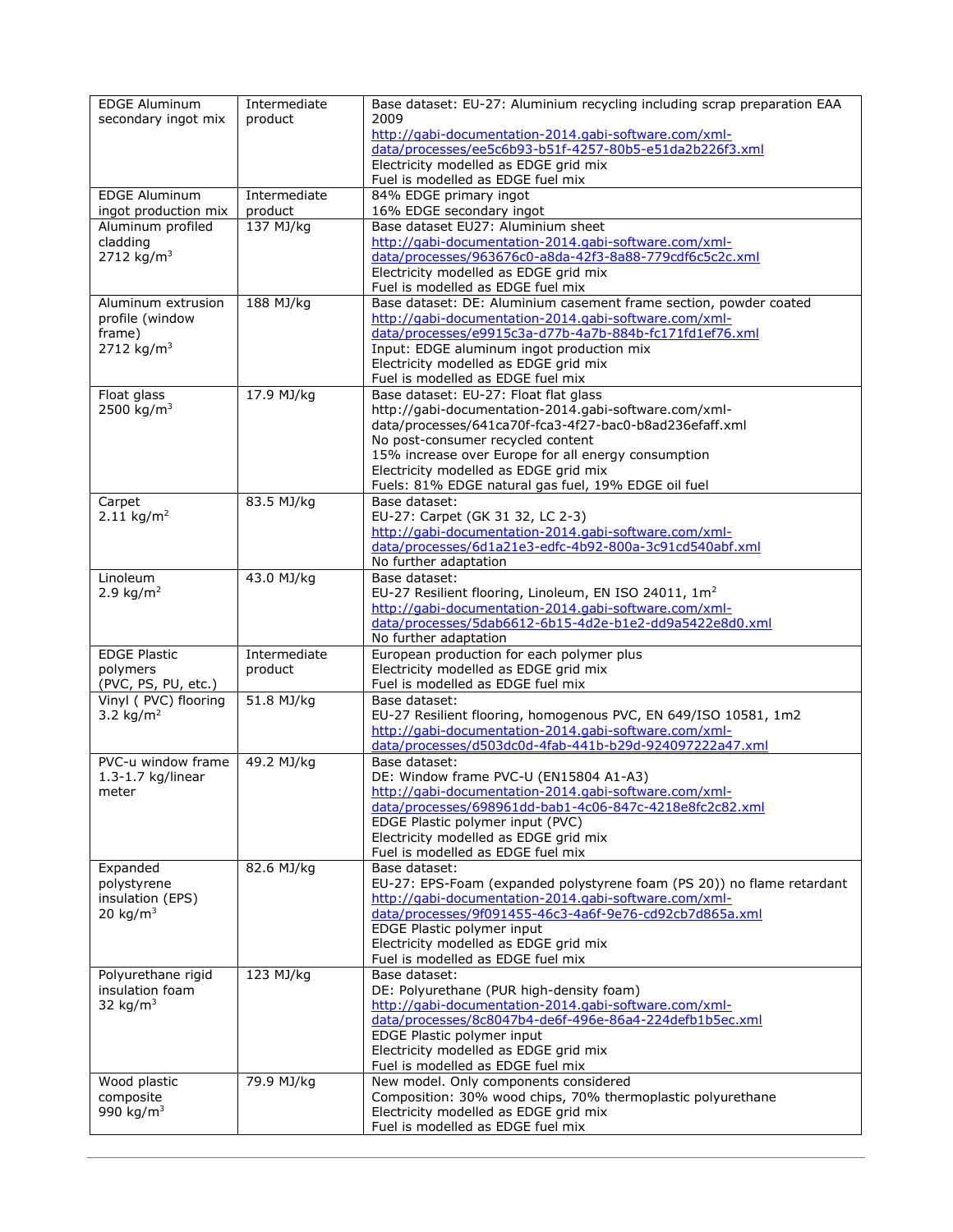| | | |
|---|---|---|
| EDGE Aluminum secondary ingot mix | Intermediate product | Base dataset: EU-27: Aluminium recycling including scrap preparation EAA 2009<br>http://gabi-documentation-2014.gabi-software.com/xml-data/processes/ee5c6b93-b51f-4257-80b5-e51da2b226f3.xml<br>Electricity modelled as EDGE grid mix<br>Fuel is modelled as EDGE fuel mix |
| EDGE Aluminum ingot production mix | Intermediate product | 84% EDGE primary ingot<br>16% EDGE secondary ingot |
| Aluminum profiled cladding<br>2712 kg/m$^3$ | 137 MJ/kg | Base dataset EU27: Aluminium sheet<br>http://gabi-documentation-2014.gabi-software.com/xml-data/processes/963676c0-a8da-42f3-8a88-779cdf6c5c2c.xml<br>Electricity modelled as EDGE grid mix<br>Fuel is modelled as EDGE fuel mix |
| Aluminum extrusion profile (window frame)<br>2712 kg/m$^3$ | 188 MJ/kg | Base dataset: DE: Aluminium casement frame section, powder coated<br>http://gabi-documentation-2014.gabi-software.com/xml-data/processes/e9915c3a-d77b-4a7b-884b-fc171fd1ef76.xml<br>Input: EDGE aluminum ingot production mix<br>Electricity modelled as EDGE grid mix<br>Fuel is modelled as EDGE fuel mix |
| Float glass<br>2500 kg/m$^3$ | 17.9 MJ/kg | Base dataset: EU-27: Float flat glass<br>http://gabi-documentation-2014.gabi-software.com/xml-data/processes/641ca70f-fca3-4f27-bac0-b8ad236efaff.xml<br>No post-consumer recycled content<br>15% increase over Europe for all energy consumption<br>Electricity modelled as EDGE grid mix<br>Fuels: 81% EDGE natural gas fuel, 19% EDGE oil fuel |
| Carpet<br>2.11 kg/m$^2$ | 83.5 MJ/kg | Base dataset:<br>EU-27: Carpet (GK 31 32, LC 2-3)<br>http://gabi-documentation-2014.gabi-software.com/xml-data/processes/6d1a21e3-edfc-4b92-800a-3c91cd540abf.xml<br>No further adaptation |
| Linoleum<br>2.9 kg/m$^2$ | 43.0 MJ/kg | Base dataset:<br>EU-27 Resilient flooring, Linoleum, EN ISO 24011, 1m$^2$<br>http://gabi-documentation-2014.gabi-software.com/xml-data/processes/5dab6612-6b15-4d2e-b1e2-dd9a5422e8d0.xml<br>No further adaptation |
| EDGE Plastic polymers (PVC, PS, PU, etc.) | Intermediate product | European production for each polymer plus<br>Electricity modelled as EDGE grid mix<br>Fuel is modelled as EDGE fuel mix |
| Vinyl ( PVC) flooring<br>3.2 kg/m$^2$ | 51.8 MJ/kg | Base dataset:<br>EU-27 Resilient flooring, homogenous PVC, EN 649/ISO 10581, 1m2<br>http://gabi-documentation-2014.gabi-software.com/xml-data/processes/d503dc0d-4fab-441b-b29d-924097222a47.xml |
| PVC-u window frame<br>1.3-1.7 kg/linear meter | 49.2 MJ/kg | Base dataset:<br>DE: Window frame PVC-U (EN15804 A1-A3)<br>http://gabi-documentation-2014.gabi-software.com/xml-data/processes/698961dd-bab1-4c06-847c-4218e8fc2c82.xml<br>EDGE Plastic polymer input (PVC)<br>Electricity modelled as EDGE grid mix<br>Fuel is modelled as EDGE fuel mix |
| Expanded polystyrene insulation (EPS)<br>20 kg/m$^3$ | 82.6 MJ/kg | Base dataset:<br>EU-27: EPS-Foam (expanded polystyrene foam (PS 20)) no flame retardant<br>http://gabi-documentation-2014.gabi-software.com/xml-data/processes/9f091455-46c3-4a6f-9e76-cd92cb7d865a.xml<br>EDGE Plastic polymer input<br>Electricity modelled as EDGE grid mix<br>Fuel is modelled as EDGE fuel mix |
| Polyurethane rigid insulation foam<br>32 kg/m$^3$ | 123 MJ/kg | Base dataset:<br>DE: Polyurethane (PUR high-density foam)<br>http://gabi-documentation-2014.gabi-software.com/xml-data/processes/8c8047b4-de6f-496e-86a4-224defb1b5ec.xml<br>EDGE Plastic polymer input<br>Electricity modelled as EDGE grid mix<br>Fuel is modelled as EDGE fuel mix |
| Wood plastic composite<br>990 kg/m$^3$ | 79.9 MJ/kg | New model. Only components considered<br>Composition: 30% wood chips, 70% thermoplastic polyurethane<br>Electricity modelled as EDGE grid mix<br>Fuel is modelled as EDGE fuel mix |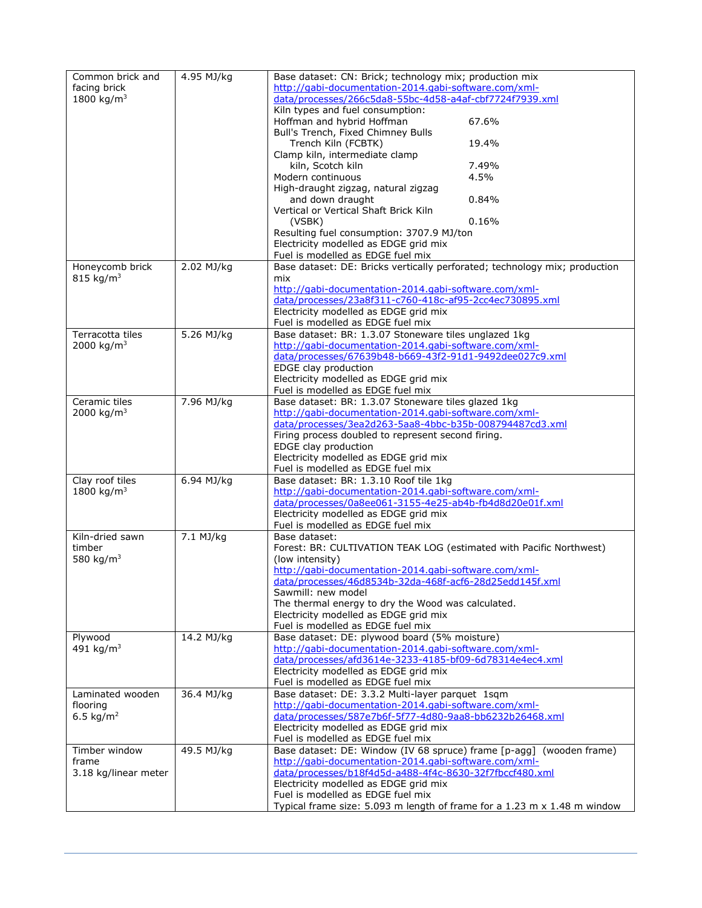| | | |
|---|---|---|
| Common brick and facing brick<br>1800 kg/m$^3$ | 4.95 MJ/kg | Base dataset: CN: Brick; technology mix; production mix<br>http://gabi-documentation-2014.gabi-software.com/xml-data/processes/266c5da8-55bc-4d58-a4af-cbf7724f7939.xml<br>Kiln types and fuel consumption:<br>Hoffman and hybrid Hoffman 67.6%<br>Bull's Trench, Fixed Chimney Bulls Trench Kiln (FCBTK) 19.4%<br>Clamp kiln, intermediate clamp kiln, Scotch kiln 7.49%<br>Modern continuous 4.5%<br>High-draught zigzag, natural zigzag and down draught 0.84%<br>Vertical or Vertical Shaft Brick Kiln (VSBK) 0.16%<br>Resulting fuel consumption: 3707.9 MJ/ton<br>Electricity modelled as EDGE grid mix<br>Fuel is modelled as EDGE fuel mix |
| Honeycomb brick<br>815 kg/m$^3$ | 2.02 MJ/kg | Base dataset: DE: Bricks vertically perforated; technology mix; production mix<br>http://gabi-documentation-2014.gabi-software.com/xml-data/processes/23a8f311-c760-418c-af95-2cc4ec730895.xml<br>Electricity modelled as EDGE grid mix<br>Fuel is modelled as EDGE fuel mix |
| Terracotta tiles<br>2000 kg/m$^3$ | 5.26 MJ/kg | Base dataset: BR: 1.3.07 Stoneware tiles unglazed 1kg<br>http://gabi-documentation-2014.gabi-software.com/xml-data/processes/67639b48-b669-43f2-91d1-9492dee027c9.xml<br>EDGE clay production<br>Electricity modelled as EDGE grid mix<br>Fuel is modelled as EDGE fuel mix |
| Ceramic tiles<br>2000 kg/m$^3$ | 7.96 MJ/kg | Base dataset: BR: 1.3.07 Stoneware tiles glazed 1kg<br>http://gabi-documentation-2014.gabi-software.com/xml-data/processes/3ea2d263-5aa8-4bbc-b35b-008794487cd3.xml<br>Firing process doubled to represent second firing.<br>EDGE clay production<br>Electricity modelled as EDGE grid mix<br>Fuel is modelled as EDGE fuel mix |
| Clay roof tiles<br>1800 kg/m$^3$ | 6.94 MJ/kg | Base dataset: BR: 1.3.10 Roof tile 1kg<br>http://gabi-documentation-2014.gabi-software.com/xml-data/processes/0a8ee061-3155-4e25-ab4b-fb4d8d20e01f.xml<br>Electricity modelled as EDGE grid mix<br>Fuel is modelled as EDGE fuel mix |
| Kiln-dried sawn timber<br>580 kg/m$^3$ | 7.1 MJ/kg | Base dataset:<br>Forest: BR: CULTIVATION TEAK LOG (estimated with Pacific Northwest) (low intensity)<br>http://gabi-documentation-2014.gabi-software.com/xml-data/processes/46d8534b-32da-468f-acf6-28d25edd145f.xml<br>Sawmill: new model<br>The thermal energy to dry the Wood was calculated.<br>Electricity modelled as EDGE grid mix<br>Fuel is modelled as EDGE fuel mix |
| Plywood<br>491 kg/m$^3$ | 14.2 MJ/kg | Base dataset: DE: plywood board (5% moisture)<br>http://gabi-documentation-2014.gabi-software.com/xml-data/processes/afd3614e-3233-4185-bf09-6d78314e4ec4.xml<br>Electricity modelled as EDGE grid mix<br>Fuel is modelled as EDGE fuel mix |
| Laminated wooden flooring<br>6.5 kg/m$^2$ | 36.4 MJ/kg | Base dataset: DE: 3.3.2 Multi-layer parquet 1sqm<br>http://gabi-documentation-2014.gabi-software.com/xml-data/processes/587e7b6f-5f77-4d80-9aa8-bb6232b26468.xml<br>Electricity modelled as EDGE grid mix<br>Fuel is modelled as EDGE fuel mix |
| Timber window frame<br>3.18 kg/linear meter | 49.5 MJ/kg | Base dataset: DE: Window (IV 68 spruce) frame [p-agg] (wooden frame)<br>http://gabi-documentation-2014.gabi-software.com/xml-data/processes/b18f4d5d-a488-4f4c-8630-32f7fbccf480.xml<br>Electricity modelled as EDGE grid mix<br>Fuel is modelled as EDGE fuel mix<br>Typical frame size: 5.093 m length of frame for a 1.23 m x 1.48 m window |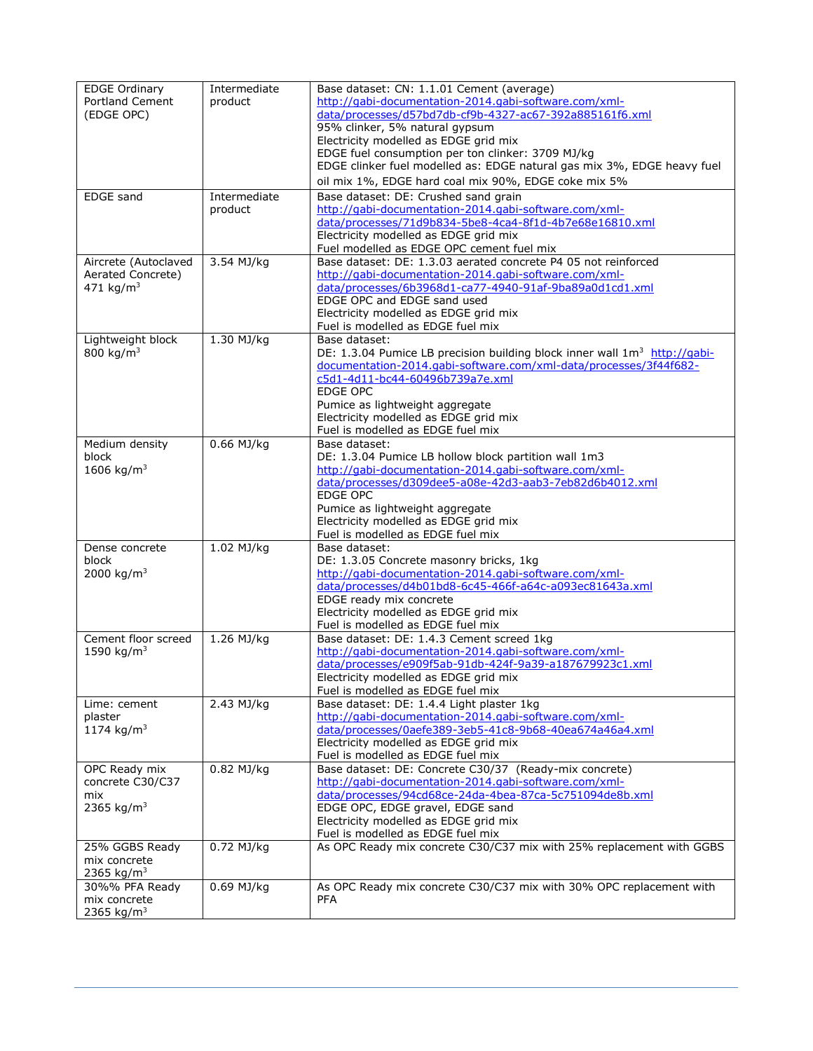| | | |
|---|---|---|
| EDGE Ordinary Portland Cement (EDGE OPC) | Intermediate product | Base dataset: CN: 1.1.01 Cement (average)<br>http://gabi-documentation-2014.gabi-software.com/xml-data/processes/d57bd7db-cf9b-4327-ac67-392a885161f6.xml<br>95% clinker, 5% natural gypsum<br>Electricity modelled as EDGE grid mix<br>EDGE fuel consumption per ton clinker: 3709 MJ/kg<br>EDGE clinker fuel modelled as: EDGE natural gas mix 3%, EDGE heavy fuel oil mix 1%, EDGE hard coal mix 90%, EDGE coke mix 5% |
| EDGE sand | Intermediate product | Base dataset: DE: Crushed sand grain<br>http://gabi-documentation-2014.gabi-software.com/xml-data/processes/71d9b834-5be8-4ca4-8f1d-4b7e68e16810.xml<br>Electricity modelled as EDGE grid mix<br>Fuel modelled as EDGE OPC cement fuel mix |
| Aircrete (Autoclaved Aerated Concrete) 471 kg/m$^3$ | 3.54 MJ/kg | Base dataset: DE: 1.3.03 aerated concrete P4 05 not reinforced<br>http://gabi-documentation-2014.gabi-software.com/xml-data/processes/6b3968d1-ca77-4940-91af-9ba89a0d1cd1.xml<br>EDGE OPC and EDGE sand used<br>Electricity modelled as EDGE grid mix<br>Fuel is modelled as EDGE fuel mix |
| Lightweight block 800 kg/m$^3$ | 1.30 MJ/kg | Base dataset:<br>DE: 1.3.04 Pumice LB precision building block inner wall 1m$^3$ http://gabi-documentation-2014.gabi-software.com/xml-data/processes/3f44f682-c5d1-4d11-bc44-60496b739a7e.xml<br>EDGE OPC<br>Pumice as lightweight aggregate<br>Electricity modelled as EDGE grid mix<br>Fuel is modelled as EDGE fuel mix |
| Medium density block 1606 kg/m$^3$ | 0.66 MJ/kg | Base dataset:<br>DE: 1.3.04 Pumice LB hollow block partition wall 1m3<br>http://gabi-documentation-2014.gabi-software.com/xml-data/processes/d309dee5-a08e-42d3-aab3-7eb82d6b4012.xml<br>EDGE OPC<br>Pumice as lightweight aggregate<br>Electricity modelled as EDGE grid mix<br>Fuel is modelled as EDGE fuel mix |
| Dense concrete block 2000 kg/m$^3$ | 1.02 MJ/kg | Base dataset:<br>DE: 1.3.05 Concrete masonry bricks, 1kg<br>http://gabi-documentation-2014.gabi-software.com/xml-data/processes/d4b01bd8-6c45-466f-a64c-a093ec81643a.xml<br>EDGE ready mix concrete<br>Electricity modelled as EDGE grid mix<br>Fuel is modelled as EDGE fuel mix |
| Cement floor screed 1590 kg/m$^3$ | 1.26 MJ/kg | Base dataset: DE: 1.4.3 Cement screed 1kg<br>http://gabi-documentation-2014.gabi-software.com/xml-data/processes/e909f5ab-91db-424f-9a39-a187679923c1.xml<br>Electricity modelled as EDGE grid mix<br>Fuel is modelled as EDGE fuel mix |
| Lime: cement plaster 1174 kg/m$^3$ | 2.43 MJ/kg | Base dataset: DE: 1.4.4 Light plaster 1kg<br>http://gabi-documentation-2014.gabi-software.com/xml-data/processes/0aefe389-3eb5-41c8-9b68-40ea674a46a4.xml<br>Electricity modelled as EDGE grid mix<br>Fuel is modelled as EDGE fuel mix |
| OPC Ready mix concrete C30/C37 mix 2365 kg/m$^3$ | 0.82 MJ/kg | Base dataset: DE: Concrete C30/37 (Ready-mix concrete)<br>http://gabi-documentation-2014.gabi-software.com/xml-data/processes/94cd68ce-24da-4bea-87ca-5c751094de8b.xml<br>EDGE OPC, EDGE gravel, EDGE sand<br>Electricity modelled as EDGE grid mix<br>Fuel is modelled as EDGE fuel mix |
| 25% GGBS Ready mix concrete 2365 kg/m$^3$ | 0.72 MJ/kg | As OPC Ready mix concrete C30/C37 mix with 25% replacement with GGBS |
| 30%% PFA Ready mix concrete 2365 kg/m$^3$ | 0.69 MJ/kg | As OPC Ready mix concrete C30/C37 mix with 30% OPC replacement with PFA |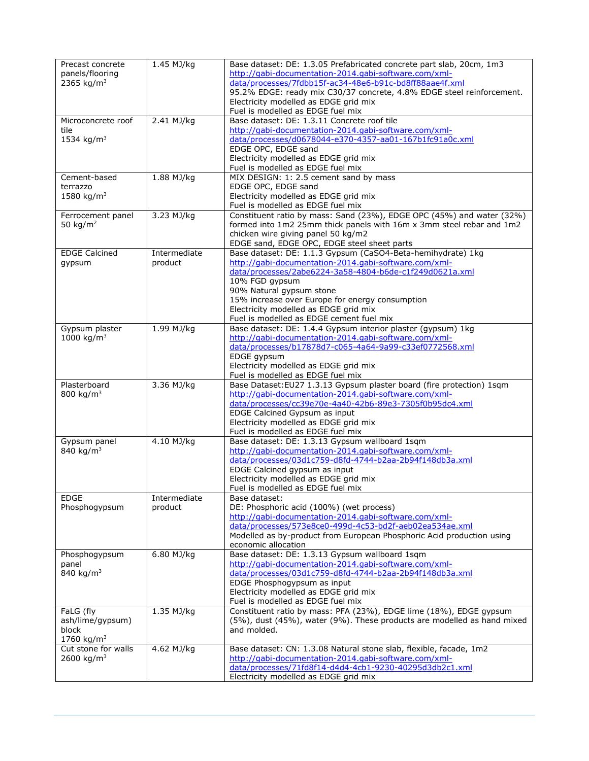| | | |
|---|---|---|
| Precast concrete panels/flooring 2365 kg/m$^3$ | 1.45 MJ/kg | Base dataset: DE: 1.3.05 Prefabricated concrete part slab, 20cm, 1m3 http://gabi-documentation-2014.gabi-software.com/xml-data/processes/7fdbb15f-ac34-48e6-b91c-bd8ff88aae4f.xml 95.2% EDGE: ready mix C30/37 concrete, 4.8% EDGE steel reinforcement. Electricity modelled as EDGE grid mix Fuel is modelled as EDGE fuel mix |
| Microconcrete roof tile 1534 kg/m$^3$ | 2.41 MJ/kg | Base dataset: DE: 1.3.11 Concrete roof tile http://gabi-documentation-2014.gabi-software.com/xml-data/processes/d0678044-e370-4357-aa01-167b1fc91a0c.xml EDGE OPC, EDGE sand Electricity modelled as EDGE grid mix Fuel is modelled as EDGE fuel mix |
| Cement-based terrazzo 1580 kg/m$^3$ | 1.88 MJ/kg | MIX DESIGN: 1: 2.5 cement sand by mass EDGE OPC, EDGE sand Electricity modelled as EDGE grid mix Fuel is modelled as EDGE fuel mix |
| Ferrocement panel 50 kg/m$^2$ | 3.23 MJ/kg | Constituent ratio by mass: Sand (23%), EDGE OPC (45%) and water (32%) formed into 1m2 25mm thick panels with 16m x 3mm steel rebar and 1m2 chicken wire giving panel 50 kg/m2 EDGE sand, EDGE OPC, EDGE steel sheet parts |
| EDGE Calcined gypsum | Intermediate product | Base dataset: DE: 1.1.3 Gypsum (CaSO4-Beta-hemihydrate) 1kg http://gabi-documentation-2014.gabi-software.com/xml-data/processes/2abe6224-3a58-4804-b6de-c1f249d0621a.xml 10% FGD gypsum 90% Natural gypsum stone 15% increase over Europe for energy consumption Electricity modelled as EDGE grid mix Fuel is modelled as EDGE cement fuel mix |
| Gypsum plaster 1000 kg/m$^3$ | 1.99 MJ/kg | Base dataset: DE: 1.4.4 Gypsum interior plaster (gypsum) 1kg http://gabi-documentation-2014.gabi-software.com/xml-data/processes/b17878d7-c065-4a64-9a99-c33ef0772568.xml EDGE gypsum Electricity modelled as EDGE grid mix Fuel is modelled as EDGE fuel mix |
| Plasterboard 800 kg/m$^3$ | 3.36 MJ/kg | Base Dataset:EU27 1.3.13 Gypsum plaster board (fire protection) 1sqm http://gabi-documentation-2014.gabi-software.com/xml-data/processes/cc39e70e-4a40-42b6-89e3-7305f0b95dc4.xml EDGE Calcined Gypsum as input Electricity modelled as EDGE grid mix Fuel is modelled as EDGE fuel mix |
| Gypsum panel 840 kg/m$^3$ | 4.10 MJ/kg | Base dataset: DE: 1.3.13 Gypsum wallboard 1sqm http://gabi-documentation-2014.gabi-software.com/xml-data/processes/03d1c759-d8fd-4744-b2aa-2b94f148db3a.xml EDGE Calcined gypsum as input Electricity modelled as EDGE grid mix Fuel is modelled as EDGE fuel mix |
| EDGE Phosphogypsum | Intermediate product | Base dataset: DE: Phosphoric acid (100%) (wet process) http://gabi-documentation-2014.gabi-software.com/xml-data/processes/573e8ce0-499d-4c53-bd2f-aeb02ea534ae.xml Modelled as by-product from European Phosphoric Acid production using economic allocation |
| Phosphogypsum panel 840 kg/m$^3$ | 6.80 MJ/kg | Base dataset: DE: 1.3.13 Gypsum wallboard 1sqm http://gabi-documentation-2014.gabi-software.com/xml-data/processes/03d1c759-d8fd-4744-b2aa-2b94f148db3a.xml EDGE Phosphogypsum as input Electricity modelled as EDGE grid mix Fuel is modelled as EDGE fuel mix |
| FaLG (fly ash/lime/gypsum) block 1760 kg/m$^3$ | 1.35 MJ/kg | Constituent ratio by mass: PFA (23%), EDGE lime (18%), EDGE gypsum (5%), dust (45%), water (9%). These products are modelled as hand mixed and molded. |
| Cut stone for walls 2600 kg/m$^3$ | 4.62 MJ/kg | Base dataset: CN: 1.3.08 Natural stone slab, flexible, facade, 1m2 http://gabi-documentation-2014.gabi-software.com/xml-data/processes/71fd8f14-d4d4-4cb1-9230-40295d3db2c1.xml Electricity modelled as EDGE grid mix |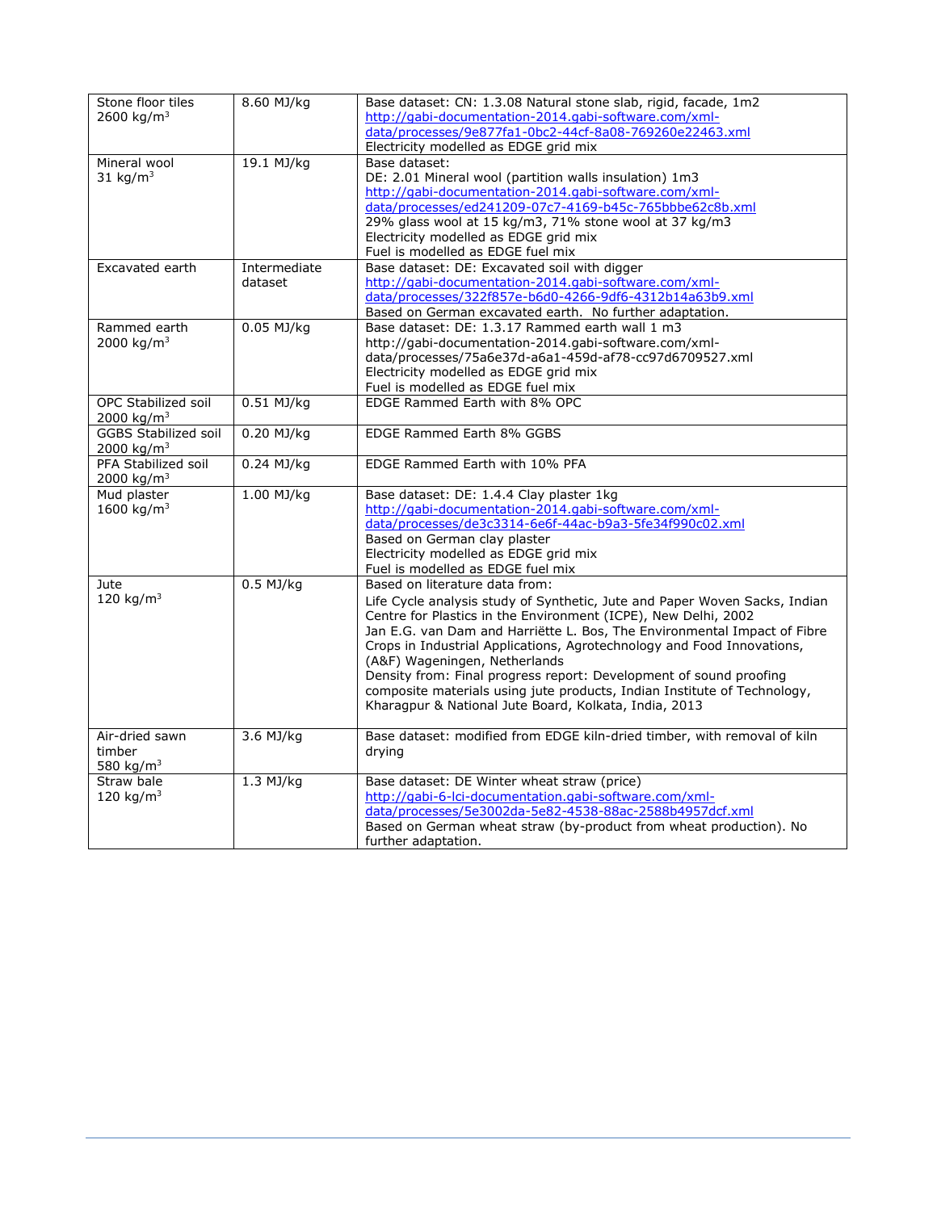| | | |
|---|---|---|
| Stone floor tiles<br>2600 kg/m$^3$ | 8.60 MJ/kg | Base dataset: CN: 1.3.08 Natural stone slab, rigid, facade, 1m2<br>http://gabi-documentation-2014.gabi-software.com/xml-data/processes/9e877fa1-0bc2-44cf-8a08-769260e22463.xml<br>Electricity modelled as EDGE grid mix |
| Mineral wool<br>31 kg/m$^3$ | 19.1 MJ/kg | Base dataset:<br>DE: 2.01 Mineral wool (partition walls insulation) 1m3<br>http://gabi-documentation-2014.gabi-software.com/xml-data/processes/ed241209-07c7-4169-b45c-765bbbe62c8b.xml<br>29% glass wool at 15 kg/m3, 71% stone wool at 37 kg/m3<br>Electricity modelled as EDGE grid mix<br>Fuel is modelled as EDGE fuel mix |
| Excavated earth | Intermediate dataset | Base dataset: DE: Excavated soil with digger<br>http://gabi-documentation-2014.gabi-software.com/xml-data/processes/322f857e-b6d0-4266-9df6-4312b14a63b9.xml<br>Based on German excavated earth. No further adaptation. |
| Rammed earth<br>2000 kg/m$^3$ | 0.05 MJ/kg | Base dataset: DE: 1.3.17 Rammed earth wall 1 m3<br>http://gabi-documentation-2014.gabi-software.com/xml-data/processes/75a6e37d-a6a1-459d-af78-cc97d6709527.xml<br>Electricity modelled as EDGE grid mix<br>Fuel is modelled as EDGE fuel mix |
| OPC Stabilized soil<br>2000 kg/m$^3$ | 0.51 MJ/kg | EDGE Rammed Earth with 8% OPC |
| GGBS Stabilized soil<br>2000 kg/m$^3$ | 0.20 MJ/kg | EDGE Rammed Earth 8% GGBS |
| PFA Stabilized soil<br>2000 kg/m$^3$ | 0.24 MJ/kg | EDGE Rammed Earth with 10% PFA |
| Mud plaster<br>1600 kg/m$^3$ | 1.00 MJ/kg | Base dataset: DE: 1.4.4 Clay plaster 1kg<br>http://gabi-documentation-2014.gabi-software.com/xml-data/processes/de3c3314-6e6f-44ac-b9a3-5fe34f990c02.xml<br>Based on German clay plaster<br>Electricity modelled as EDGE grid mix<br>Fuel is modelled as EDGE fuel mix |
| Jute<br>120 kg/m$^3$ | 0.5 MJ/kg | Based on literature data from:<br>Life Cycle analysis study of Synthetic, Jute and Paper Woven Sacks, Indian Centre for Plastics in the Environment (ICPE), New Delhi, 2002<br>Jan E.G. van Dam and Harriëtte L. Bos, The Environmental Impact of Fibre Crops in Industrial Applications, Agrotechnology and Food Innovations, (A&F) Wageningen, Netherlands<br>Density from: Final progress report: Development of sound proofing composite materials using jute products, Indian Institute of Technology, Kharagpur & National Jute Board, Kolkata, India, 2013 |
| Air-dried sawn timber<br>580 kg/m$^3$ | 3.6 MJ/kg | Base dataset: modified from EDGE kiln-dried timber, with removal of kiln drying |
| Straw bale<br>120 kg/m$^3$ | 1.3 MJ/kg | Base dataset: DE Winter wheat straw (price)<br>http://gabi-6-lci-documentation.gabi-software.com/xml-data/processes/5e3002da-5e82-4538-88ac-2588b4957dcf.xml<br>Based on German wheat straw (by-product from wheat production). No further adaptation. |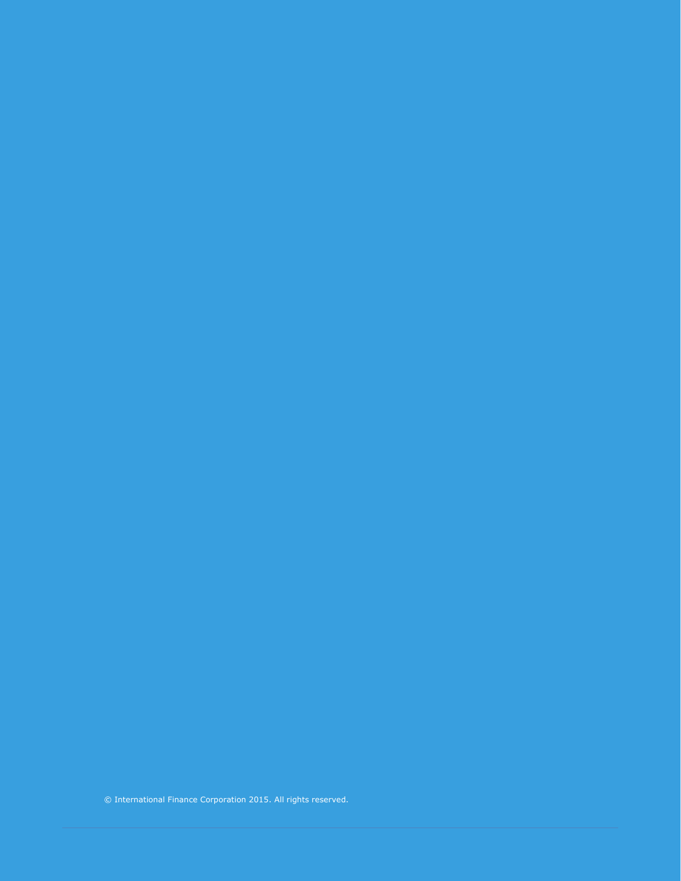© International Finance Corporation 2015. All rights reserved.